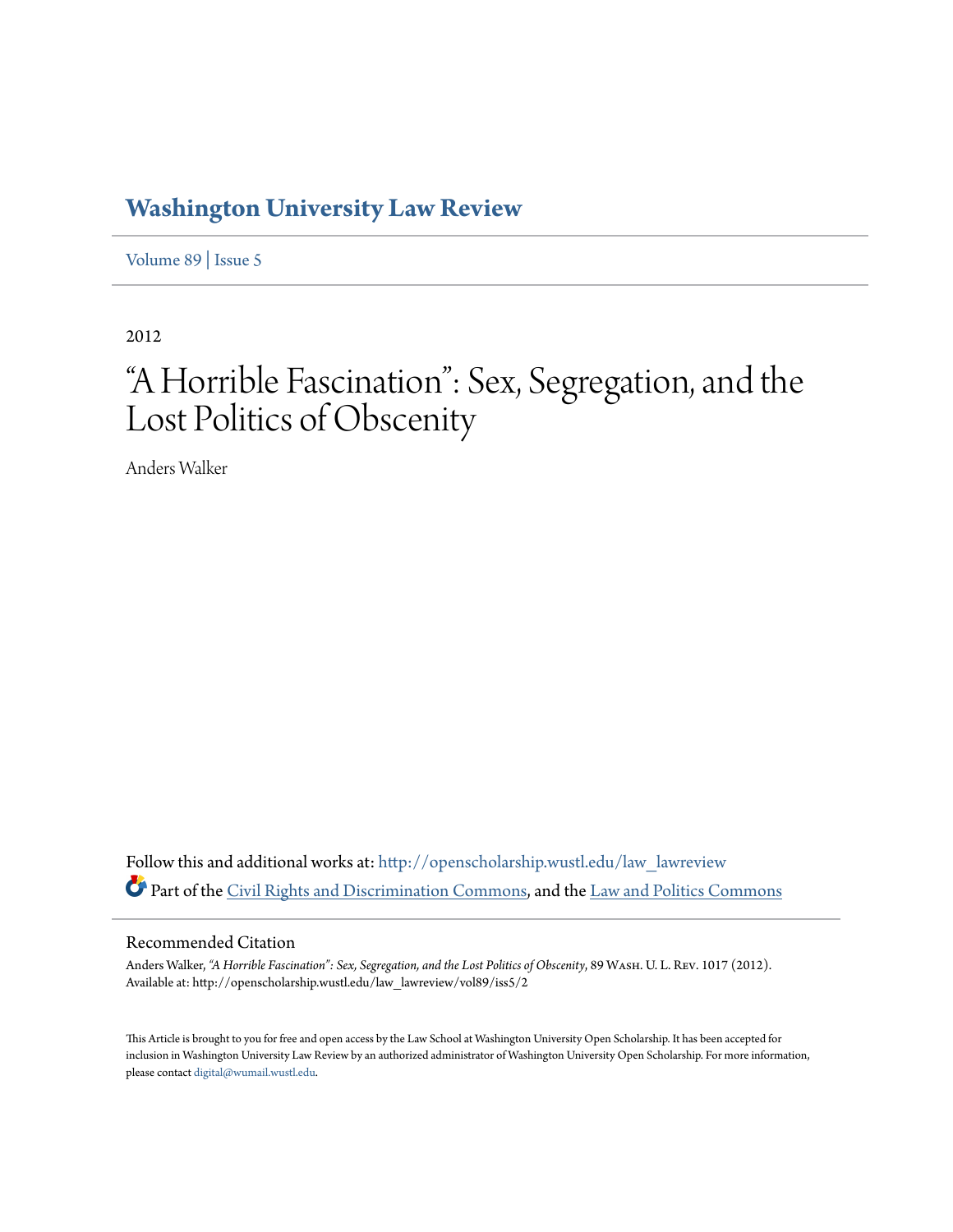# Washington University Law Review

Volume 89 | Issue 5

2012

# "A Horrible Fascination": Sex, Segregation, and the Lost Politics of Obscenity

Anders Walker

Follow this and additional works at: http://openscholarship.wustl.edu/law_lawreview

Part of the Civil Rights and Discrimination Commons, and the Law and Politics Commons

## Recommended Citation

Anders Walker, *"A Horrible Fascination": Sex, Segregation, and the Lost Politics of Obscenity*, 89 Wash. U. L. Rev. 1017 (2012).
Available at: http://openscholarship.wustl.edu/law_lawreview/vol89/iss5/2

This Article is brought to you for free and open access by the Law School at Washington University Open Scholarship. It has been accepted for inclusion in Washington University Law Review by an authorized administrator of Washington University Open Scholarship. For more information, please contact digital@wumail.wustl.edu.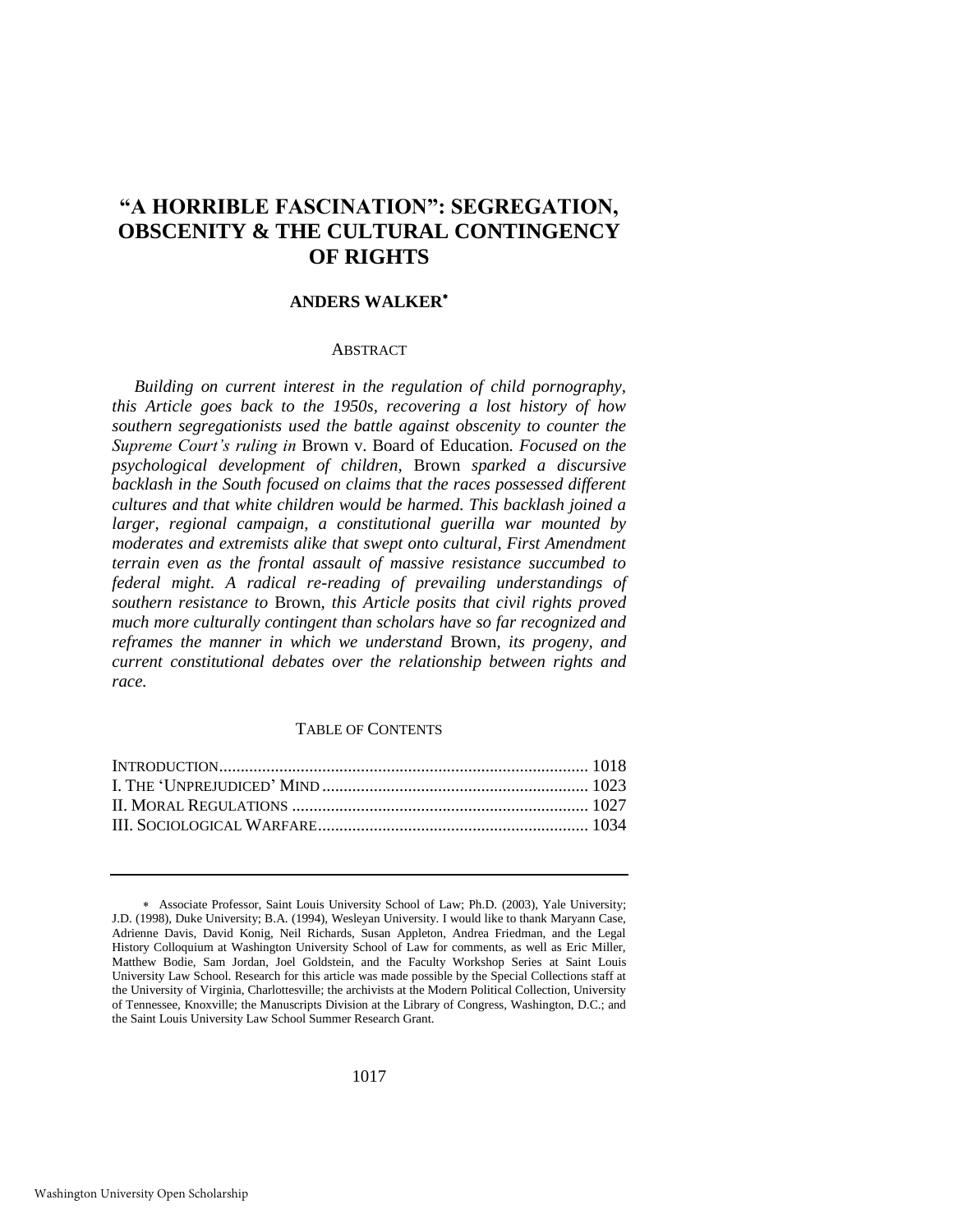# "A HORRIBLE FASCINATION": SEGREGATION, OBSCENITY & THE CULTURAL CONTINGENCY OF RIGHTS

**ANDERS WALKER***

ABSTRACT

*Building on current interest in the regulation of child pornography, this Article goes back to the 1950s, recovering a lost history of how southern segregationists used the battle against obscenity to counter the Supreme Court's ruling in* Brown v. Board of Education*. Focused on the psychological development of children,* Brown *sparked a discursive backlash in the South focused on claims that the races possessed different cultures and that white children would be harmed. This backlash joined a larger, regional campaign, a constitutional guerilla war mounted by moderates and extremists alike that swept onto cultural, First Amendment terrain even as the frontal assault of massive resistance succumbed to federal might. A radical re-reading of prevailing understandings of southern resistance to* Brown*, this Article posits that civil rights proved much more culturally contingent than scholars have so far recognized and reframes the manner in which we understand* Brown*, its progeny, and current constitutional debates over the relationship between rights and race.*

TABLE OF CONTENTS

INTRODUCTION .......... 1018
I. THE 'UNPREJUDICED' MIND .......... 1023
II. MORAL REGULATIONS .......... 1027
III. SOCIOLOGICAL WARFARE .......... 1034

---

\* Associate Professor, Saint Louis University School of Law; Ph.D. (2003), Yale University; J.D. (1998), Duke University; B.A. (1994), Wesleyan University. I would like to thank Maryann Case, Adrienne Davis, David Konig, Neil Richards, Susan Appleton, Andrea Friedman, and the Legal History Colloquium at Washington University School of Law for comments, as well as Eric Miller, Matthew Bodie, Sam Jordan, Joel Goldstein, and the Faculty Workshop Series at Saint Louis University Law School. Research for this article was made possible by the Special Collections staff at the University of Virginia, Charlottesville; the archivists at the Modern Political Collection, University of Tennessee, Knoxville; the Manuscripts Division at the Library of Congress, Washington, D.C.; and the Saint Louis University Law School Summer Research Grant.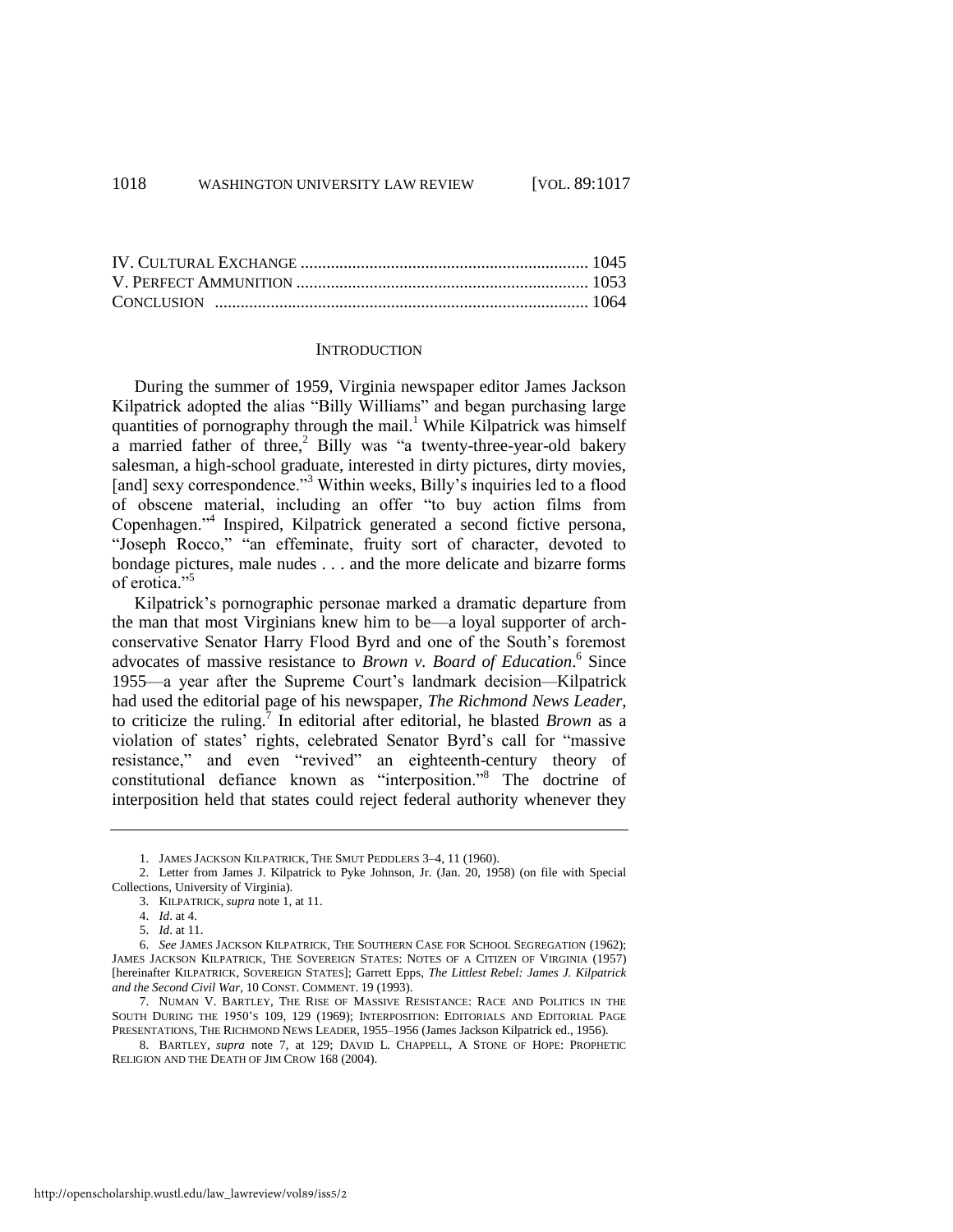IV. CULTURAL EXCHANGE .................................................................. 1045
V. PERFECT AMMUNITION .................................................................. 1053
CONCLUSION ...................................................................................... 1064

## INTRODUCTION

During the summer of 1959, Virginia newspaper editor James Jackson Kilpatrick adopted the alias "Billy Williams" and began purchasing large quantities of pornography through the mail.[1] While Kilpatrick was himself a married father of three,[2] Billy was "a twenty-three-year-old bakery salesman, a high-school graduate, interested in dirty pictures, dirty movies, [and] sexy correspondence."[3] Within weeks, Billy's inquiries led to a flood of obscene material, including an offer "to buy action films from Copenhagen."[4] Inspired, Kilpatrick generated a second fictive persona, "Joseph Rocco," "an effeminate, fruity sort of character, devoted to bondage pictures, male nudes . . . and the more delicate and bizarre forms of erotica."[5]

Kilpatrick's pornographic personae marked a dramatic departure from the man that most Virginians knew him to be—a loyal supporter of arch-conservative Senator Harry Flood Byrd and one of the South's foremost advocates of massive resistance to *Brown v. Board of Education*.[6] Since 1955—a year after the Supreme Court's landmark decision—Kilpatrick had used the editorial page of his newspaper, *The Richmond News Leader*, to criticize the ruling.[7] In editorial after editorial, he blasted *Brown* as a violation of states' rights, celebrated Senator Byrd's call for "massive resistance," and even "revived" an eighteenth-century theory of constitutional defiance known as "interposition."[8] The doctrine of interposition held that states could reject federal authority whenever they

---

1. JAMES JACKSON KILPATRICK, THE SMUT PEDDLERS 3–4, 11 (1960).

2. Letter from James J. Kilpatrick to Pyke Johnson, Jr. (Jan. 20, 1958) (on file with Special Collections, University of Virginia).

3. KILPATRICK, *supra* note 1, at 11.

4. *Id*. at 4.

5. *Id*. at 11.

6. *See* JAMES JACKSON KILPATRICK, THE SOUTHERN CASE FOR SCHOOL SEGREGATION (1962); JAMES JACKSON KILPATRICK, THE SOVEREIGN STATES: NOTES OF A CITIZEN OF VIRGINIA (1957) [hereinafter KILPATRICK, SOVEREIGN STATES]; Garrett Epps, *The Littlest Rebel: James J. Kilpatrick and the Second Civil War*, 10 CONST. COMMENT. 19 (1993).

7. NUMAN V. BARTLEY, THE RISE OF MASSIVE RESISTANCE: RACE AND POLITICS IN THE SOUTH DURING THE 1950'S 109, 129 (1969); INTERPOSITION: EDITORIALS AND EDITORIAL PAGE PRESENTATIONS, THE RICHMOND NEWS LEADER, 1955–1956 (James Jackson Kilpatrick ed., 1956).

8. BARTLEY, *supra* note 7, at 129; DAVID L. CHAPPELL, A STONE OF HOPE: PROPHETIC RELIGION AND THE DEATH OF JIM CROW 168 (2004).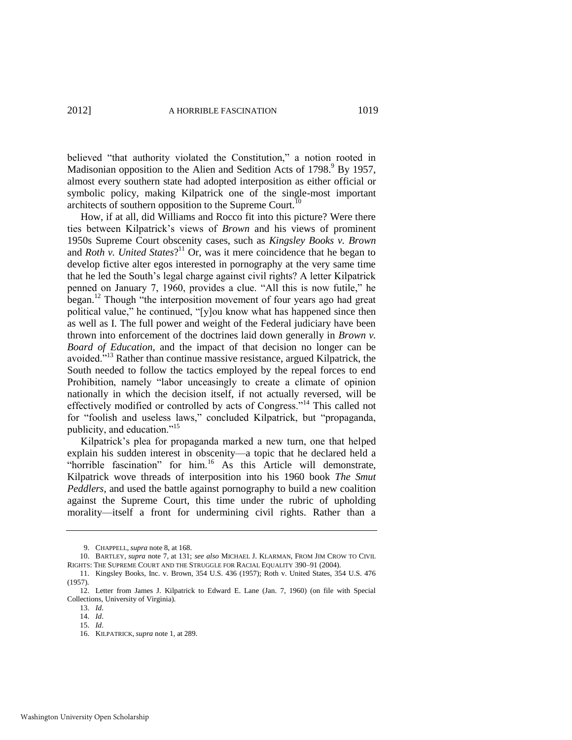believed "that authority violated the Constitution," a notion rooted in Madisonian opposition to the Alien and Sedition Acts of 1798.[9] By 1957, almost every southern state had adopted interposition as either official or symbolic policy, making Kilpatrick one of the single-most important architects of southern opposition to the Supreme Court.[10]

How, if at all, did Williams and Rocco fit into this picture? Were there ties between Kilpatrick's views of *Brown* and his views of prominent 1950s Supreme Court obscenity cases, such as *Kingsley Books v. Brown* and *Roth v. United States*?[11] Or, was it mere coincidence that he began to develop fictive alter egos interested in pornography at the very same time that he led the South's legal charge against civil rights? A letter Kilpatrick penned on January 7, 1960, provides a clue. "All this is now futile," he began.[12] Though "the interposition movement of four years ago had great political value," he continued, "[y]ou know what has happened since then as well as I. The full power and weight of the Federal judiciary have been thrown into enforcement of the doctrines laid down generally in *Brown v. Board of Education*, and the impact of that decision no longer can be avoided."[13] Rather than continue massive resistance, argued Kilpatrick, the South needed to follow the tactics employed by the repeal forces to end Prohibition, namely "labor unceasingly to create a climate of opinion nationally in which the decision itself, if not actually reversed, will be effectively modified or controlled by acts of Congress."[14] This called not for "foolish and useless laws," concluded Kilpatrick, but "propaganda, publicity, and education."[15]

Kilpatrick's plea for propaganda marked a new turn, one that helped explain his sudden interest in obscenity—a topic that he declared held a "horrible fascination" for him.[16] As this Article will demonstrate, Kilpatrick wove threads of interposition into his 1960 book *The Smut Peddlers*, and used the battle against pornography to build a new coalition against the Supreme Court, this time under the rubric of upholding morality—itself a front for undermining civil rights. Rather than a

---

9. CHAPPELL, *supra* note 8, at 168.

10. BARTLEY, *supra* note 7, at 131; *see also* MICHAEL J. KLARMAN, FROM JIM CROW TO CIVIL RIGHTS: THE SUPREME COURT AND THE STRUGGLE FOR RACIAL EQUALITY 390–91 (2004).

11. Kingsley Books, Inc. v. Brown, 354 U.S. 436 (1957); Roth v. United States, 354 U.S. 476 (1957).

12. Letter from James J. Kilpatrick to Edward E. Lane (Jan. 7, 1960) (on file with Special Collections, University of Virginia).

13. *Id*.

14. *Id*.

15. *Id*.

16. KILPATRICK, *supra* note 1, at 289.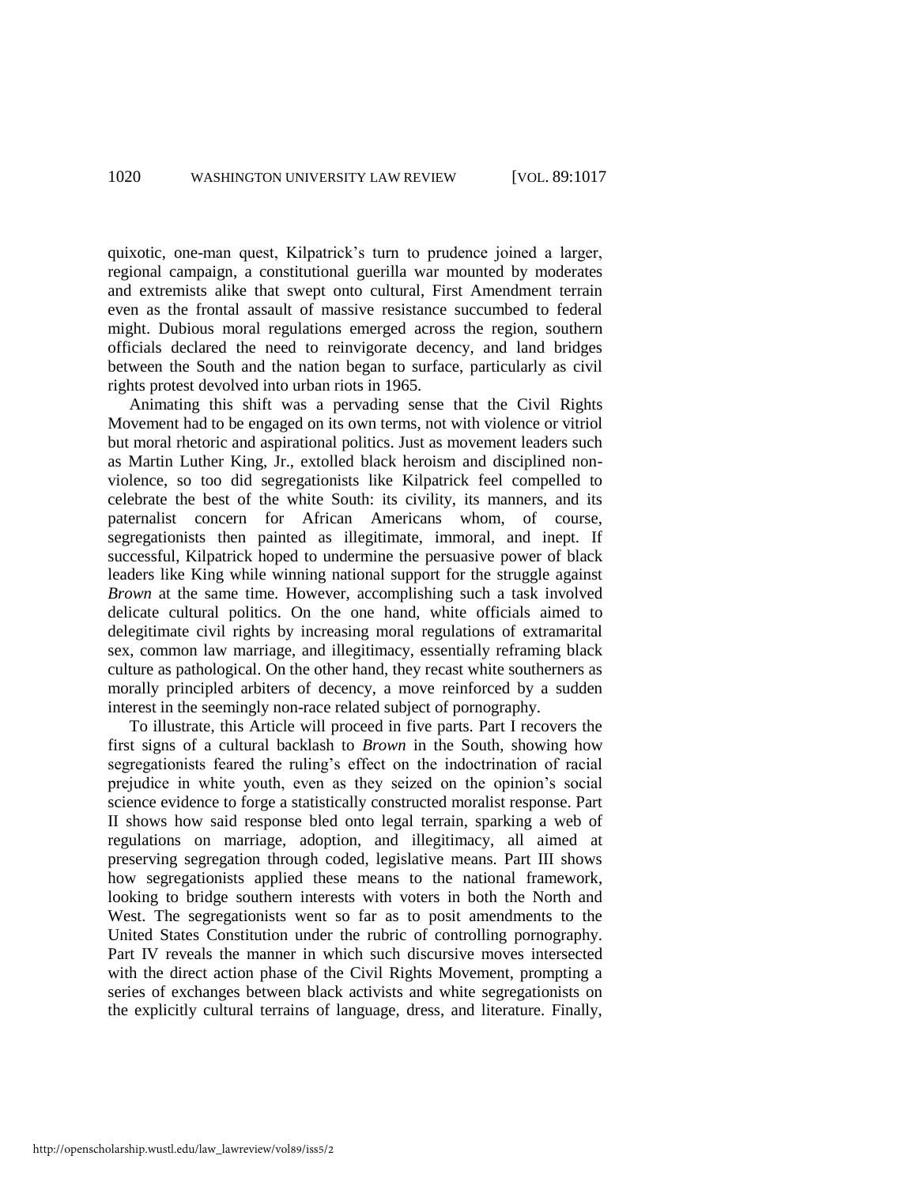quixotic, one-man quest, Kilpatrick's turn to prudence joined a larger, regional campaign, a constitutional guerilla war mounted by moderates and extremists alike that swept onto cultural, First Amendment terrain even as the frontal assault of massive resistance succumbed to federal might. Dubious moral regulations emerged across the region, southern officials declared the need to reinvigorate decency, and land bridges between the South and the nation began to surface, particularly as civil rights protest devolved into urban riots in 1965.

Animating this shift was a pervading sense that the Civil Rights Movement had to be engaged on its own terms, not with violence or vitriol but moral rhetoric and aspirational politics. Just as movement leaders such as Martin Luther King, Jr., extolled black heroism and disciplined non-violence, so too did segregationists like Kilpatrick feel compelled to celebrate the best of the white South: its civility, its manners, and its paternalist concern for African Americans whom, of course, segregationists then painted as illegitimate, immoral, and inept. If successful, Kilpatrick hoped to undermine the persuasive power of black leaders like King while winning national support for the struggle against *Brown* at the same time. However, accomplishing such a task involved delicate cultural politics. On the one hand, white officials aimed to delegitimate civil rights by increasing moral regulations of extramarital sex, common law marriage, and illegitimacy, essentially reframing black culture as pathological. On the other hand, they recast white southerners as morally principled arbiters of decency, a move reinforced by a sudden interest in the seemingly non-race related subject of pornography.

To illustrate, this Article will proceed in five parts. Part I recovers the first signs of a cultural backlash to *Brown* in the South, showing how segregationists feared the ruling's effect on the indoctrination of racial prejudice in white youth, even as they seized on the opinion's social science evidence to forge a statistically constructed moralist response. Part II shows how said response bled onto legal terrain, sparking a web of regulations on marriage, adoption, and illegitimacy, all aimed at preserving segregation through coded, legislative means. Part III shows how segregationists applied these means to the national framework, looking to bridge southern interests with voters in both the North and West. The segregationists went so far as to posit amendments to the United States Constitution under the rubric of controlling pornography. Part IV reveals the manner in which such discursive moves intersected with the direct action phase of the Civil Rights Movement, prompting a series of exchanges between black activists and white segregationists on the explicitly cultural terrains of language, dress, and literature. Finally,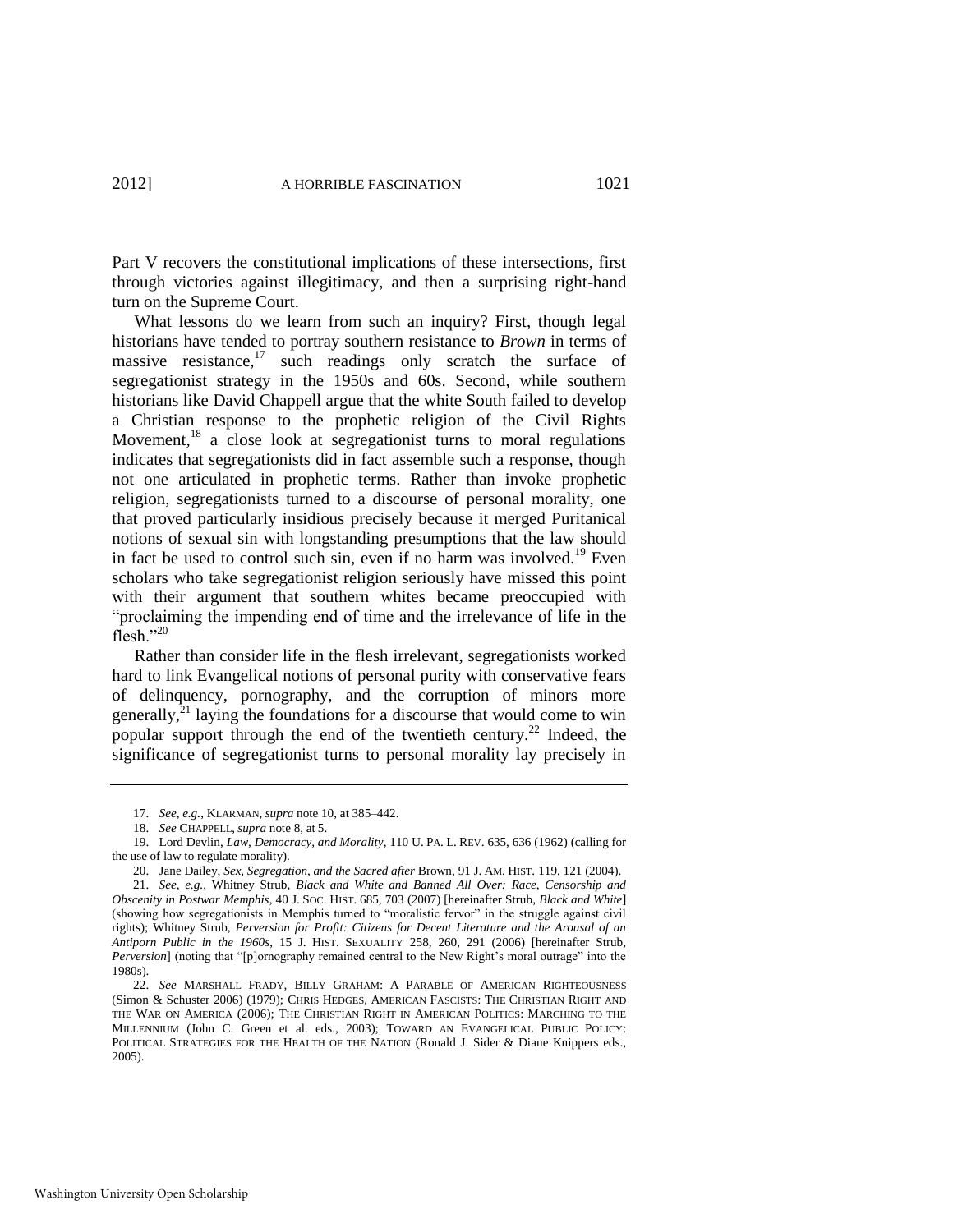Part V recovers the constitutional implications of these intersections, first through victories against illegitimacy, and then a surprising right-hand turn on the Supreme Court.

What lessons do we learn from such an inquiry? First, though legal historians have tended to portray southern resistance to *Brown* in terms of massive resistance,[17] such readings only scratch the surface of segregationist strategy in the 1950s and 60s. Second, while southern historians like David Chappell argue that the white South failed to develop a Christian response to the prophetic religion of the Civil Rights Movement,[18] a close look at segregationist turns to moral regulations indicates that segregationists did in fact assemble such a response, though not one articulated in prophetic terms. Rather than invoke prophetic religion, segregationists turned to a discourse of personal morality, one that proved particularly insidious precisely because it merged Puritanical notions of sexual sin with longstanding presumptions that the law should in fact be used to control such sin, even if no harm was involved.[19] Even scholars who take segregationist religion seriously have missed this point with their argument that southern whites became preoccupied with "proclaiming the impending end of time and the irrelevance of life in the flesh."[20]

Rather than consider life in the flesh irrelevant, segregationists worked hard to link Evangelical notions of personal purity with conservative fears of delinquency, pornography, and the corruption of minors more generally,[21] laying the foundations for a discourse that would come to win popular support through the end of the twentieth century.[22] Indeed, the significance of segregationist turns to personal morality lay precisely in

---

17. *See, e.g.*, KLARMAN, *supra* note 10, at 385–442.

18. *See* CHAPPELL, *supra* note 8, at 5.

19. Lord Devlin, *Law, Democracy, and Morality*, 110 U. PA. L. REV. 635, 636 (1962) (calling for the use of law to regulate morality).

20. Jane Dailey, *Sex, Segregation, and the Sacred after* Brown, 91 J. AM. HIST. 119, 121 (2004).

21. *See, e.g.*, Whitney Strub, *Black and White and Banned All Over: Race, Censorship and Obscenity in Postwar Memphis*, 40 J. SOC. HIST. 685, 703 (2007) [hereinafter Strub, *Black and White*] (showing how segregationists in Memphis turned to "moralistic fervor" in the struggle against civil rights); Whitney Strub, *Perversion for Profit: Citizens for Decent Literature and the Arousal of an Antiporn Public in the 1960s*, 15 J. HIST. SEXUALITY 258, 260, 291 (2006) [hereinafter Strub, *Perversion*] (noting that "[p]ornography remained central to the New Right's moral outrage" into the 1980s).

22. *See* MARSHALL FRADY, BILLY GRAHAM: A PARABLE OF AMERICAN RIGHTEOUSNESS (Simon & Schuster 2006) (1979); CHRIS HEDGES, AMERICAN FASCISTS: THE CHRISTIAN RIGHT AND THE WAR ON AMERICA (2006); THE CHRISTIAN RIGHT IN AMERICAN POLITICS: MARCHING TO THE MILLENNIUM (John C. Green et al. eds., 2003); TOWARD AN EVANGELICAL PUBLIC POLICY: POLITICAL STRATEGIES FOR THE HEALTH OF THE NATION (Ronald J. Sider & Diane Knippers eds., 2005).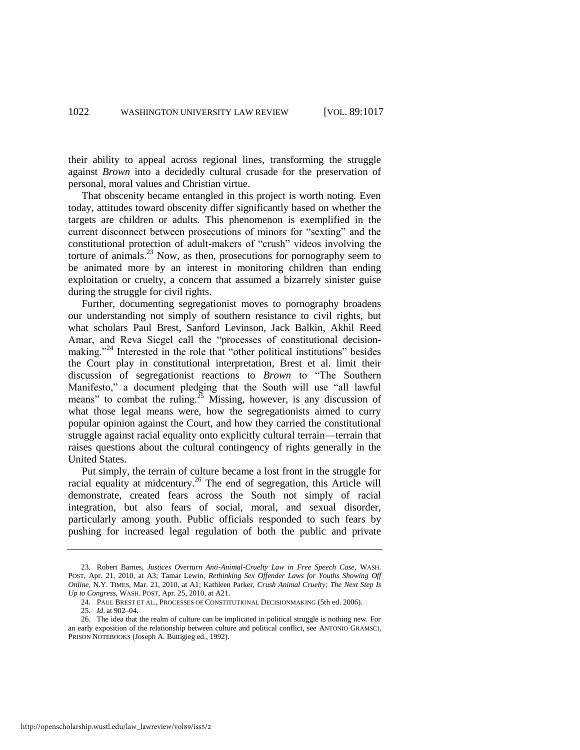their ability to appeal across regional lines, transforming the struggle against *Brown* into a decidedly cultural crusade for the preservation of personal, moral values and Christian virtue.

That obscenity became entangled in this project is worth noting. Even today, attitudes toward obscenity differ significantly based on whether the targets are children or adults. This phenomenon is exemplified in the current disconnect between prosecutions of minors for "sexting" and the constitutional protection of adult-makers of "crush" videos involving the torture of animals.[23] Now, as then, prosecutions for pornography seem to be animated more by an interest in monitoring children than ending exploitation or cruelty, a concern that assumed a bizarrely sinister guise during the struggle for civil rights.

Further, documenting segregationist moves to pornography broadens our understanding not simply of southern resistance to civil rights, but what scholars Paul Brest, Sanford Levinson, Jack Balkin, Akhil Reed Amar, and Reva Siegel call the "processes of constitutional decision-making."[24] Interested in the role that "other political institutions" besides the Court play in constitutional interpretation, Brest et al. limit their discussion of segregationist reactions to *Brown* to "The Southern Manifesto," a document pledging that the South will use "all lawful means" to combat the ruling.[25] Missing, however, is any discussion of what those legal means were, how the segregationists aimed to curry popular opinion against the Court, and how they carried the constitutional struggle against racial equality onto explicitly cultural terrain—terrain that raises questions about the cultural contingency of rights generally in the United States.

Put simply, the terrain of culture became a lost front in the struggle for racial equality at midcentury.[26] The end of segregation, this Article will demonstrate, created fears across the South not simply of racial integration, but also fears of social, moral, and sexual disorder, particularly among youth. Public officials responded to such fears by pushing for increased legal regulation of both the public and private

---

23. Robert Barnes, *Justices Overturn Anti-Animal-Cruelty Law in Free Speech Case*, WASH. POST, Apr. 21, 2010, at A3; Tamar Lewin, *Rethinking Sex Offender Laws for Youths Showing Off Online*, N.Y. TIMES, Mar. 21, 2010, at A1; Kathleen Parker, *Crush Animal Cruelty; The Next Step Is Up to Congress*, WASH. POST, Apr. 25, 2010, at A21.

24. PAUL BREST ET AL., PROCESSES OF CONSTITUTIONAL DECISIONMAKING (5th ed. 2006).

25. *Id*. at 902–04.

26. The idea that the realm of culture can be implicated in political struggle is nothing new. For an early exposition of the relationship between culture and political conflict, see ANTONIO GRAMSCI, PRISON NOTEBOOKS (Joseph A. Buttigieg ed., 1992).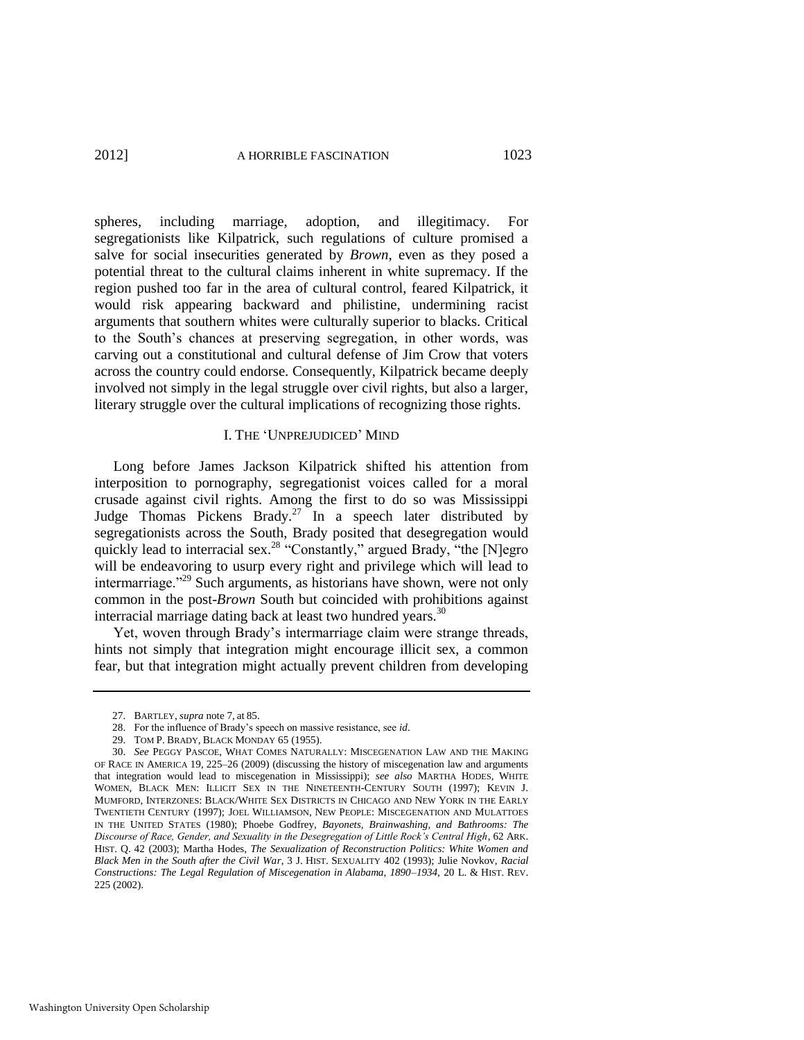spheres, including marriage, adoption, and illegitimacy. For segregationists like Kilpatrick, such regulations of culture promised a salve for social insecurities generated by *Brown*, even as they posed a potential threat to the cultural claims inherent in white supremacy. If the region pushed too far in the area of cultural control, feared Kilpatrick, it would risk appearing backward and philistine, undermining racist arguments that southern whites were culturally superior to blacks. Critical to the South's chances at preserving segregation, in other words, was carving out a constitutional and cultural defense of Jim Crow that voters across the country could endorse. Consequently, Kilpatrick became deeply involved not simply in the legal struggle over civil rights, but also a larger, literary struggle over the cultural implications of recognizing those rights.

## I. THE 'UNPREJUDICED' MIND

Long before James Jackson Kilpatrick shifted his attention from interposition to pornography, segregationist voices called for a moral crusade against civil rights. Among the first to do so was Mississippi Judge Thomas Pickens Brady.[27] In a speech later distributed by segregationists across the South, Brady posited that desegregation would quickly lead to interracial sex.[28] "Constantly," argued Brady, "the [N]egro will be endeavoring to usurp every right and privilege which will lead to intermarriage."[29] Such arguments, as historians have shown, were not only common in the post-*Brown* South but coincided with prohibitions against interracial marriage dating back at least two hundred years.[30]

Yet, woven through Brady's intermarriage claim were strange threads, hints not simply that integration might encourage illicit sex, a common fear, but that integration might actually prevent children from developing

---

27. BARTLEY, *supra* note 7, at 85.

28. For the influence of Brady's speech on massive resistance, see *id*.

29. TOM P. BRADY, BLACK MONDAY 65 (1955).

30. *See* PEGGY PASCOE, WHAT COMES NATURALLY: MISCEGENATION LAW AND THE MAKING OF RACE IN AMERICA 19, 225–26 (2009) (discussing the history of miscegenation law and arguments that integration would lead to miscegenation in Mississippi); *see also* MARTHA HODES, WHITE WOMEN, BLACK MEN: ILLICIT SEX IN THE NINETEENTH-CENTURY SOUTH (1997); KEVIN J. MUMFORD, INTERZONES: BLACK/WHITE SEX DISTRICTS IN CHICAGO AND NEW YORK IN THE EARLY TWENTIETH CENTURY (1997); JOEL WILLIAMSON, NEW PEOPLE: MISCEGENATION AND MULATTOES IN THE UNITED STATES (1980); Phoebe Godfrey, *Bayonets, Brainwashing, and Bathrooms: The Discourse of Race, Gender, and Sexuality in the Desegregation of Little Rock's Central High*, 62 ARK. HIST. Q. 42 (2003); Martha Hodes, *The Sexualization of Reconstruction Politics: White Women and Black Men in the South after the Civil War*, 3 J. HIST. SEXUALITY 402 (1993); Julie Novkov, *Racial Constructions: The Legal Regulation of Miscegenation in Alabama, 1890–1934*, 20 L. & HIST. REV. 225 (2002).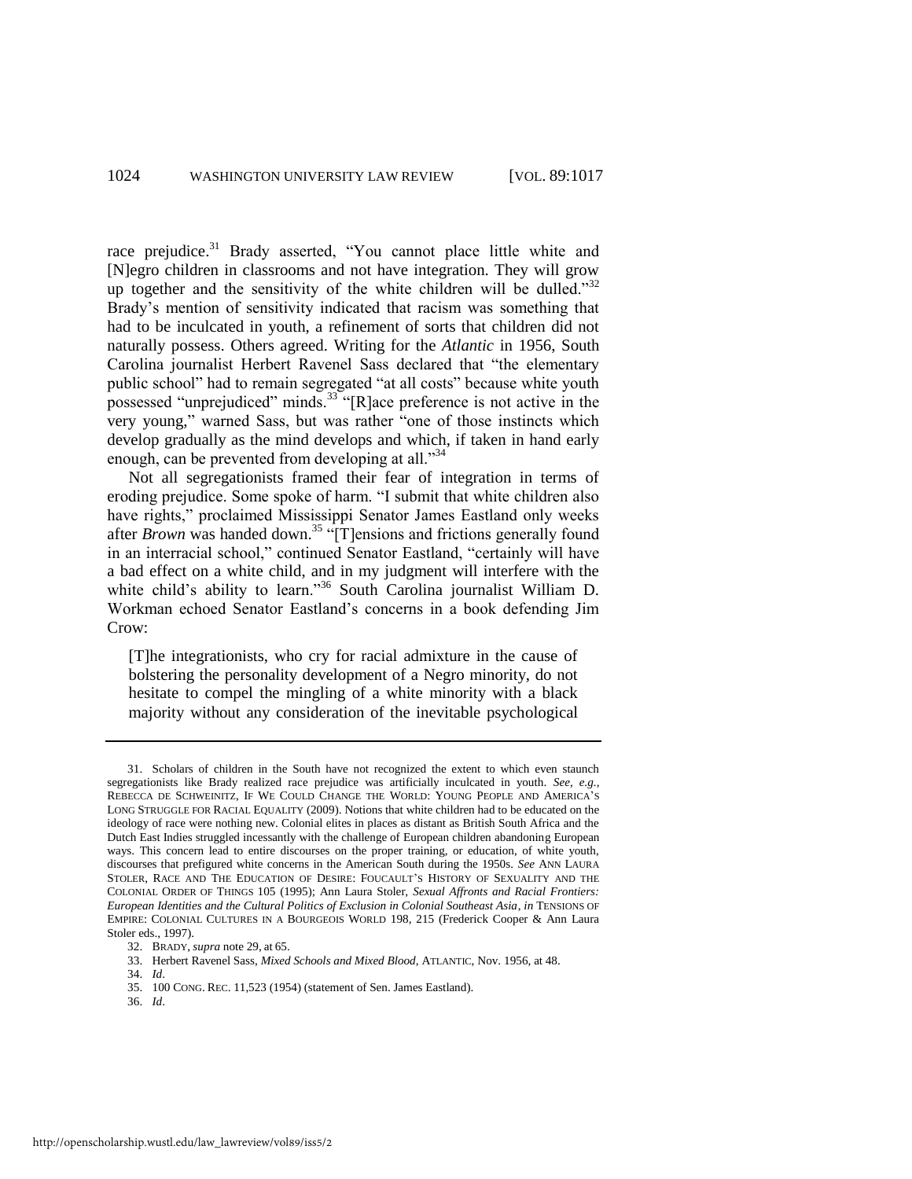race prejudice.[31] Brady asserted, "You cannot place little white and [N]egro children in classrooms and not have integration. They will grow up together and the sensitivity of the white children will be dulled."[32] Brady's mention of sensitivity indicated that racism was something that had to be inculcated in youth, a refinement of sorts that children did not naturally possess. Others agreed. Writing for the *Atlantic* in 1956, South Carolina journalist Herbert Ravenel Sass declared that "the elementary public school" had to remain segregated "at all costs" because white youth possessed "unprejudiced" minds.[33] "[R]ace preference is not active in the very young," warned Sass, but was rather "one of those instincts which develop gradually as the mind develops and which, if taken in hand early enough, can be prevented from developing at all."[34]

Not all segregationists framed their fear of integration in terms of eroding prejudice. Some spoke of harm. "I submit that white children also have rights," proclaimed Mississippi Senator James Eastland only weeks after *Brown* was handed down.[35] "[T]ensions and frictions generally found in an interracial school," continued Senator Eastland, "certainly will have a bad effect on a white child, and in my judgment will interfere with the white child's ability to learn."[36] South Carolina journalist William D. Workman echoed Senator Eastland's concerns in a book defending Jim Crow:

> [T]he integrationists, who cry for racial admixture in the cause of bolstering the personality development of a Negro minority, do not hesitate to compel the mingling of a white minority with a black majority without any consideration of the inevitable psychological

---

31. Scholars of children in the South have not recognized the extent to which even staunch segregationists like Brady realized race prejudice was artificially inculcated in youth. *See, e.g.*, REBECCA DE SCHWEINITZ, IF WE COULD CHANGE THE WORLD: YOUNG PEOPLE AND AMERICA'S LONG STRUGGLE FOR RACIAL EQUALITY (2009). Notions that white children had to be educated on the ideology of race were nothing new. Colonial elites in places as distant as British South Africa and the Dutch East Indies struggled incessantly with the challenge of European children abandoning European ways. This concern lead to entire discourses on the proper training, or education, of white youth, discourses that prefigured white concerns in the American South during the 1950s. *See* ANN LAURA STOLER, RACE AND THE EDUCATION OF DESIRE: FOUCAULT'S HISTORY OF SEXUALITY AND THE COLONIAL ORDER OF THINGS 105 (1995); Ann Laura Stoler, *Sexual Affronts and Racial Frontiers: European Identities and the Cultural Politics of Exclusion in Colonial Southeast Asia*, *in* TENSIONS OF EMPIRE: COLONIAL CULTURES IN A BOURGEOIS WORLD 198, 215 (Frederick Cooper & Ann Laura Stoler eds., 1997).

32. BRADY, *supra* note 29, at 65.

33. Herbert Ravenel Sass, *Mixed Schools and Mixed Blood*, ATLANTIC, Nov. 1956, at 48.

34. *Id*.

35. 100 CONG. REC. 11,523 (1954) (statement of Sen. James Eastland).

36. *Id*.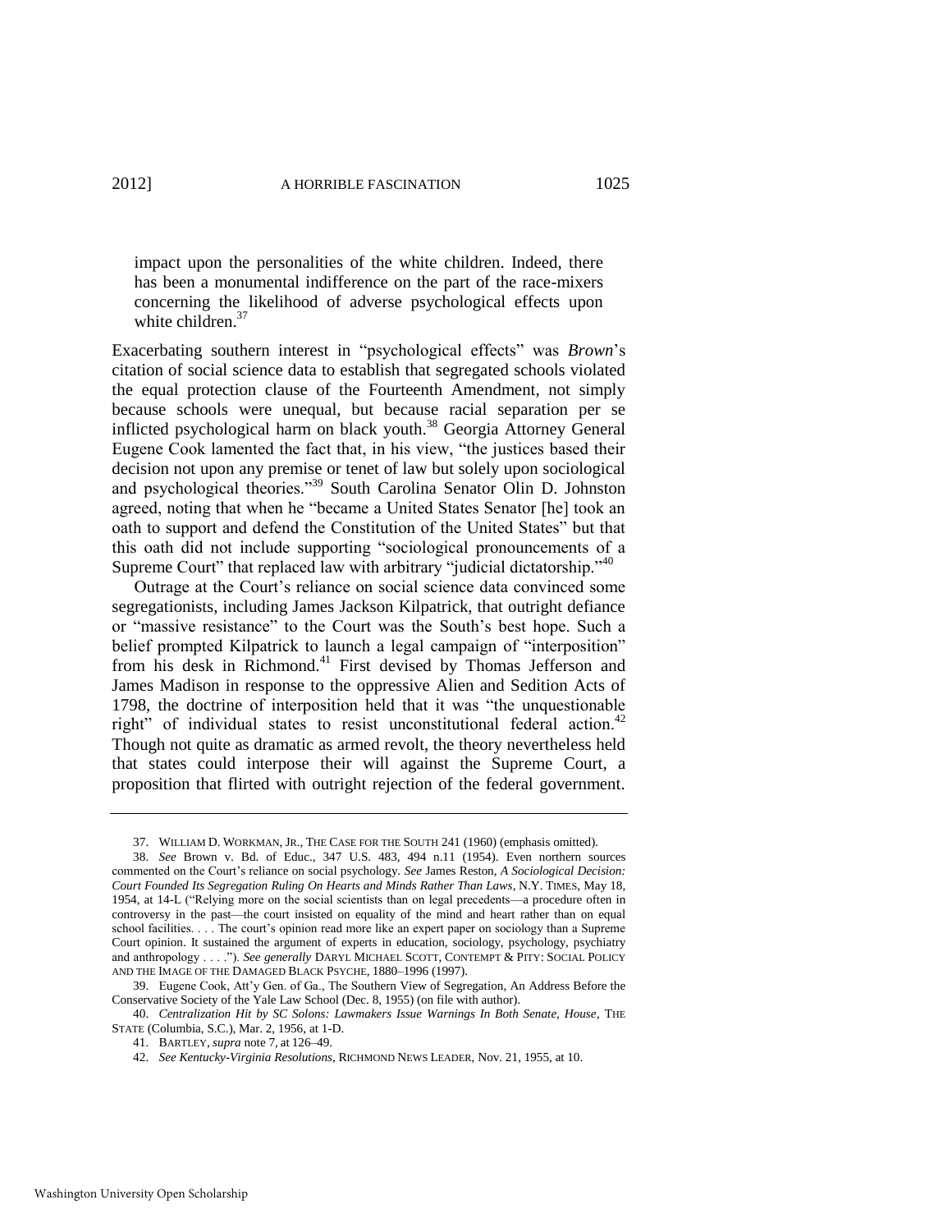> impact upon the personalities of the white children. Indeed, there has been a monumental indifference on the part of the race-mixers concerning the likelihood of adverse psychological effects upon white children.[37]

Exacerbating southern interest in "psychological effects" was *Brown*'s citation of social science data to establish that segregated schools violated the equal protection clause of the Fourteenth Amendment, not simply because schools were unequal, but because racial separation per se inflicted psychological harm on black youth.[38] Georgia Attorney General Eugene Cook lamented the fact that, in his view, "the justices based their decision not upon any premise or tenet of law but solely upon sociological and psychological theories."[39] South Carolina Senator Olin D. Johnston agreed, noting that when he "became a United States Senator [he] took an oath to support and defend the Constitution of the United States" but that this oath did not include supporting "sociological pronouncements of a Supreme Court" that replaced law with arbitrary "judicial dictatorship."[40]

Outrage at the Court's reliance on social science data convinced some segregationists, including James Jackson Kilpatrick, that outright defiance or "massive resistance" to the Court was the South's best hope. Such a belief prompted Kilpatrick to launch a legal campaign of "interposition" from his desk in Richmond.[41] First devised by Thomas Jefferson and James Madison in response to the oppressive Alien and Sedition Acts of 1798, the doctrine of interposition held that it was "the unquestionable right" of individual states to resist unconstitutional federal action.[42] Though not quite as dramatic as armed revolt, the theory nevertheless held that states could interpose their will against the Supreme Court, a proposition that flirted with outright rejection of the federal government.

---

37. WILLIAM D. WORKMAN, JR., THE CASE FOR THE SOUTH 241 (1960) (emphasis omitted).

38. *See* Brown v. Bd. of Educ., 347 U.S. 483, 494 n.11 (1954). Even northern sources commented on the Court's reliance on social psychology. *See* James Reston, *A Sociological Decision: Court Founded Its Segregation Ruling On Hearts and Minds Rather Than Laws*, N.Y. TIMES, May 18, 1954, at 14-L ("Relying more on the social scientists than on legal precedents—a procedure often in controversy in the past—the court insisted on equality of the mind and heart rather than on equal school facilities. . . . The court's opinion read more like an expert paper on sociology than a Supreme Court opinion. It sustained the argument of experts in education, sociology, psychology, psychiatry and anthropology . . . ."). *See generally* DARYL MICHAEL SCOTT, CONTEMPT & PITY: SOCIAL POLICY AND THE IMAGE OF THE DAMAGED BLACK PSYCHE, 1880–1996 (1997).

39. Eugene Cook, Att'y Gen. of Ga., The Southern View of Segregation, An Address Before the Conservative Society of the Yale Law School (Dec. 8, 1955) (on file with author).

40. *Centralization Hit by SC Solons: Lawmakers Issue Warnings In Both Senate, House*, THE STATE (Columbia, S.C.), Mar. 2, 1956, at 1-D.

41. BARTLEY, *supra* note 7, at 126–49.

42. *See Kentucky-Virginia Resolutions*, RICHMOND NEWS LEADER, Nov. 21, 1955, at 10.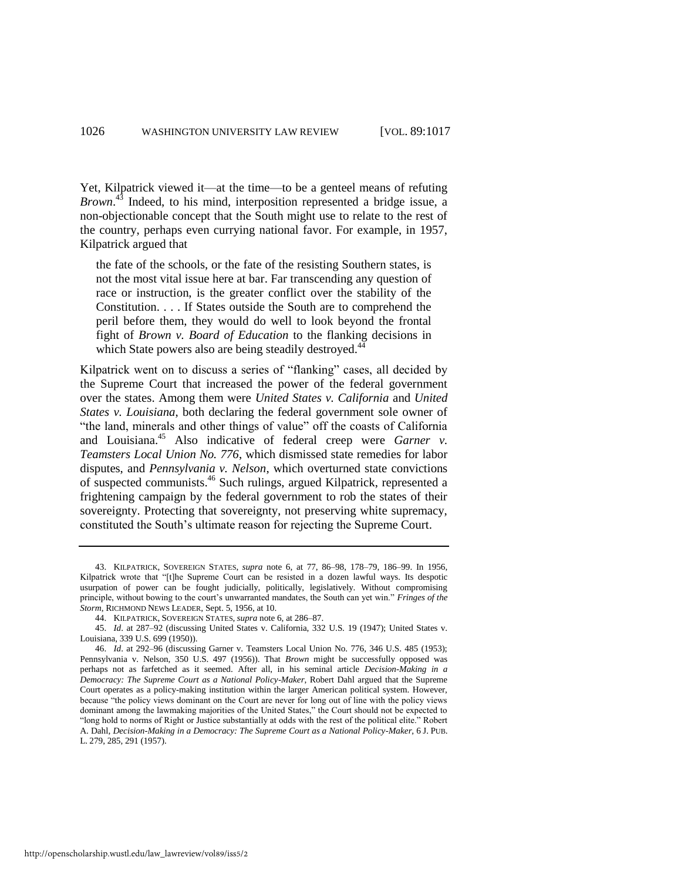Yet, Kilpatrick viewed it—at the time—to be a genteel means of refuting *Brown*.[43] Indeed, to his mind, interposition represented a bridge issue, a non-objectionable concept that the South might use to relate to the rest of the country, perhaps even currying national favor. For example, in 1957, Kilpatrick argued that

> the fate of the schools, or the fate of the resisting Southern states, is not the most vital issue here at bar. Far transcending any question of race or instruction, is the greater conflict over the stability of the Constitution. . . . If States outside the South are to comprehend the peril before them, they would do well to look beyond the frontal fight of *Brown v. Board of Education* to the flanking decisions in which State powers also are being steadily destroyed.[44]

Kilpatrick went on to discuss a series of "flanking" cases, all decided by the Supreme Court that increased the power of the federal government over the states. Among them were *United States v. California* and *United States v. Louisiana*, both declaring the federal government sole owner of "the land, minerals and other things of value" off the coasts of California and Louisiana.[45] Also indicative of federal creep were *Garner v. Teamsters Local Union No. 776*, which dismissed state remedies for labor disputes, and *Pennsylvania v. Nelson*, which overturned state convictions of suspected communists.[46] Such rulings, argued Kilpatrick, represented a frightening campaign by the federal government to rob the states of their sovereignty. Protecting that sovereignty, not preserving white supremacy, constituted the South's ultimate reason for rejecting the Supreme Court.

---

43. KILPATRICK, SOVEREIGN STATES, *supra* note 6, at 77, 86–98, 178–79, 186–99. In 1956, Kilpatrick wrote that "[t]he Supreme Court can be resisted in a dozen lawful ways. Its despotic usurpation of power can be fought judicially, politically, legislatively. Without compromising principle, without bowing to the court's unwarranted mandates, the South can yet win." *Fringes of the Storm*, RICHMOND NEWS LEADER, Sept. 5, 1956, at 10.

44. KILPATRICK, SOVEREIGN STATES, *supra* note 6, at 286–87.

45. *Id*. at 287–92 (discussing United States v. California, 332 U.S. 19 (1947); United States v. Louisiana, 339 U.S. 699 (1950)).

46. *Id*. at 292–96 (discussing Garner v. Teamsters Local Union No. 776, 346 U.S. 485 (1953); Pennsylvania v. Nelson, 350 U.S. 497 (1956)). That *Brown* might be successfully opposed was perhaps not as farfetched as it seemed. After all, in his seminal article *Decision-Making in a Democracy: The Supreme Court as a National Policy-Maker*, Robert Dahl argued that the Supreme Court operates as a policy-making institution within the larger American political system. However, because "the policy views dominant on the Court are never for long out of line with the policy views dominant among the lawmaking majorities of the United States," the Court should not be expected to "long hold to norms of Right or Justice substantially at odds with the rest of the political elite." Robert A. Dahl, *Decision-Making in a Democracy: The Supreme Court as a National Policy-Maker*, 6 J. PUB. L. 279, 285, 291 (1957).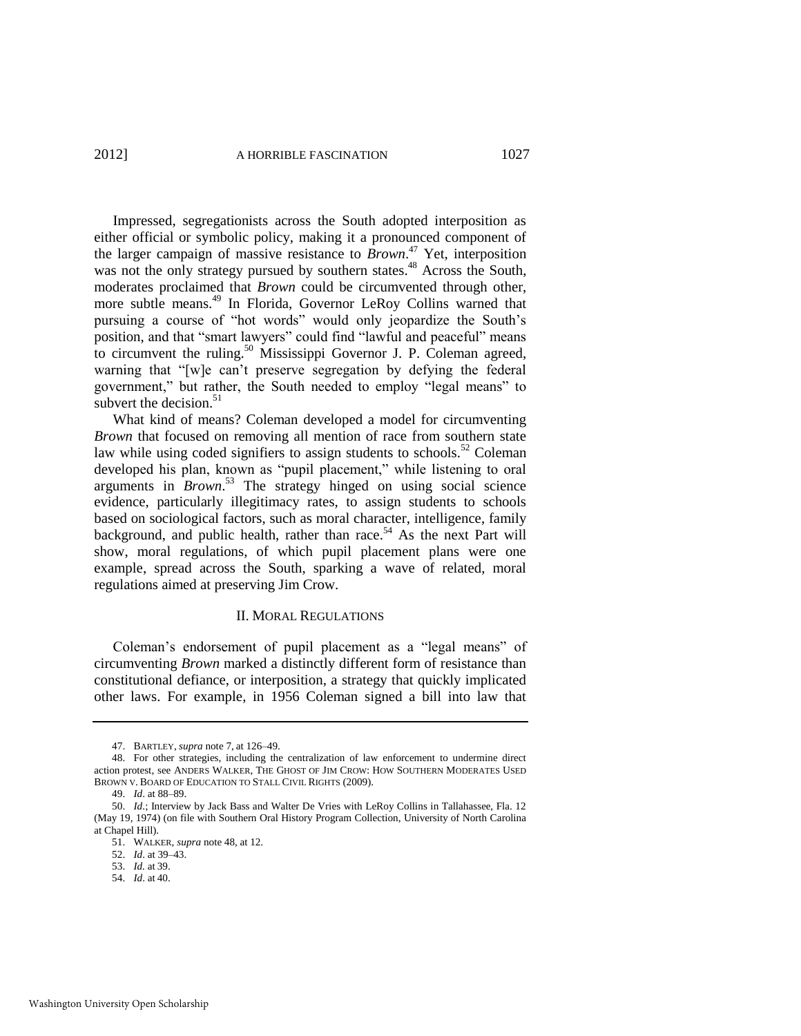Impressed, segregationists across the South adopted interposition as either official or symbolic policy, making it a pronounced component of the larger campaign of massive resistance to *Brown*.[47] Yet, interposition was not the only strategy pursued by southern states.[48] Across the South, moderates proclaimed that *Brown* could be circumvented through other, more subtle means.[49] In Florida, Governor LeRoy Collins warned that pursuing a course of "hot words" would only jeopardize the South's position, and that "smart lawyers" could find "lawful and peaceful" means to circumvent the ruling.[50] Mississippi Governor J. P. Coleman agreed, warning that "[w]e can't preserve segregation by defying the federal government," but rather, the South needed to employ "legal means" to subvert the decision.[51]

What kind of means? Coleman developed a model for circumventing *Brown* that focused on removing all mention of race from southern state law while using coded signifiers to assign students to schools.[52] Coleman developed his plan, known as "pupil placement," while listening to oral arguments in *Brown*.[53] The strategy hinged on using social science evidence, particularly illegitimacy rates, to assign students to schools based on sociological factors, such as moral character, intelligence, family background, and public health, rather than race.[54] As the next Part will show, moral regulations, of which pupil placement plans were one example, spread across the South, sparking a wave of related, moral regulations aimed at preserving Jim Crow.

## II. MORAL REGULATIONS

Coleman's endorsement of pupil placement as a "legal means" of circumventing *Brown* marked a distinctly different form of resistance than constitutional defiance, or interposition, a strategy that quickly implicated other laws. For example, in 1956 Coleman signed a bill into law that

---

47. BARTLEY, *supra* note 7, at 126–49.

48. For other strategies, including the centralization of law enforcement to undermine direct action protest, see ANDERS WALKER, THE GHOST OF JIM CROW: HOW SOUTHERN MODERATES USED BROWN V. BOARD OF EDUCATION TO STALL CIVIL RIGHTS (2009).

49. *Id*. at 88–89.

50. *Id*.; Interview by Jack Bass and Walter De Vries with LeRoy Collins in Tallahassee, Fla. 12 (May 19, 1974) (on file with Southern Oral History Program Collection, University of North Carolina at Chapel Hill).

51. WALKER, *supra* note 48, at 12.

52. *Id*. at 39–43.

53. *Id.* at 39.

54. *Id*. at 40.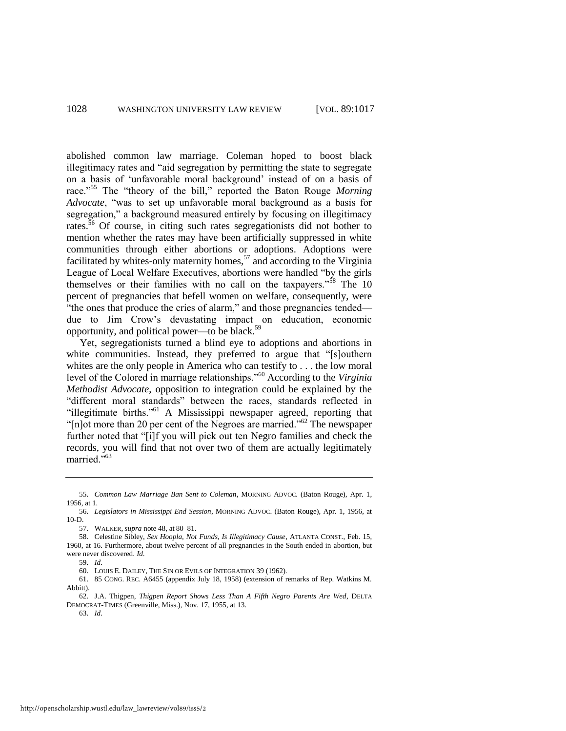abolished common law marriage. Coleman hoped to boost black illegitimacy rates and "aid segregation by permitting the state to segregate on a basis of 'unfavorable moral background' instead of on a basis of race."[55] The "theory of the bill," reported the Baton Rouge *Morning Advocate*, "was to set up unfavorable moral background as a basis for segregation," a background measured entirely by focusing on illegitimacy rates.[56] Of course, in citing such rates segregationists did not bother to mention whether the rates may have been artificially suppressed in white communities through either abortions or adoptions. Adoptions were facilitated by whites-only maternity homes,[57] and according to the Virginia League of Local Welfare Executives, abortions were handled "by the girls themselves or their families with no call on the taxpayers."[58] The 10 percent of pregnancies that befell women on welfare, consequently, were "the ones that produce the cries of alarm," and those pregnancies tended—due to Jim Crow's devastating impact on education, economic opportunity, and political power—to be black.[59]

Yet, segregationists turned a blind eye to adoptions and abortions in white communities. Instead, they preferred to argue that "[s]outhern whites are the only people in America who can testify to . . . the low moral level of the Colored in marriage relationships."[60] According to the *Virginia Methodist Advocate*, opposition to integration could be explained by the "different moral standards" between the races, standards reflected in "illegitimate births."[61] A Mississippi newspaper agreed, reporting that "[n]ot more than 20 per cent of the Negroes are married."[62] The newspaper further noted that "[i]f you will pick out ten Negro families and check the records, you will find that not over two of them are actually legitimately married."[63]

---

55. *Common Law Marriage Ban Sent to Coleman*, MORNING ADVOC. (Baton Rouge), Apr. 1, 1956, at 1.

56. *Legislators in Mississippi End Session*, MORNING ADVOC. (Baton Rouge), Apr. 1, 1956, at 10-D.

57. WALKER, *supra* note 48, at 80–81.

58. Celestine Sibley, *Sex Hoopla, Not Funds, Is Illegitimacy Cause*, ATLANTA CONST., Feb. 15, 1960, at 16. Furthermore, about twelve percent of all pregnancies in the South ended in abortion, but were never discovered. *Id.*

59. *Id.*

60. LOUIS E. DAILEY, THE SIN OR EVILS OF INTEGRATION 39 (1962).

61. 85 CONG. REC. A6455 (appendix July 18, 1958) (extension of remarks of Rep. Watkins M. Abbitt).

62. J.A. Thigpen, *Thigpen Report Shows Less Than A Fifth Negro Parents Are Wed*, DELTA DEMOCRAT-TIMES (Greenville, Miss.), Nov. 17, 1955, at 13.

63. *Id.*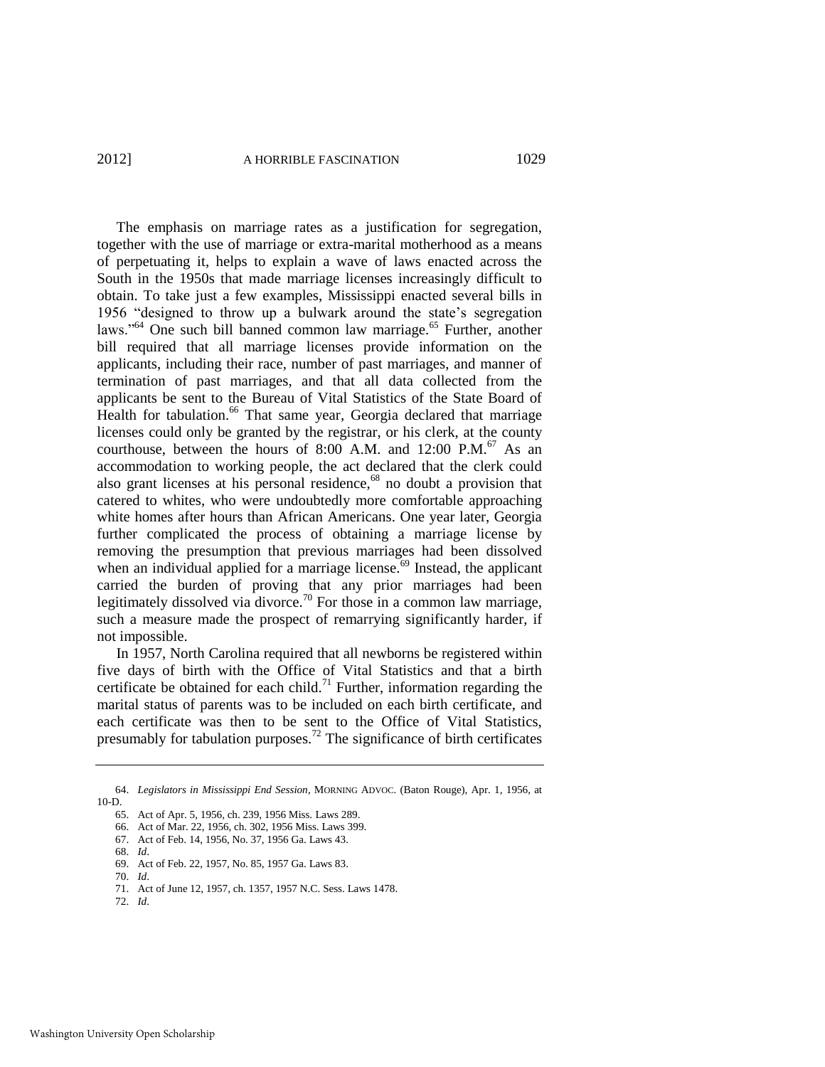The emphasis on marriage rates as a justification for segregation, together with the use of marriage or extra-marital motherhood as a means of perpetuating it, helps to explain a wave of laws enacted across the South in the 1950s that made marriage licenses increasingly difficult to obtain. To take just a few examples, Mississippi enacted several bills in 1956 "designed to throw up a bulwark around the state's segregation laws."[64] One such bill banned common law marriage.[65] Further, another bill required that all marriage licenses provide information on the applicants, including their race, number of past marriages, and manner of termination of past marriages, and that all data collected from the applicants be sent to the Bureau of Vital Statistics of the State Board of Health for tabulation.[66] That same year, Georgia declared that marriage licenses could only be granted by the registrar, or his clerk, at the county courthouse, between the hours of 8:00 A.M. and 12:00 P.M.[67] As an accommodation to working people, the act declared that the clerk could also grant licenses at his personal residence,[68] no doubt a provision that catered to whites, who were undoubtedly more comfortable approaching white homes after hours than African Americans. One year later, Georgia further complicated the process of obtaining a marriage license by removing the presumption that previous marriages had been dissolved when an individual applied for a marriage license.[69] Instead, the applicant carried the burden of proving that any prior marriages had been legitimately dissolved via divorce.[70] For those in a common law marriage, such a measure made the prospect of remarrying significantly harder, if not impossible.

In 1957, North Carolina required that all newborns be registered within five days of birth with the Office of Vital Statistics and that a birth certificate be obtained for each child.[71] Further, information regarding the marital status of parents was to be included on each birth certificate, and each certificate was then to be sent to the Office of Vital Statistics, presumably for tabulation purposes.[72] The significance of birth certificates

---

64. *Legislators in Mississippi End Session*, MORNING ADVOC. (Baton Rouge), Apr. 1, 1956, at 10-D.

65. Act of Apr. 5, 1956, ch. 239, 1956 Miss. Laws 289.

66. Act of Mar. 22, 1956, ch. 302, 1956 Miss. Laws 399.

67. Act of Feb. 14, 1956, No. 37, 1956 Ga. Laws 43.

68. *Id*.

69. Act of Feb. 22, 1957, No. 85, 1957 Ga. Laws 83.

70. *Id*.

71. Act of June 12, 1957, ch. 1357, 1957 N.C. Sess. Laws 1478.

72. *Id*.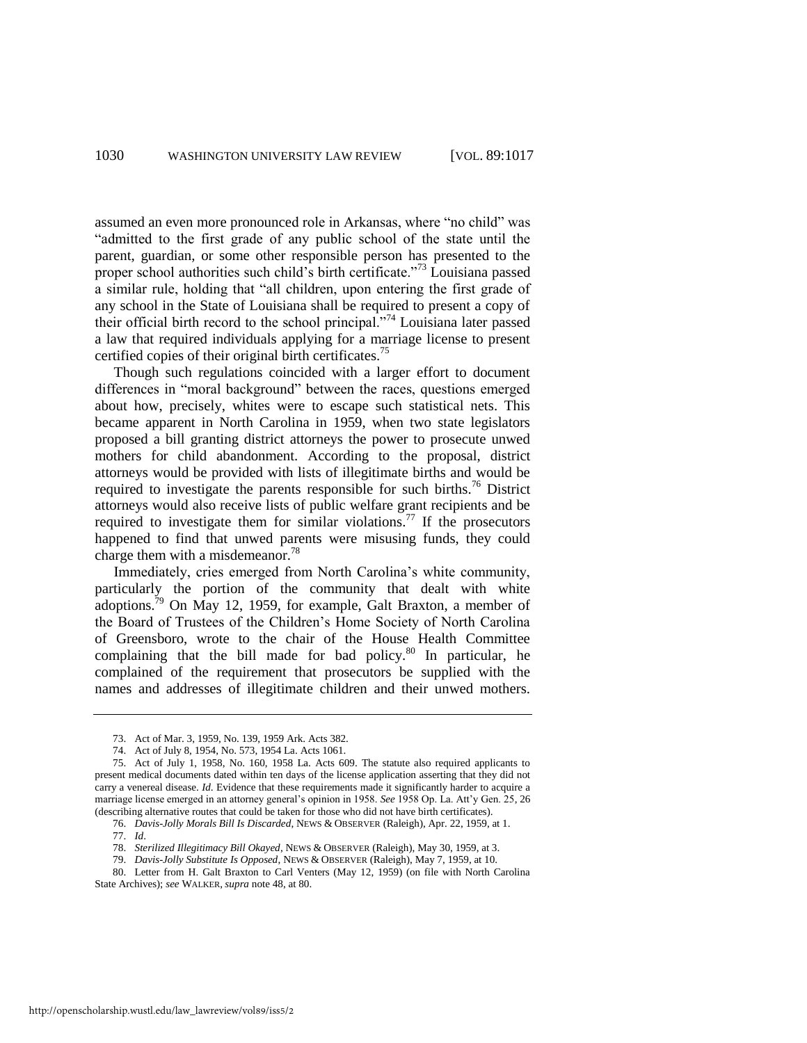assumed an even more pronounced role in Arkansas, where "no child" was "admitted to the first grade of any public school of the state until the parent, guardian, or some other responsible person has presented to the proper school authorities such child's birth certificate."[73] Louisiana passed a similar rule, holding that "all children, upon entering the first grade of any school in the State of Louisiana shall be required to present a copy of their official birth record to the school principal."[74] Louisiana later passed a law that required individuals applying for a marriage license to present certified copies of their original birth certificates.[75]

Though such regulations coincided with a larger effort to document differences in "moral background" between the races, questions emerged about how, precisely, whites were to escape such statistical nets. This became apparent in North Carolina in 1959, when two state legislators proposed a bill granting district attorneys the power to prosecute unwed mothers for child abandonment. According to the proposal, district attorneys would be provided with lists of illegitimate births and would be required to investigate the parents responsible for such births.[76] District attorneys would also receive lists of public welfare grant recipients and be required to investigate them for similar violations.[77] If the prosecutors happened to find that unwed parents were misusing funds, they could charge them with a misdemeanor.[78]

Immediately, cries emerged from North Carolina's white community, particularly the portion of the community that dealt with white adoptions.[79] On May 12, 1959, for example, Galt Braxton, a member of the Board of Trustees of the Children's Home Society of North Carolina of Greensboro, wrote to the chair of the House Health Committee complaining that the bill made for bad policy.[80] In particular, he complained of the requirement that prosecutors be supplied with the names and addresses of illegitimate children and their unwed mothers.

---

73. Act of Mar. 3, 1959, No. 139, 1959 Ark. Acts 382.

74. Act of July 8, 1954, No. 573, 1954 La. Acts 1061.

75. Act of July 1, 1958, No. 160, 1958 La. Acts 609. The statute also required applicants to present medical documents dated within ten days of the license application asserting that they did not carry a venereal disease. *Id.* Evidence that these requirements made it significantly harder to acquire a marriage license emerged in an attorney general's opinion in 1958. *See* 1958 Op. La. Att'y Gen. 25, 26 (describing alternative routes that could be taken for those who did not have birth certificates).

76. *Davis-Jolly Morals Bill Is Discarded*, NEWS & OBSERVER (Raleigh), Apr. 22, 1959, at 1.

77. *Id.*

78. *Sterilized Illegitimacy Bill Okayed*, NEWS & OBSERVER (Raleigh), May 30, 1959, at 3.

79. *Davis-Jolly Substitute Is Opposed*, NEWS & OBSERVER (Raleigh), May 7, 1959, at 10.

80. Letter from H. Galt Braxton to Carl Venters (May 12, 1959) (on file with North Carolina State Archives); *see* WALKER, *supra* note 48, at 80.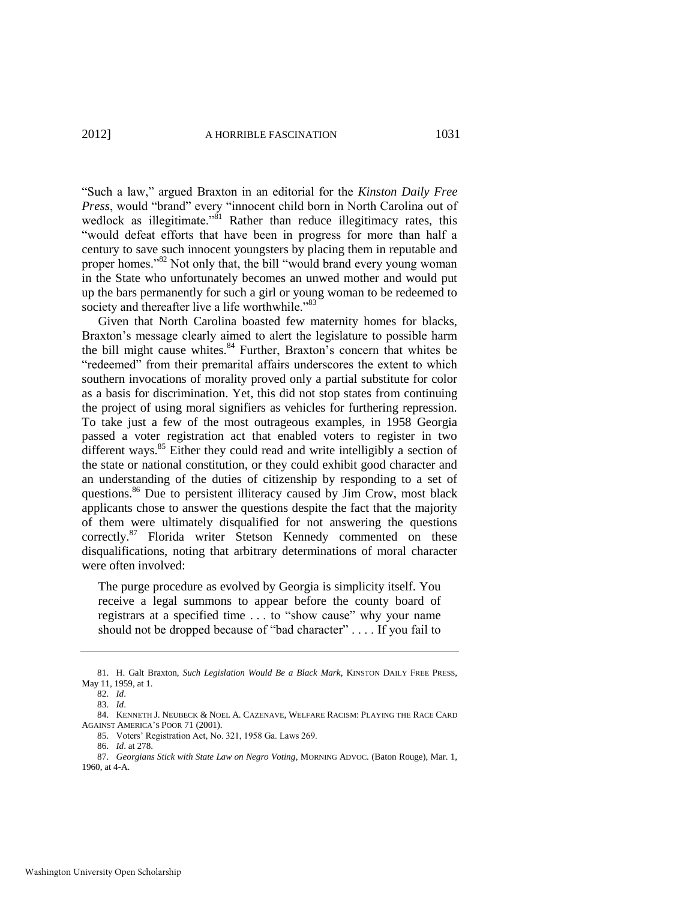"Such a law," argued Braxton in an editorial for the *Kinston Daily Free Press*, would "brand" every "innocent child born in North Carolina out of wedlock as illegitimate."[81] Rather than reduce illegitimacy rates, this "would defeat efforts that have been in progress for more than half a century to save such innocent youngsters by placing them in reputable and proper homes."[82] Not only that, the bill "would brand every young woman in the State who unfortunately becomes an unwed mother and would put up the bars permanently for such a girl or young woman to be redeemed to society and thereafter live a life worthwhile."[83]

Given that North Carolina boasted few maternity homes for blacks, Braxton's message clearly aimed to alert the legislature to possible harm the bill might cause whites.[84] Further, Braxton's concern that whites be "redeemed" from their premarital affairs underscores the extent to which southern invocations of morality proved only a partial substitute for color as a basis for discrimination. Yet, this did not stop states from continuing the project of using moral signifiers as vehicles for furthering repression. To take just a few of the most outrageous examples, in 1958 Georgia passed a voter registration act that enabled voters to register in two different ways.[85] Either they could read and write intelligibly a section of the state or national constitution, or they could exhibit good character and an understanding of the duties of citizenship by responding to a set of questions.[86] Due to persistent illiteracy caused by Jim Crow, most black applicants chose to answer the questions despite the fact that the majority of them were ultimately disqualified for not answering the questions correctly.[87] Florida writer Stetson Kennedy commented on these disqualifications, noting that arbitrary determinations of moral character were often involved:

> The purge procedure as evolved by Georgia is simplicity itself. You receive a legal summons to appear before the county board of registrars at a specified time . . . to "show cause" why your name should not be dropped because of "bad character" . . . . If you fail to

---

81. H. Galt Braxton, *Such Legislation Would Be a Black Mark*, KINSTON DAILY FREE PRESS, May 11, 1959, at 1.

82. *Id*.

83. *Id*.

84. KENNETH J. NEUBECK & NOEL A. CAZENAVE, WELFARE RACISM: PLAYING THE RACE CARD AGAINST AMERICA'S POOR 71 (2001).

85. Voters' Registration Act, No. 321, 1958 Ga. Laws 269.

86. *Id*. at 278.

87. *Georgians Stick with State Law on Negro Voting*, MORNING ADVOC. (Baton Rouge), Mar. 1, 1960, at 4-A.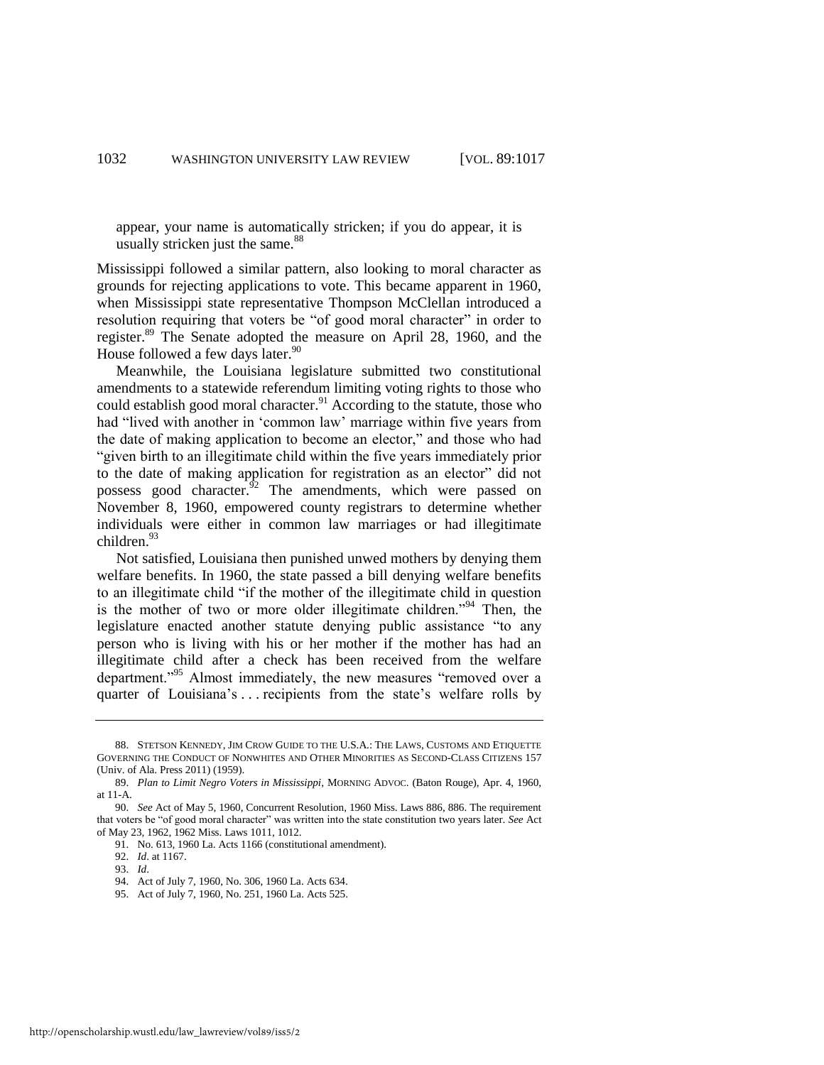appear, your name is automatically stricken; if you do appear, it is usually stricken just the same.[88]

Mississippi followed a similar pattern, also looking to moral character as grounds for rejecting applications to vote. This became apparent in 1960, when Mississippi state representative Thompson McClellan introduced a resolution requiring that voters be "of good moral character" in order to register.[89] The Senate adopted the measure on April 28, 1960, and the House followed a few days later.[90]

Meanwhile, the Louisiana legislature submitted two constitutional amendments to a statewide referendum limiting voting rights to those who could establish good moral character.[91] According to the statute, those who had "lived with another in 'common law' marriage within five years from the date of making application to become an elector," and those who had "given birth to an illegitimate child within the five years immediately prior to the date of making application for registration as an elector" did not possess good character.[92] The amendments, which were passed on November 8, 1960, empowered county registrars to determine whether individuals were either in common law marriages or had illegitimate children.[93]

Not satisfied, Louisiana then punished unwed mothers by denying them welfare benefits. In 1960, the state passed a bill denying welfare benefits to an illegitimate child "if the mother of the illegitimate child in question is the mother of two or more older illegitimate children."[94] Then, the legislature enacted another statute denying public assistance "to any person who is living with his or her mother if the mother has had an illegitimate child after a check has been received from the welfare department."[95] Almost immediately, the new measures "removed over a quarter of Louisiana's . . . recipients from the state's welfare rolls by

---

88. STETSON KENNEDY, JIM CROW GUIDE TO THE U.S.A.: THE LAWS, CUSTOMS AND ETIQUETTE GOVERNING THE CONDUCT OF NONWHITES AND OTHER MINORITIES AS SECOND-CLASS CITIZENS 157 (Univ. of Ala. Press 2011) (1959).

89. *Plan to Limit Negro Voters in Mississippi*, MORNING ADVOC. (Baton Rouge), Apr. 4, 1960, at 11-A.

90. *See* Act of May 5, 1960, Concurrent Resolution, 1960 Miss. Laws 886, 886. The requirement that voters be "of good moral character" was written into the state constitution two years later. *See* Act of May 23, 1962, 1962 Miss. Laws 1011, 1012.

91. No. 613, 1960 La. Acts 1166 (constitutional amendment).

92. *Id*. at 1167.

93. *Id*.

94. Act of July 7, 1960, No. 306, 1960 La. Acts 634.

95. Act of July 7, 1960, No. 251, 1960 La. Acts 525.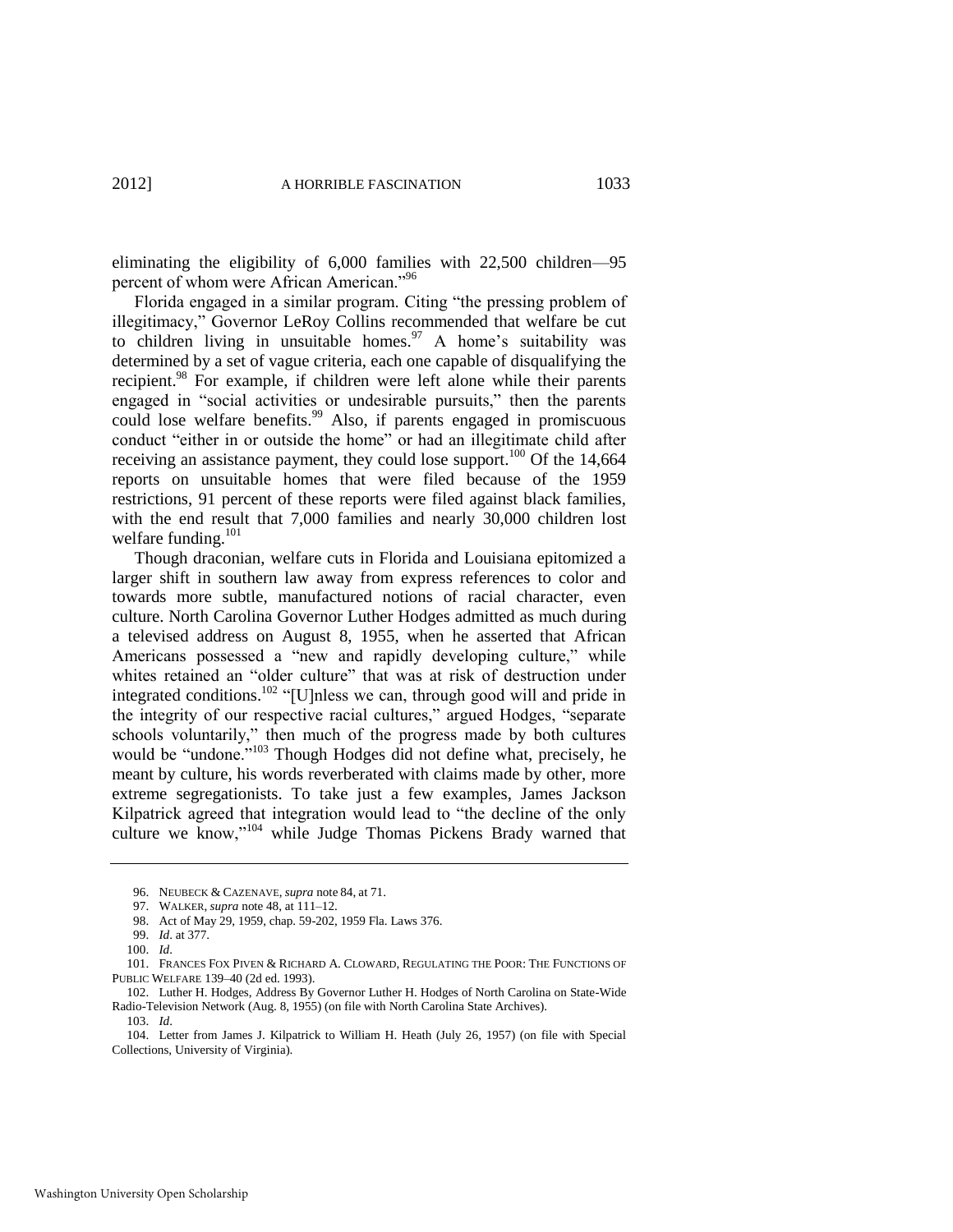eliminating the eligibility of 6,000 families with 22,500 children—95 percent of whom were African American."[96]

Florida engaged in a similar program. Citing "the pressing problem of illegitimacy," Governor LeRoy Collins recommended that welfare be cut to children living in unsuitable homes.[97] A home's suitability was determined by a set of vague criteria, each one capable of disqualifying the recipient.[98] For example, if children were left alone while their parents engaged in "social activities or undesirable pursuits," then the parents could lose welfare benefits.[99] Also, if parents engaged in promiscuous conduct "either in or outside the home" or had an illegitimate child after receiving an assistance payment, they could lose support.[100] Of the 14,664 reports on unsuitable homes that were filed because of the 1959 restrictions, 91 percent of these reports were filed against black families, with the end result that 7,000 families and nearly 30,000 children lost welfare funding.[101]

Though draconian, welfare cuts in Florida and Louisiana epitomized a larger shift in southern law away from express references to color and towards more subtle, manufactured notions of racial character, even culture. North Carolina Governor Luther Hodges admitted as much during a televised address on August 8, 1955, when he asserted that African Americans possessed a "new and rapidly developing culture," while whites retained an "older culture" that was at risk of destruction under integrated conditions.[102] "[U]nless we can, through good will and pride in the integrity of our respective racial cultures," argued Hodges, "separate schools voluntarily," then much of the progress made by both cultures would be "undone."[103] Though Hodges did not define what, precisely, he meant by culture, his words reverberated with claims made by other, more extreme segregationists. To take just a few examples, James Jackson Kilpatrick agreed that integration would lead to "the decline of the only culture we know,"[104] while Judge Thomas Pickens Brady warned that

96. NEUBECK & CAZENAVE, *supra* note 84, at 71.

97. WALKER, *supra* note 48, at 111–12.

98. Act of May 29, 1959, chap. 59-202, 1959 Fla. Laws 376.

99. *Id*. at 377.

100. *Id*.

101. FRANCES FOX PIVEN & RICHARD A. CLOWARD, REGULATING THE POOR: THE FUNCTIONS OF PUBLIC WELFARE 139–40 (2d ed. 1993).

102. Luther H. Hodges, Address By Governor Luther H. Hodges of North Carolina on State-Wide Radio-Television Network (Aug. 8, 1955) (on file with North Carolina State Archives).

103. *Id*.

104. Letter from James J. Kilpatrick to William H. Heath (July 26, 1957) (on file with Special Collections, University of Virginia).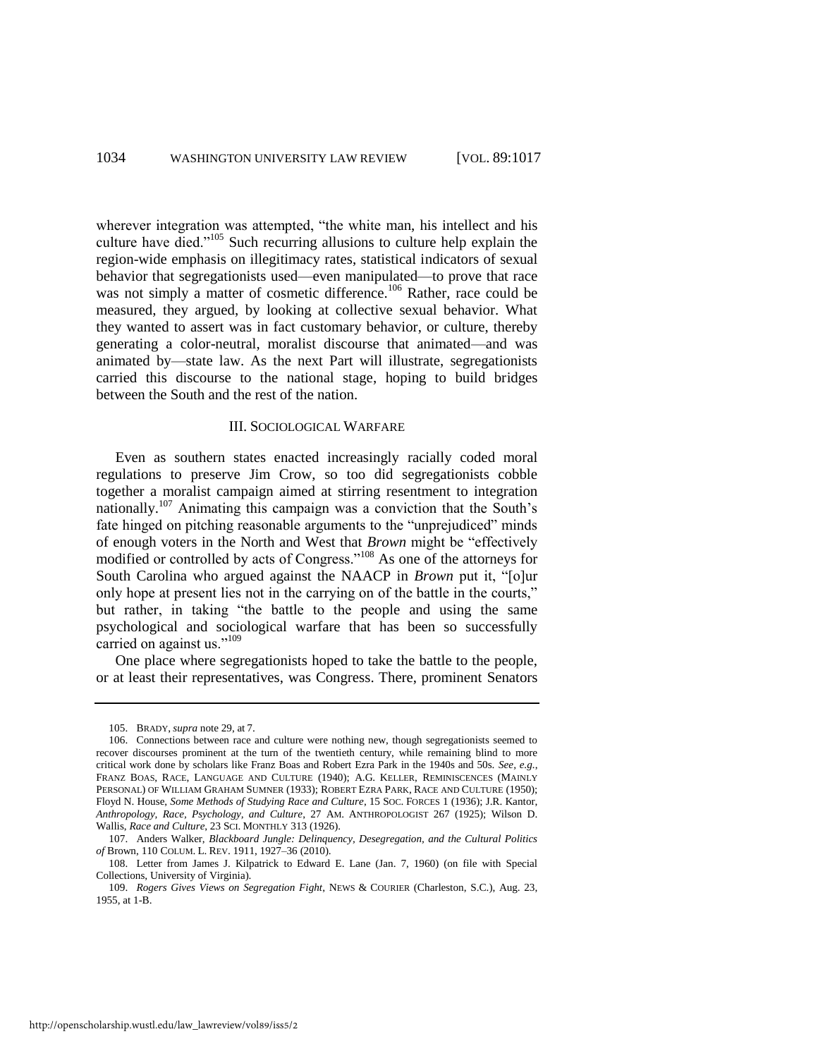wherever integration was attempted, "the white man, his intellect and his culture have died."[105] Such recurring allusions to culture help explain the region-wide emphasis on illegitimacy rates, statistical indicators of sexual behavior that segregationists used—even manipulated—to prove that race was not simply a matter of cosmetic difference.[106] Rather, race could be measured, they argued, by looking at collective sexual behavior. What they wanted to assert was in fact customary behavior, or culture, thereby generating a color-neutral, moralist discourse that animated—and was animated by—state law. As the next Part will illustrate, segregationists carried this discourse to the national stage, hoping to build bridges between the South and the rest of the nation.

## III. SOCIOLOGICAL WARFARE

Even as southern states enacted increasingly racially coded moral regulations to preserve Jim Crow, so too did segregationists cobble together a moralist campaign aimed at stirring resentment to integration nationally.[107] Animating this campaign was a conviction that the South's fate hinged on pitching reasonable arguments to the "unprejudiced" minds of enough voters in the North and West that *Brown* might be "effectively modified or controlled by acts of Congress."[108] As one of the attorneys for South Carolina who argued against the NAACP in *Brown* put it, "[o]ur only hope at present lies not in the carrying on of the battle in the courts," but rather, in taking "the battle to the people and using the same psychological and sociological warfare that has been so successfully carried on against us."[109]

One place where segregationists hoped to take the battle to the people, or at least their representatives, was Congress. There, prominent Senators

---

105. BRADY, *supra* note 29, at 7.

106. Connections between race and culture were nothing new, though segregationists seemed to recover discourses prominent at the turn of the twentieth century, while remaining blind to more critical work done by scholars like Franz Boas and Robert Ezra Park in the 1940s and 50s. *See, e.g.*, FRANZ BOAS, RACE, LANGUAGE AND CULTURE (1940); A.G. KELLER, REMINISCENCES (MAINLY PERSONAL) OF WILLIAM GRAHAM SUMNER (1933); ROBERT EZRA PARK, RACE AND CULTURE (1950); Floyd N. House, *Some Methods of Studying Race and Culture*, 15 SOC. FORCES 1 (1936); J.R. Kantor, *Anthropology, Race, Psychology, and Culture*, 27 AM. ANTHROPOLOGIST 267 (1925); Wilson D. Wallis, *Race and Culture*, 23 SCI. MONTHLY 313 (1926).

107. Anders Walker, *Blackboard Jungle: Delinquency, Desegregation, and the Cultural Politics of* Brown, 110 COLUM. L. REV. 1911, 1927–36 (2010).

108. Letter from James J. Kilpatrick to Edward E. Lane (Jan. 7, 1960) (on file with Special Collections, University of Virginia).

109. *Rogers Gives Views on Segregation Fight*, NEWS & COURIER (Charleston, S.C.), Aug. 23, 1955, at 1-B.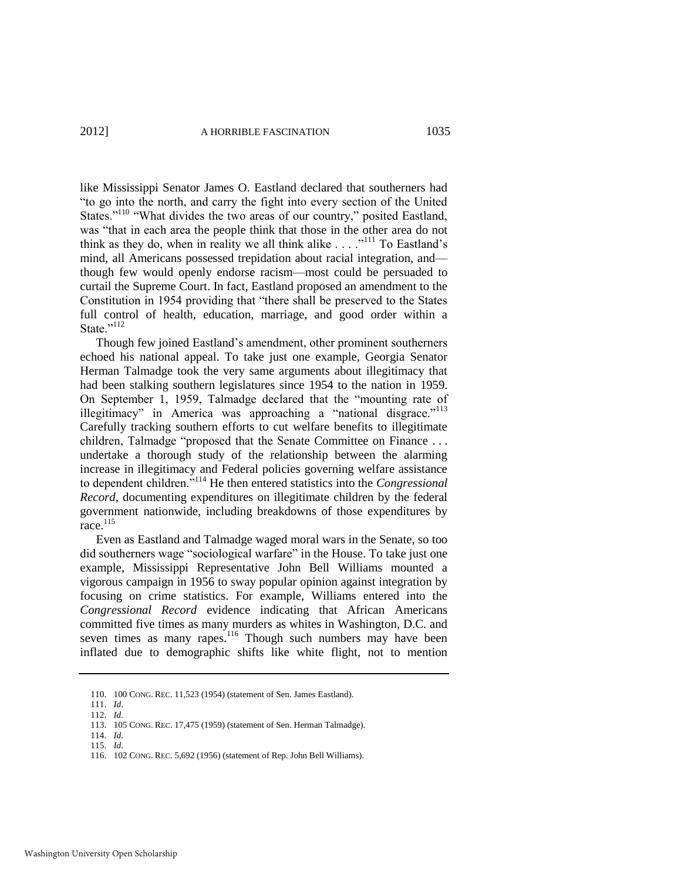like Mississippi Senator James O. Eastland declared that southerners had "to go into the north, and carry the fight into every section of the United States."[110] "What divides the two areas of our country," posited Eastland, was "that in each area the people think that those in the other area do not think as they do, when in reality we all think alike . . . ."[111] To Eastland's mind, all Americans possessed trepidation about racial integration, and—though few would openly endorse racism—most could be persuaded to curtail the Supreme Court. In fact, Eastland proposed an amendment to the Constitution in 1954 providing that "there shall be preserved to the States full control of health, education, marriage, and good order within a State."[112]

Though few joined Eastland's amendment, other prominent southerners echoed his national appeal. To take just one example, Georgia Senator Herman Talmadge took the very same arguments about illegitimacy that had been stalking southern legislatures since 1954 to the nation in 1959. On September 1, 1959, Talmadge declared that the "mounting rate of illegitimacy" in America was approaching a "national disgrace."[113] Carefully tracking southern efforts to cut welfare benefits to illegitimate children, Talmadge "proposed that the Senate Committee on Finance . . . undertake a thorough study of the relationship between the alarming increase in illegitimacy and Federal policies governing welfare assistance to dependent children."[114] He then entered statistics into the *Congressional Record*, documenting expenditures on illegitimate children by the federal government nationwide, including breakdowns of those expenditures by race.[115]

Even as Eastland and Talmadge waged moral wars in the Senate, so too did southerners wage "sociological warfare" in the House. To take just one example, Mississippi Representative John Bell Williams mounted a vigorous campaign in 1956 to sway popular opinion against integration by focusing on crime statistics. For example, Williams entered into the *Congressional Record* evidence indicating that African Americans committed five times as many murders as whites in Washington, D.C. and seven times as many rapes.[116] Though such numbers may have been inflated due to demographic shifts like white flight, not to mention

---

110. 100 CONG. REC. 11,523 (1954) (statement of Sen. James Eastland).

111. *Id*.

112. *Id*.

113. 105 CONG. REC. 17,475 (1959) (statement of Sen. Herman Talmadge).

114. *Id*.

115. *Id*.

116. 102 CONG. REC. 5,692 (1956) (statement of Rep. John Bell Williams).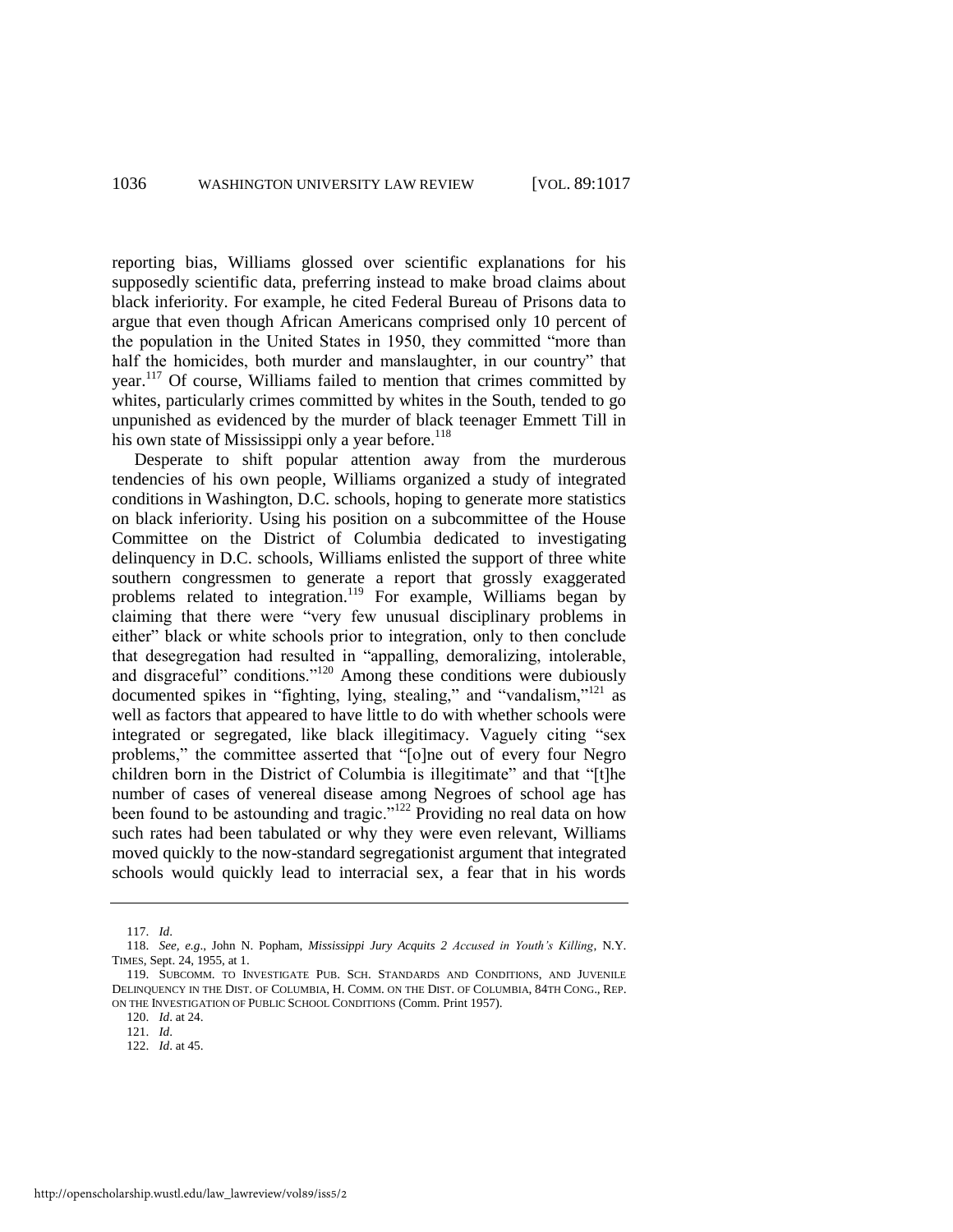reporting bias, Williams glossed over scientific explanations for his supposedly scientific data, preferring instead to make broad claims about black inferiority. For example, he cited Federal Bureau of Prisons data to argue that even though African Americans comprised only 10 percent of the population in the United States in 1950, they committed "more than half the homicides, both murder and manslaughter, in our country" that year.[117] Of course, Williams failed to mention that crimes committed by whites, particularly crimes committed by whites in the South, tended to go unpunished as evidenced by the murder of black teenager Emmett Till in his own state of Mississippi only a year before.[118]

Desperate to shift popular attention away from the murderous tendencies of his own people, Williams organized a study of integrated conditions in Washington, D.C. schools, hoping to generate more statistics on black inferiority. Using his position on a subcommittee of the House Committee on the District of Columbia dedicated to investigating delinquency in D.C. schools, Williams enlisted the support of three white southern congressmen to generate a report that grossly exaggerated problems related to integration.[119] For example, Williams began by claiming that there were "very few unusual disciplinary problems in either" black or white schools prior to integration, only to then conclude that desegregation had resulted in "appalling, demoralizing, intolerable, and disgraceful" conditions."[120] Among these conditions were dubiously documented spikes in "fighting, lying, stealing," and "vandalism,"[121] as well as factors that appeared to have little to do with whether schools were integrated or segregated, like black illegitimacy. Vaguely citing "sex problems," the committee asserted that "[o]ne out of every four Negro children born in the District of Columbia is illegitimate" and that "[t]he number of cases of venereal disease among Negroes of school age has been found to be astounding and tragic."[122] Providing no real data on how such rates had been tabulated or why they were even relevant, Williams moved quickly to the now-standard segregationist argument that integrated schools would quickly lead to interracial sex, a fear that in his words

---

117. *Id*.

118. *See, e.g.*, John N. Popham, *Mississippi Jury Acquits 2 Accused in Youth's Killing*, N.Y. TIMES, Sept. 24, 1955, at 1.

119. SUBCOMM. TO INVESTIGATE PUB. SCH. STANDARDS AND CONDITIONS, AND JUVENILE DELINQUENCY IN THE DIST. OF COLUMBIA, H. COMM. ON THE DIST. OF COLUMBIA, 84TH CONG., REP. ON THE INVESTIGATION OF PUBLIC SCHOOL CONDITIONS (Comm. Print 1957).

120. *Id*. at 24.

121. *Id*.

122. *Id*. at 45.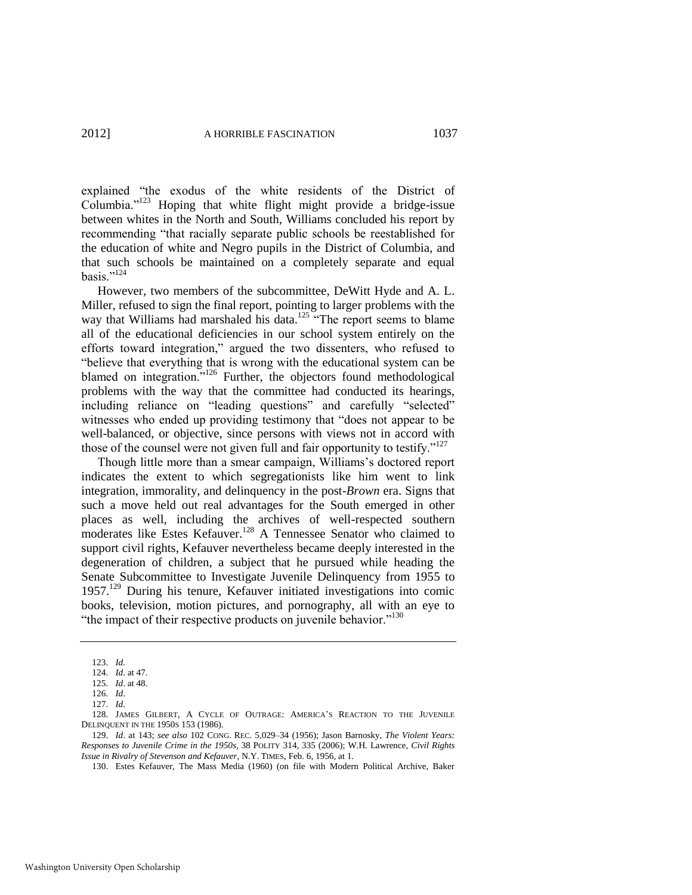explained "the exodus of the white residents of the District of Columbia."[123] Hoping that white flight might provide a bridge-issue between whites in the North and South, Williams concluded his report by recommending "that racially separate public schools be reestablished for the education of white and Negro pupils in the District of Columbia, and that such schools be maintained on a completely separate and equal basis."[124]

However, two members of the subcommittee, DeWitt Hyde and A. L. Miller, refused to sign the final report, pointing to larger problems with the way that Williams had marshaled his data.[125] "The report seems to blame all of the educational deficiencies in our school system entirely on the efforts toward integration," argued the two dissenters, who refused to "believe that everything that is wrong with the educational system can be blamed on integration."[126] Further, the objectors found methodological problems with the way that the committee had conducted its hearings, including reliance on "leading questions" and carefully "selected" witnesses who ended up providing testimony that "does not appear to be well-balanced, or objective, since persons with views not in accord with those of the counsel were not given full and fair opportunity to testify."[127]

Though little more than a smear campaign, Williams's doctored report indicates the extent to which segregationists like him went to link integration, immorality, and delinquency in the post-*Brown* era. Signs that such a move held out real advantages for the South emerged in other places as well, including the archives of well-respected southern moderates like Estes Kefauver.[128] A Tennessee Senator who claimed to support civil rights, Kefauver nevertheless became deeply interested in the degeneration of children, a subject that he pursued while heading the Senate Subcommittee to Investigate Juvenile Delinquency from 1955 to 1957.[129] During his tenure, Kefauver initiated investigations into comic books, television, motion pictures, and pornography, all with an eye to "the impact of their respective products on juvenile behavior."[130]

---

123. *Id.*

124. *Id*. at 47.

125. *Id*. at 48.

126. *Id*.

127. *Id*.

128. JAMES GILBERT, A CYCLE OF OUTRAGE: AMERICA'S REACTION TO THE JUVENILE DELINQUENT IN THE 1950S 153 (1986).

129. *Id*. at 143; *see also* 102 CONG. REC. 5,029–34 (1956); Jason Barnosky, *The Violent Years: Responses to Juvenile Crime in the 1950s*, 38 POLITY 314, 335 (2006); W.H. Lawrence, *Civil Rights Issue in Rivalry of Stevenson and Kefauver*, N.Y. TIMES, Feb. 6, 1956, at 1.

130. Estes Kefauver, The Mass Media (1960) (on file with Modern Political Archive, Baker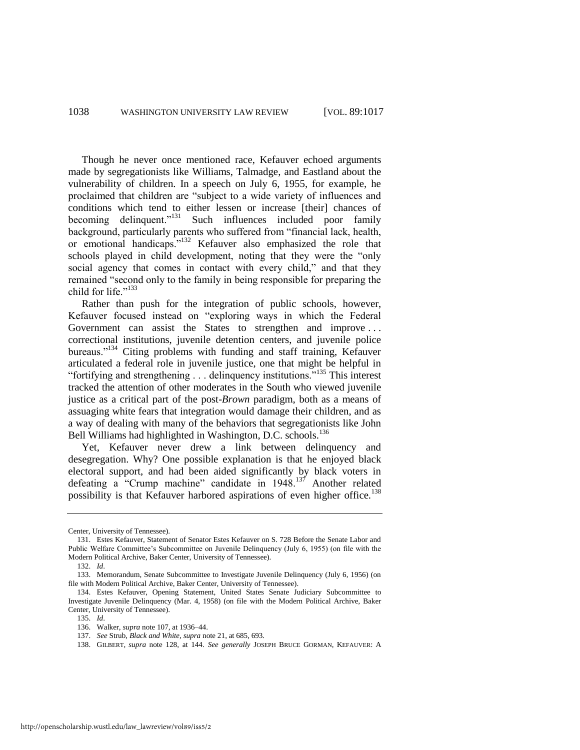Though he never once mentioned race, Kefauver echoed arguments made by segregationists like Williams, Talmadge, and Eastland about the vulnerability of children. In a speech on July 6, 1955, for example, he proclaimed that children are "subject to a wide variety of influences and conditions which tend to either lessen or increase [their] chances of becoming delinquent."[131] Such influences included poor family background, particularly parents who suffered from "financial lack, health, or emotional handicaps."[132] Kefauver also emphasized the role that schools played in child development, noting that they were the "only social agency that comes in contact with every child," and that they remained "second only to the family in being responsible for preparing the child for life."[133]

Rather than push for the integration of public schools, however, Kefauver focused instead on "exploring ways in which the Federal Government can assist the States to strengthen and improve . . . correctional institutions, juvenile detention centers, and juvenile police bureaus."[134] Citing problems with funding and staff training, Kefauver articulated a federal role in juvenile justice, one that might be helpful in "fortifying and strengthening . . . delinquency institutions."[135] This interest tracked the attention of other moderates in the South who viewed juvenile justice as a critical part of the post-*Brown* paradigm, both as a means of assuaging white fears that integration would damage their children, and as a way of dealing with many of the behaviors that segregationists like John Bell Williams had highlighted in Washington, D.C. schools.[136]

Yet, Kefauver never drew a link between delinquency and desegregation. Why? One possible explanation is that he enjoyed black electoral support, and had been aided significantly by black voters in defeating a "Crump machine" candidate in 1948.[137] Another related possibility is that Kefauver harbored aspirations of even higher office.[138]

---

Center, University of Tennessee).

131. Estes Kefauver, Statement of Senator Estes Kefauver on S. 728 Before the Senate Labor and Public Welfare Committee's Subcommittee on Juvenile Delinquency (July 6, 1955) (on file with the Modern Political Archive, Baker Center, University of Tennessee).

132. *Id*.

133. Memorandum, Senate Subcommittee to Investigate Juvenile Delinquency (July 6, 1956) (on file with Modern Political Archive, Baker Center, University of Tennessee).

134. Estes Kefauver, Opening Statement, United States Senate Judiciary Subcommittee to Investigate Juvenile Delinquency (Mar. 4, 1958) (on file with the Modern Political Archive, Baker Center, University of Tennessee).

135. *Id*.

136. Walker, *supra* note 107, at 1936–44.

137. *See* Strub, *Black and White*, *supra* note 21, at 685, 693.

138. GILBERT, *supra* note 128, at 144. *See generally* JOSEPH BRUCE GORMAN, KEFAUVER: A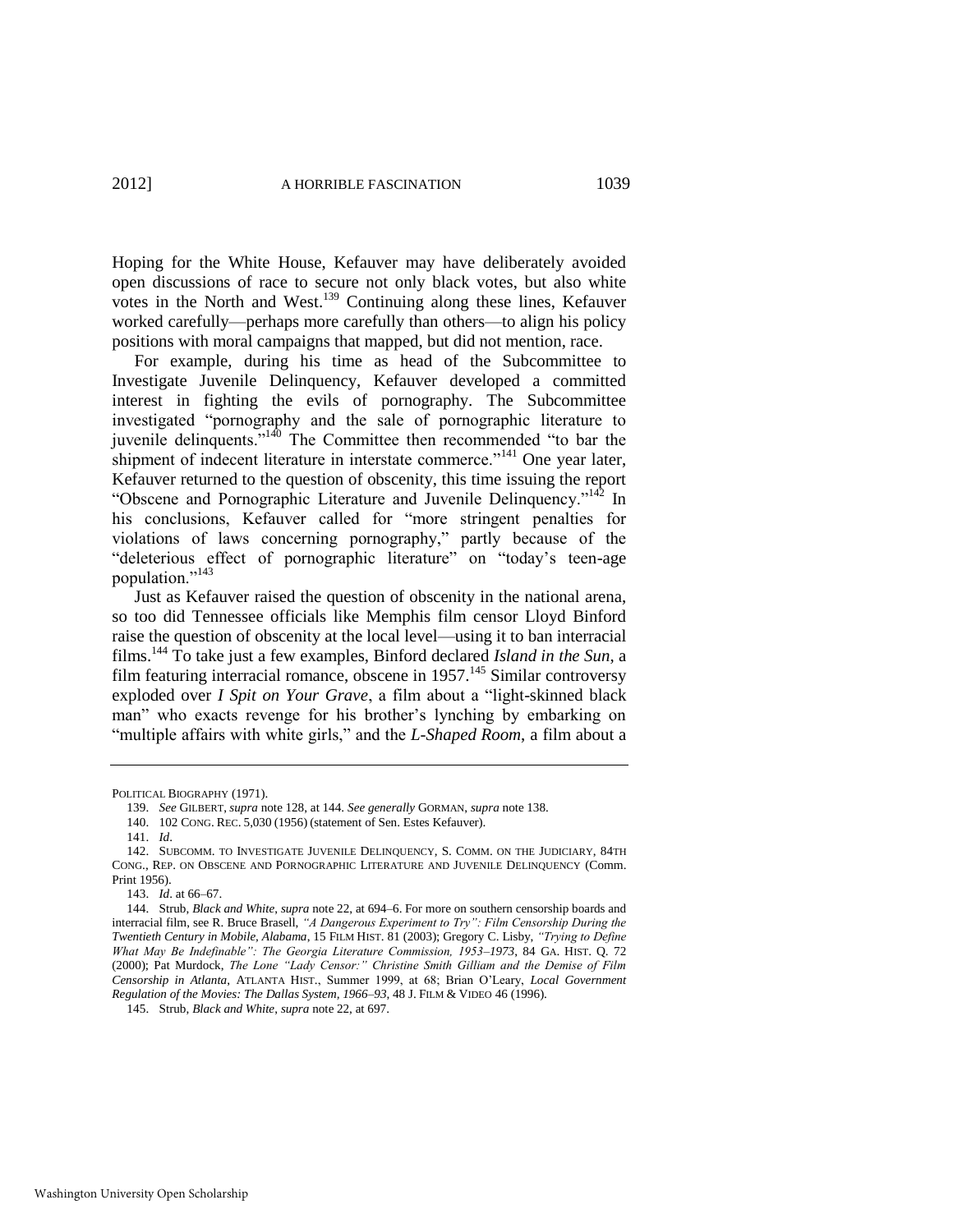Hoping for the White House, Kefauver may have deliberately avoided open discussions of race to secure not only black votes, but also white votes in the North and West.[139] Continuing along these lines, Kefauver worked carefully—perhaps more carefully than others—to align his policy positions with moral campaigns that mapped, but did not mention, race.

For example, during his time as head of the Subcommittee to Investigate Juvenile Delinquency, Kefauver developed a committed interest in fighting the evils of pornography. The Subcommittee investigated "pornography and the sale of pornographic literature to juvenile delinquents."[140] The Committee then recommended "to bar the shipment of indecent literature in interstate commerce."[141] One year later, Kefauver returned to the question of obscenity, this time issuing the report "Obscene and Pornographic Literature and Juvenile Delinquency."[142] In his conclusions, Kefauver called for "more stringent penalties for violations of laws concerning pornography," partly because of the "deleterious effect of pornographic literature" on "today's teen-age population."[143]

Just as Kefauver raised the question of obscenity in the national arena, so too did Tennessee officials like Memphis film censor Lloyd Binford raise the question of obscenity at the local level—using it to ban interracial films.[144] To take just a few examples, Binford declared *Island in the Sun*, a film featuring interracial romance, obscene in 1957.[145] Similar controversy exploded over *I Spit on Your Grave*, a film about a "light-skinned black man" who exacts revenge for his brother's lynching by embarking on "multiple affairs with white girls," and the *L-Shaped Room*, a film about a

---

POLITICAL BIOGRAPHY (1971).

139. *See* GILBERT, *supra* note 128, at 144. *See generally* GORMAN, *supra* note 138.

140. 102 CONG. REC. 5,030 (1956) (statement of Sen. Estes Kefauver).

141. *Id*.

142. SUBCOMM. TO INVESTIGATE JUVENILE DELINQUENCY, S. COMM. ON THE JUDICIARY, 84TH CONG., REP. ON OBSCENE AND PORNOGRAPHIC LITERATURE AND JUVENILE DELINQUENCY (Comm. Print 1956).

143. *Id*. at 66–67.

144. Strub, *Black and White*, *supra* note 22, at 694–6. For more on southern censorship boards and interracial film, see R. Bruce Brasell, *"A Dangerous Experiment to Try": Film Censorship During the Twentieth Century in Mobile, Alabama*, 15 FILM HIST. 81 (2003); Gregory C. Lisby, *"Trying to Define What May Be Indefinable": The Georgia Literature Commission, 1953–1973*, 84 GA. HIST. Q. 72 (2000); Pat Murdock, *The Lone "Lady Censor:" Christine Smith Gilliam and the Demise of Film Censorship in Atlanta*, ATLANTA HIST., Summer 1999, at 68; Brian O'Leary, *Local Government Regulation of the Movies: The Dallas System, 1966–93*, 48 J. FILM & VIDEO 46 (1996).

145. Strub, *Black and White*, *supra* note 22, at 697.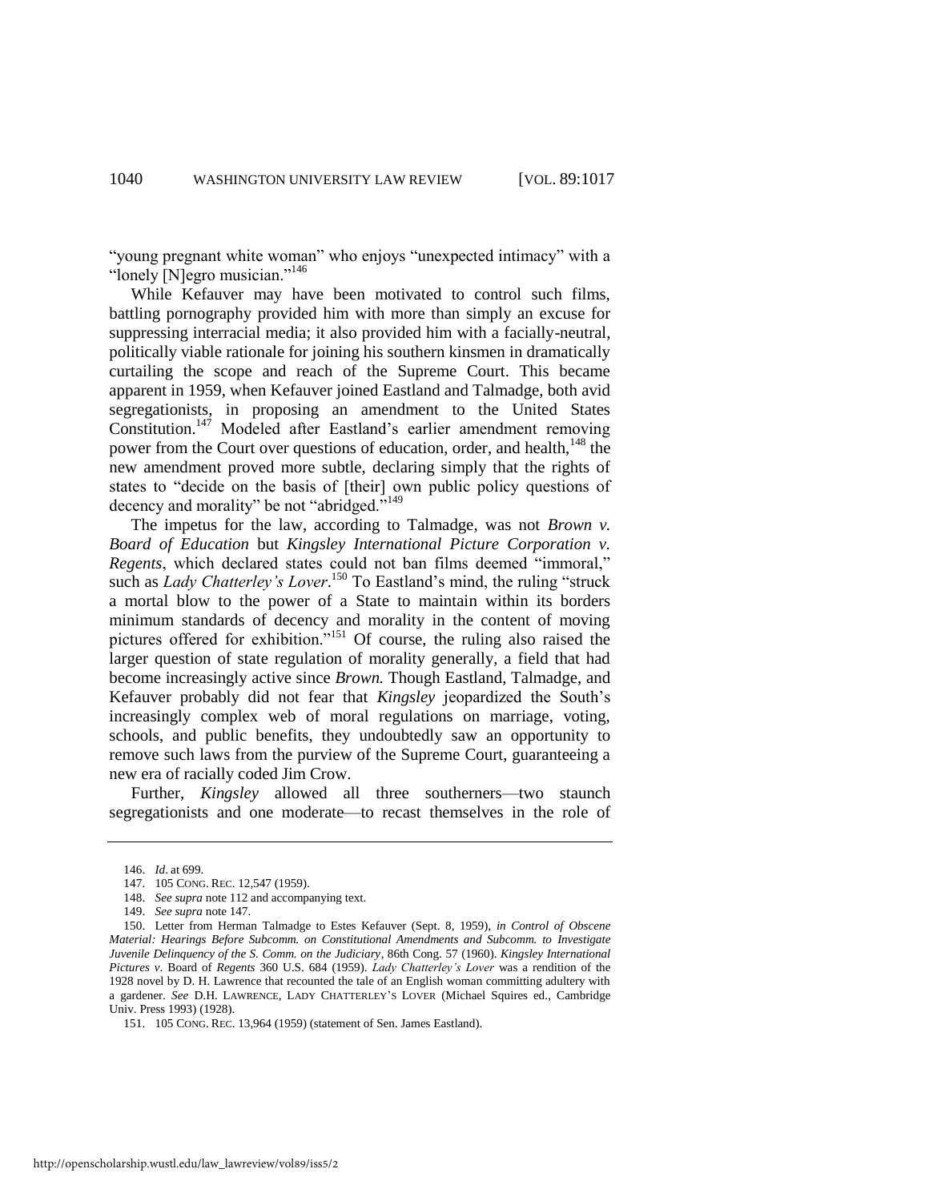"young pregnant white woman" who enjoys "unexpected intimacy" with a "lonely [N]egro musician."[146]

While Kefauver may have been motivated to control such films, battling pornography provided him with more than simply an excuse for suppressing interracial media; it also provided him with a facially-neutral, politically viable rationale for joining his southern kinsmen in dramatically curtailing the scope and reach of the Supreme Court. This became apparent in 1959, when Kefauver joined Eastland and Talmadge, both avid segregationists, in proposing an amendment to the United States Constitution.[147] Modeled after Eastland's earlier amendment removing power from the Court over questions of education, order, and health,[148] the new amendment proved more subtle, declaring simply that the rights of states to "decide on the basis of [their] own public policy questions of decency and morality" be not "abridged."[149]

The impetus for the law, according to Talmadge, was not *Brown v. Board of Education* but *Kingsley International Picture Corporation v. Regents*, which declared states could not ban films deemed "immoral," such as *Lady Chatterley's Lover*.[150] To Eastland's mind, the ruling "struck a mortal blow to the power of a State to maintain within its borders minimum standards of decency and morality in the content of moving pictures offered for exhibition."[151] Of course, the ruling also raised the larger question of state regulation of morality generally, a field that had become increasingly active since *Brown.* Though Eastland, Talmadge, and Kefauver probably did not fear that *Kingsley* jeopardized the South's increasingly complex web of moral regulations on marriage, voting, schools, and public benefits, they undoubtedly saw an opportunity to remove such laws from the purview of the Supreme Court, guaranteeing a new era of racially coded Jim Crow.

Further, *Kingsley* allowed all three southerners—two staunch segregationists and one moderate—to recast themselves in the role of

---

146. *Id*. at 699.

147. 105 CONG. REC. 12,547 (1959).

148. *See supra* note 112 and accompanying text.

149. *See supra* note 147.

150. Letter from Herman Talmadge to Estes Kefauver (Sept. 8, 1959), *in Control of Obscene Material: Hearings Before Subcomm. on Constitutional Amendments and Subcomm. to Investigate Juvenile Delinquency of the S. Comm. on the Judiciary*, 86th Cong. 57 (1960). *Kingsley International Pictures v*. Board of *Regents* 360 U.S. 684 (1959). *Lady Chatterley's Lover* was a rendition of the 1928 novel by D. H. Lawrence that recounted the tale of an English woman committing adultery with a gardener. *See* D.H. LAWRENCE, LADY CHATTERLEY'S LOVER (Michael Squires ed., Cambridge Univ. Press 1993) (1928).

151. 105 CONG. REC. 13,964 (1959) (statement of Sen. James Eastland).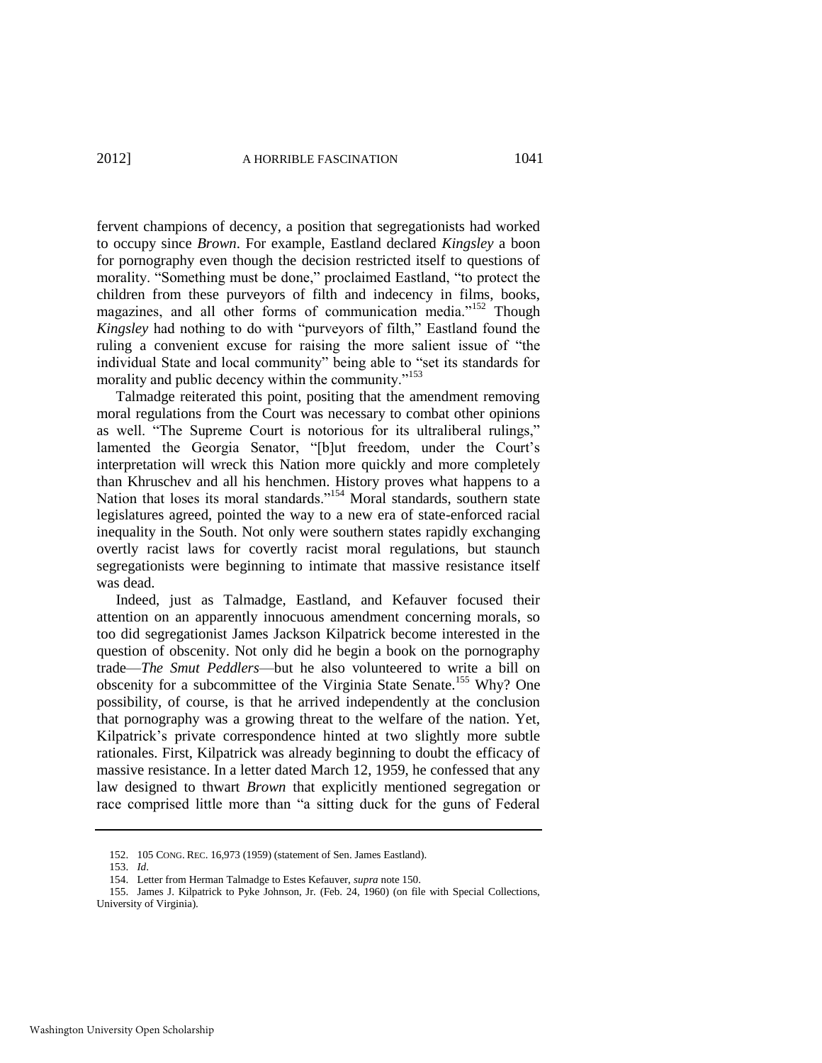fervent champions of decency, a position that segregationists had worked to occupy since *Brown*. For example, Eastland declared *Kingsley* a boon for pornography even though the decision restricted itself to questions of morality. "Something must be done," proclaimed Eastland, "to protect the children from these purveyors of filth and indecency in films, books, magazines, and all other forms of communication media."[152] Though *Kingsley* had nothing to do with "purveyors of filth," Eastland found the ruling a convenient excuse for raising the more salient issue of "the individual State and local community" being able to "set its standards for morality and public decency within the community."[153]

Talmadge reiterated this point, positing that the amendment removing moral regulations from the Court was necessary to combat other opinions as well. "The Supreme Court is notorious for its ultraliberal rulings," lamented the Georgia Senator, "[b]ut freedom, under the Court's interpretation will wreck this Nation more quickly and more completely than Khruschev and all his henchmen. History proves what happens to a Nation that loses its moral standards."[154] Moral standards, southern state legislatures agreed, pointed the way to a new era of state-enforced racial inequality in the South. Not only were southern states rapidly exchanging overtly racist laws for covertly racist moral regulations, but staunch segregationists were beginning to intimate that massive resistance itself was dead.

Indeed, just as Talmadge, Eastland, and Kefauver focused their attention on an apparently innocuous amendment concerning morals, so too did segregationist James Jackson Kilpatrick become interested in the question of obscenity. Not only did he begin a book on the pornography trade—*The Smut Peddlers*—but he also volunteered to write a bill on obscenity for a subcommittee of the Virginia State Senate.[155] Why? One possibility, of course, is that he arrived independently at the conclusion that pornography was a growing threat to the welfare of the nation. Yet, Kilpatrick's private correspondence hinted at two slightly more subtle rationales. First, Kilpatrick was already beginning to doubt the efficacy of massive resistance. In a letter dated March 12, 1959, he confessed that any law designed to thwart *Brown* that explicitly mentioned segregation or race comprised little more than "a sitting duck for the guns of Federal

---

152. 105 CONG. REC. 16,973 (1959) (statement of Sen. James Eastland).

153. *Id*.

154. Letter from Herman Talmadge to Estes Kefauver, *supra* note 150.

155. James J. Kilpatrick to Pyke Johnson, Jr. (Feb. 24, 1960) (on file with Special Collections, University of Virginia).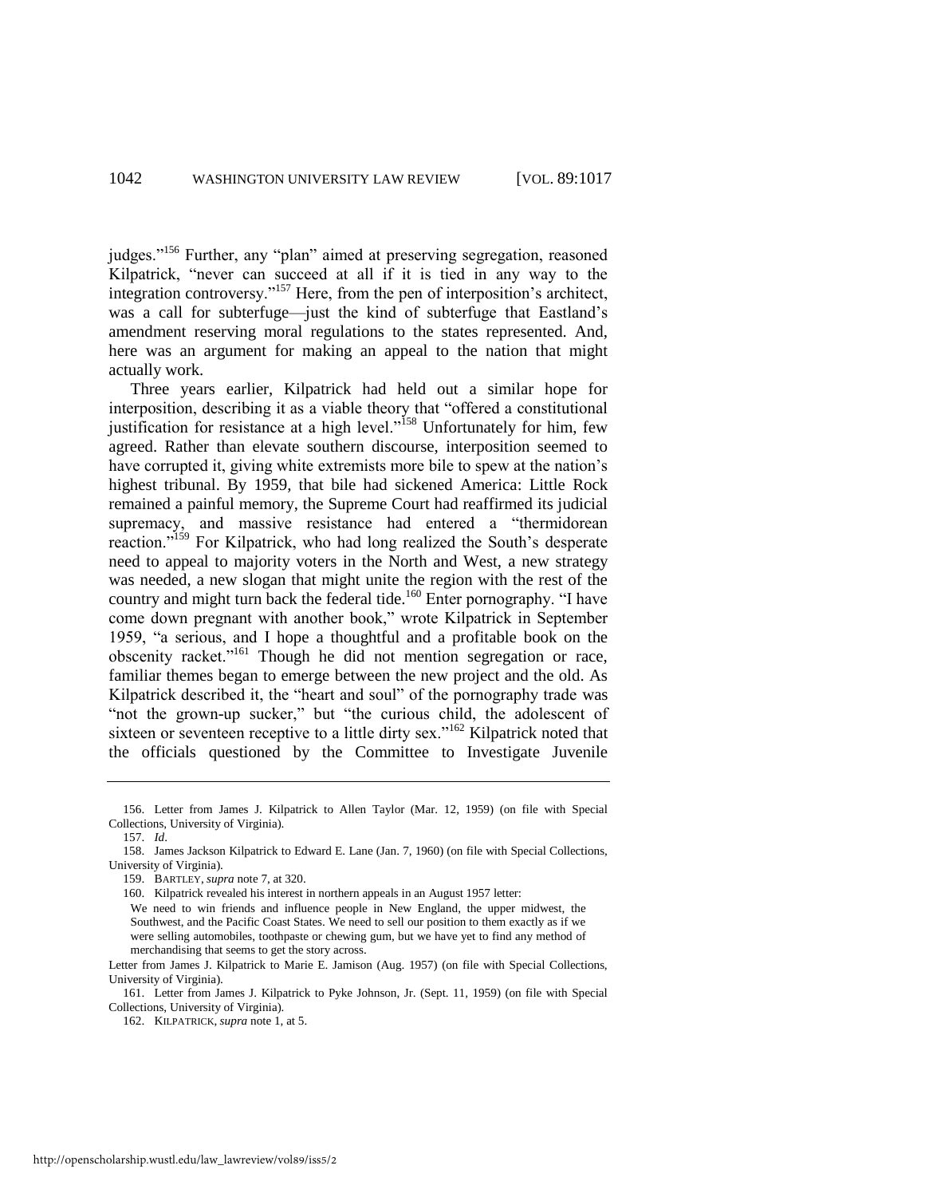judges."[156] Further, any "plan" aimed at preserving segregation, reasoned Kilpatrick, "never can succeed at all if it is tied in any way to the integration controversy."[157] Here, from the pen of interposition's architect, was a call for subterfuge—just the kind of subterfuge that Eastland's amendment reserving moral regulations to the states represented. And, here was an argument for making an appeal to the nation that might actually work.

Three years earlier, Kilpatrick had held out a similar hope for interposition, describing it as a viable theory that "offered a constitutional justification for resistance at a high level."[158] Unfortunately for him, few agreed. Rather than elevate southern discourse, interposition seemed to have corrupted it, giving white extremists more bile to spew at the nation's highest tribunal. By 1959, that bile had sickened America: Little Rock remained a painful memory, the Supreme Court had reaffirmed its judicial supremacy, and massive resistance had entered a "thermidorean reaction."[159] For Kilpatrick, who had long realized the South's desperate need to appeal to majority voters in the North and West, a new strategy was needed, a new slogan that might unite the region with the rest of the country and might turn back the federal tide.[160] Enter pornography. "I have come down pregnant with another book," wrote Kilpatrick in September 1959, "a serious, and I hope a thoughtful and a profitable book on the obscenity racket."[161] Though he did not mention segregation or race, familiar themes began to emerge between the new project and the old. As Kilpatrick described it, the "heart and soul" of the pornography trade was "not the grown-up sucker," but "the curious child, the adolescent of sixteen or seventeen receptive to a little dirty sex."[162] Kilpatrick noted that the officials questioned by the Committee to Investigate Juvenile

---

156. Letter from James J. Kilpatrick to Allen Taylor (Mar. 12, 1959) (on file with Special Collections, University of Virginia).

157. *Id.*

158. James Jackson Kilpatrick to Edward E. Lane (Jan. 7, 1960) (on file with Special Collections, University of Virginia).

159. BARTLEY, *supra* note 7, at 320.

160. Kilpatrick revealed his interest in northern appeals in an August 1957 letter:

> We need to win friends and influence people in New England, the upper midwest, the Southwest, and the Pacific Coast States. We need to sell our position to them exactly as if we were selling automobiles, toothpaste or chewing gum, but we have yet to find any method of merchandising that seems to get the story across.

Letter from James J. Kilpatrick to Marie E. Jamison (Aug. 1957) (on file with Special Collections, University of Virginia).

161. Letter from James J. Kilpatrick to Pyke Johnson, Jr. (Sept. 11, 1959) (on file with Special Collections, University of Virginia).

162. KILPATRICK, *supra* note 1, at 5.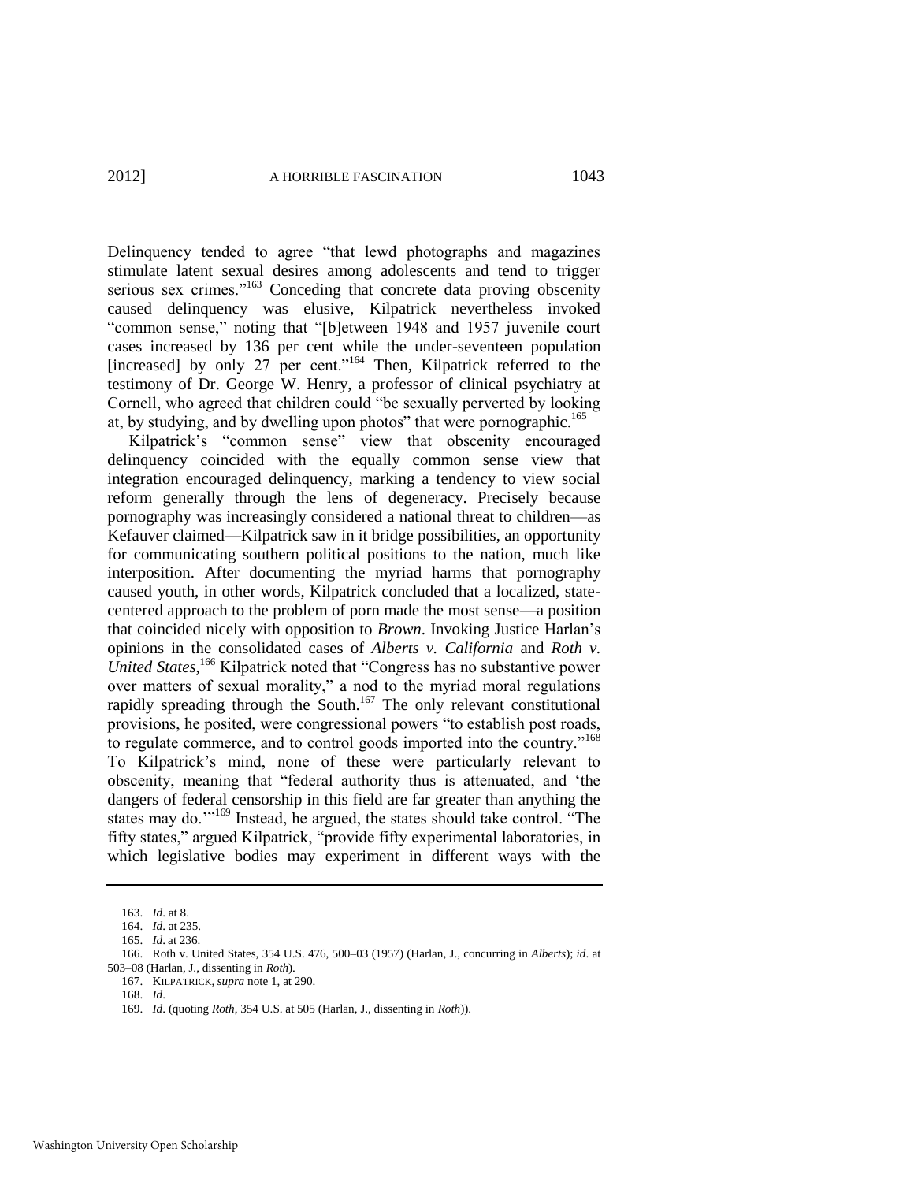Delinquency tended to agree "that lewd photographs and magazines stimulate latent sexual desires among adolescents and tend to trigger serious sex crimes."[163] Conceding that concrete data proving obscenity caused delinquency was elusive, Kilpatrick nevertheless invoked "common sense," noting that "[b]etween 1948 and 1957 juvenile court cases increased by 136 per cent while the under-seventeen population [increased] by only 27 per cent."[164] Then, Kilpatrick referred to the testimony of Dr. George W. Henry, a professor of clinical psychiatry at Cornell, who agreed that children could "be sexually perverted by looking at, by studying, and by dwelling upon photos" that were pornographic.[165]

Kilpatrick's "common sense" view that obscenity encouraged delinquency coincided with the equally common sense view that integration encouraged delinquency, marking a tendency to view social reform generally through the lens of degeneracy. Precisely because pornography was increasingly considered a national threat to children—as Kefauver claimed—Kilpatrick saw in it bridge possibilities, an opportunity for communicating southern political positions to the nation, much like interposition. After documenting the myriad harms that pornography caused youth, in other words, Kilpatrick concluded that a localized, state-centered approach to the problem of porn made the most sense—a position that coincided nicely with opposition to *Brown*. Invoking Justice Harlan's opinions in the consolidated cases of *Alberts v. California* and *Roth v. United States*,[166] Kilpatrick noted that "Congress has no substantive power over matters of sexual morality," a nod to the myriad moral regulations rapidly spreading through the South.[167] The only relevant constitutional provisions, he posited, were congressional powers "to establish post roads, to regulate commerce, and to control goods imported into the country."[168] To Kilpatrick's mind, none of these were particularly relevant to obscenity, meaning that "federal authority thus is attenuated, and 'the dangers of federal censorship in this field are far greater than anything the states may do.'"[169] Instead, he argued, the states should take control. "The fifty states," argued Kilpatrick, "provide fifty experimental laboratories, in which legislative bodies may experiment in different ways with the

---

163. *Id*. at 8.

164. *Id*. at 235.

165. *Id*. at 236.

166. Roth v. United States, 354 U.S. 476, 500–03 (1957) (Harlan, J., concurring in *Alberts*); *id*. at 503–08 (Harlan, J., dissenting in *Roth*).

167. KILPATRICK, *supra* note 1, at 290.

168. *Id*.

169. *Id*. (quoting *Roth*, 354 U.S. at 505 (Harlan, J., dissenting in *Roth*)).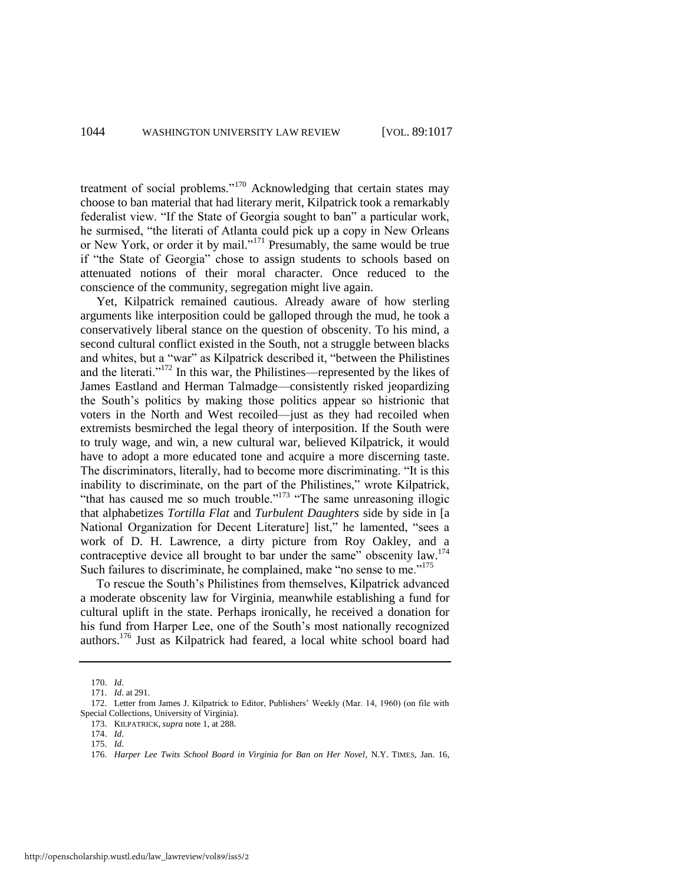treatment of social problems."[170] Acknowledging that certain states may choose to ban material that had literary merit, Kilpatrick took a remarkably federalist view. "If the State of Georgia sought to ban" a particular work, he surmised, "the literati of Atlanta could pick up a copy in New Orleans or New York, or order it by mail."[171] Presumably, the same would be true if "the State of Georgia" chose to assign students to schools based on attenuated notions of their moral character. Once reduced to the conscience of the community, segregation might live again.

Yet, Kilpatrick remained cautious. Already aware of how sterling arguments like interposition could be galloped through the mud, he took a conservatively liberal stance on the question of obscenity. To his mind, a second cultural conflict existed in the South, not a struggle between blacks and whites, but a "war" as Kilpatrick described it, "between the Philistines and the literati."[172] In this war, the Philistines—represented by the likes of James Eastland and Herman Talmadge—consistently risked jeopardizing the South's politics by making those politics appear so histrionic that voters in the North and West recoiled—just as they had recoiled when extremists besmirched the legal theory of interposition. If the South were to truly wage, and win, a new cultural war, believed Kilpatrick, it would have to adopt a more educated tone and acquire a more discerning taste. The discriminators, literally, had to become more discriminating. "It is this inability to discriminate, on the part of the Philistines," wrote Kilpatrick, "that has caused me so much trouble."[173] "The same unreasoning illogic that alphabetizes *Tortilla Flat* and *Turbulent Daughters* side by side in [a National Organization for Decent Literature] list," he lamented, "sees a work of D. H. Lawrence, a dirty picture from Roy Oakley, and a contraceptive device all brought to bar under the same" obscenity law.[174] Such failures to discriminate, he complained, make "no sense to me."[175]

To rescue the South's Philistines from themselves, Kilpatrick advanced a moderate obscenity law for Virginia, meanwhile establishing a fund for cultural uplift in the state. Perhaps ironically, he received a donation for his fund from Harper Lee, one of the South's most nationally recognized authors.[176] Just as Kilpatrick had feared, a local white school board had

---

170. *Id.*

171. *Id.* at 291.

172. Letter from James J. Kilpatrick to Editor, Publishers' Weekly (Mar. 14, 1960) (on file with Special Collections, University of Virginia).

173. KILPATRICK, *supra* note 1, at 288.

174. *Id.*

175. *Id.*

176. *Harper Lee Twits School Board in Virginia for Ban on Her Novel*, N.Y. TIMES, Jan. 16,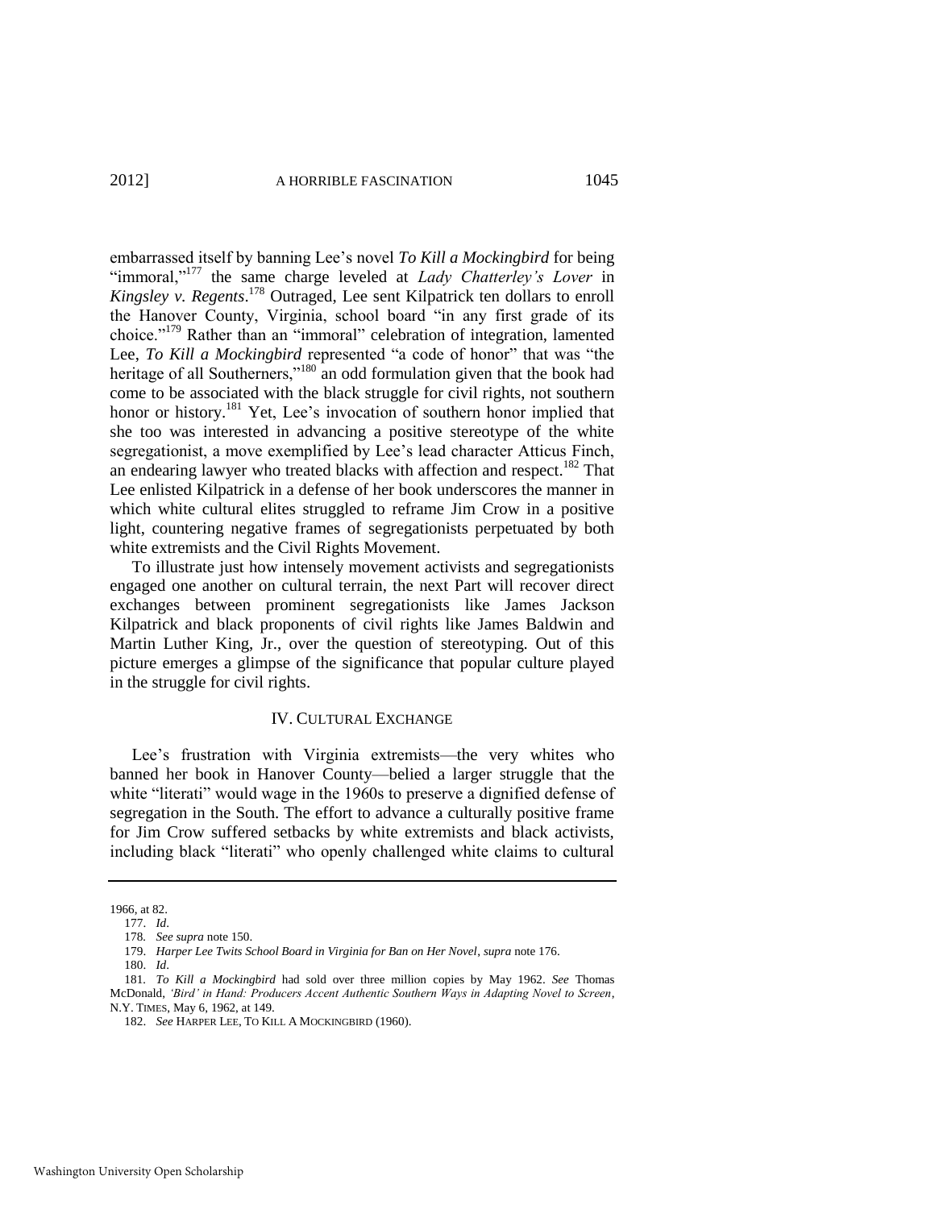embarrassed itself by banning Lee's novel *To Kill a Mockingbird* for being "immoral,"[177] the same charge leveled at *Lady Chatterley's Lover* in *Kingsley v. Regents*.[178] Outraged, Lee sent Kilpatrick ten dollars to enroll the Hanover County, Virginia, school board "in any first grade of its choice."[179] Rather than an "immoral" celebration of integration, lamented Lee, *To Kill a Mockingbird* represented "a code of honor" that was "the heritage of all Southerners,"[180] an odd formulation given that the book had come to be associated with the black struggle for civil rights, not southern honor or history.[181] Yet, Lee's invocation of southern honor implied that she too was interested in advancing a positive stereotype of the white segregationist, a move exemplified by Lee's lead character Atticus Finch, an endearing lawyer who treated blacks with affection and respect.[182] That Lee enlisted Kilpatrick in a defense of her book underscores the manner in which white cultural elites struggled to reframe Jim Crow in a positive light, countering negative frames of segregationists perpetuated by both white extremists and the Civil Rights Movement.

To illustrate just how intensely movement activists and segregationists engaged one another on cultural terrain, the next Part will recover direct exchanges between prominent segregationists like James Jackson Kilpatrick and black proponents of civil rights like James Baldwin and Martin Luther King, Jr., over the question of stereotyping. Out of this picture emerges a glimpse of the significance that popular culture played in the struggle for civil rights.

## IV. CULTURAL EXCHANGE

Lee's frustration with Virginia extremists—the very whites who banned her book in Hanover County—belied a larger struggle that the white "literati" would wage in the 1960s to preserve a dignified defense of segregation in the South. The effort to advance a culturally positive frame for Jim Crow suffered setbacks by white extremists and black activists, including black "literati" who openly challenged white claims to cultural

---

1966, at 82.

177. *Id*.

178. *See supra* note 150.

179. *Harper Lee Twits School Board in Virginia for Ban on Her Novel*, *supra* note 176.

180. *Id*.

181. *To Kill a Mockingbird* had sold over three million copies by May 1962. *See* Thomas McDonald, *'Bird' in Hand: Producers Accent Authentic Southern Ways in Adapting Novel to Screen*, N.Y. TIMES, May 6, 1962, at 149.

182. *See* HARPER LEE, TO KILL A MOCKINGBIRD (1960).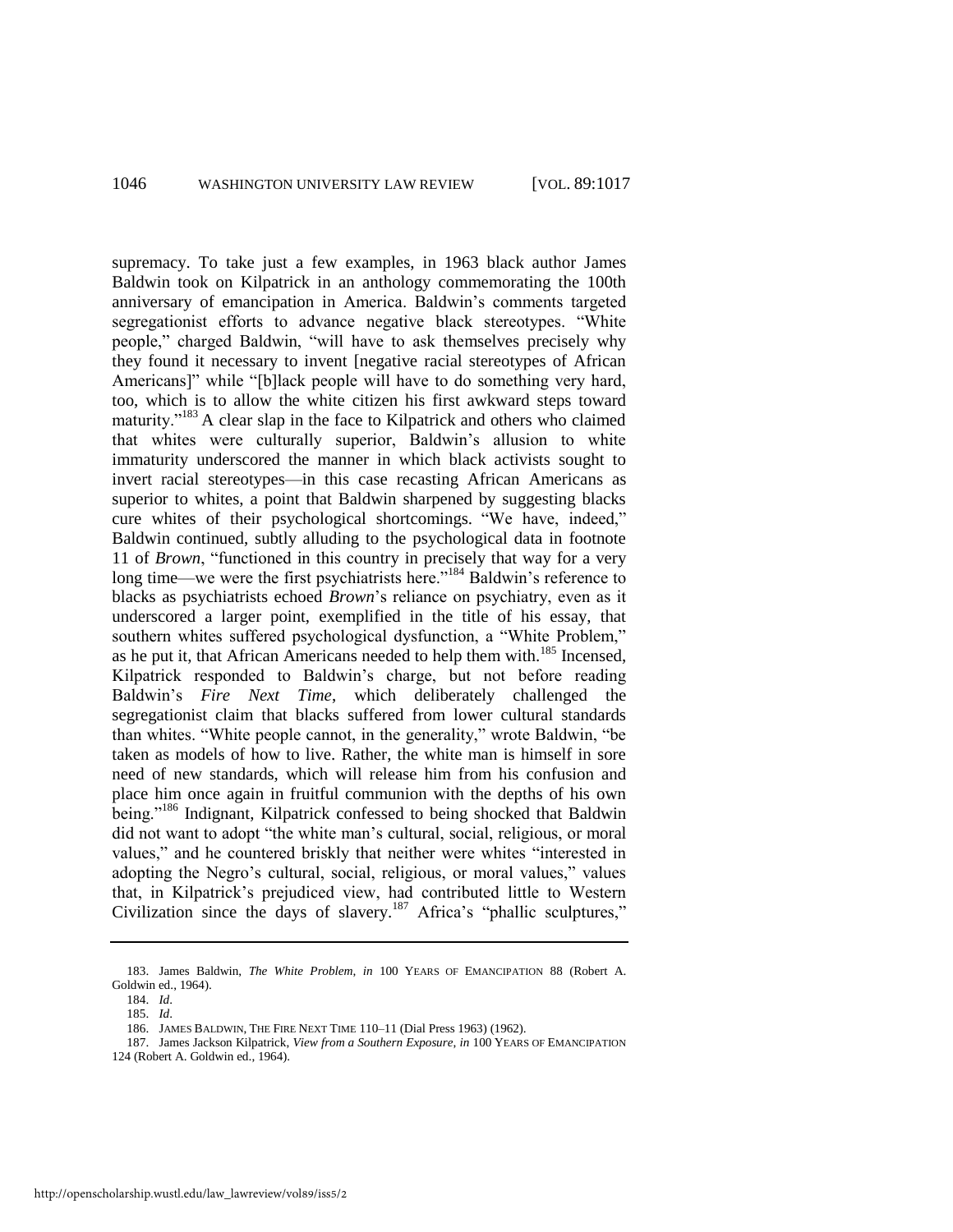supremacy. To take just a few examples, in 1963 black author James Baldwin took on Kilpatrick in an anthology commemorating the 100th anniversary of emancipation in America. Baldwin's comments targeted segregationist efforts to advance negative black stereotypes. "White people," charged Baldwin, "will have to ask themselves precisely why they found it necessary to invent [negative racial stereotypes of African Americans]" while "[b]lack people will have to do something very hard, too, which is to allow the white citizen his first awkward steps toward maturity."[183] A clear slap in the face to Kilpatrick and others who claimed that whites were culturally superior, Baldwin's allusion to white immaturity underscored the manner in which black activists sought to invert racial stereotypes—in this case recasting African Americans as superior to whites, a point that Baldwin sharpened by suggesting blacks cure whites of their psychological shortcomings. "We have, indeed," Baldwin continued, subtly alluding to the psychological data in footnote 11 of *Brown*, "functioned in this country in precisely that way for a very long time—we were the first psychiatrists here."[184] Baldwin's reference to blacks as psychiatrists echoed *Brown*'s reliance on psychiatry, even as it underscored a larger point, exemplified in the title of his essay, that southern whites suffered psychological dysfunction, a "White Problem," as he put it, that African Americans needed to help them with.[185] Incensed, Kilpatrick responded to Baldwin's charge, but not before reading Baldwin's *Fire Next Time*, which deliberately challenged the segregationist claim that blacks suffered from lower cultural standards than whites. "White people cannot, in the generality," wrote Baldwin, "be taken as models of how to live. Rather, the white man is himself in sore need of new standards, which will release him from his confusion and place him once again in fruitful communion with the depths of his own being."[186] Indignant, Kilpatrick confessed to being shocked that Baldwin did not want to adopt "the white man's cultural, social, religious, or moral values," and he countered briskly that neither were whites "interested in adopting the Negro's cultural, social, religious, or moral values," values that, in Kilpatrick's prejudiced view, had contributed little to Western Civilization since the days of slavery.[187] Africa's "phallic sculptures,"

---

183. James Baldwin, *The White Problem*, *in* 100 YEARS OF EMANCIPATION 88 (Robert A. Goldwin ed., 1964).

184. *Id.*

185. *Id.*

186. JAMES BALDWIN, THE FIRE NEXT TIME 110–11 (Dial Press 1963) (1962).

187. James Jackson Kilpatrick, *View from a Southern Exposure*, *in* 100 YEARS OF EMANCIPATION 124 (Robert A. Goldwin ed., 1964).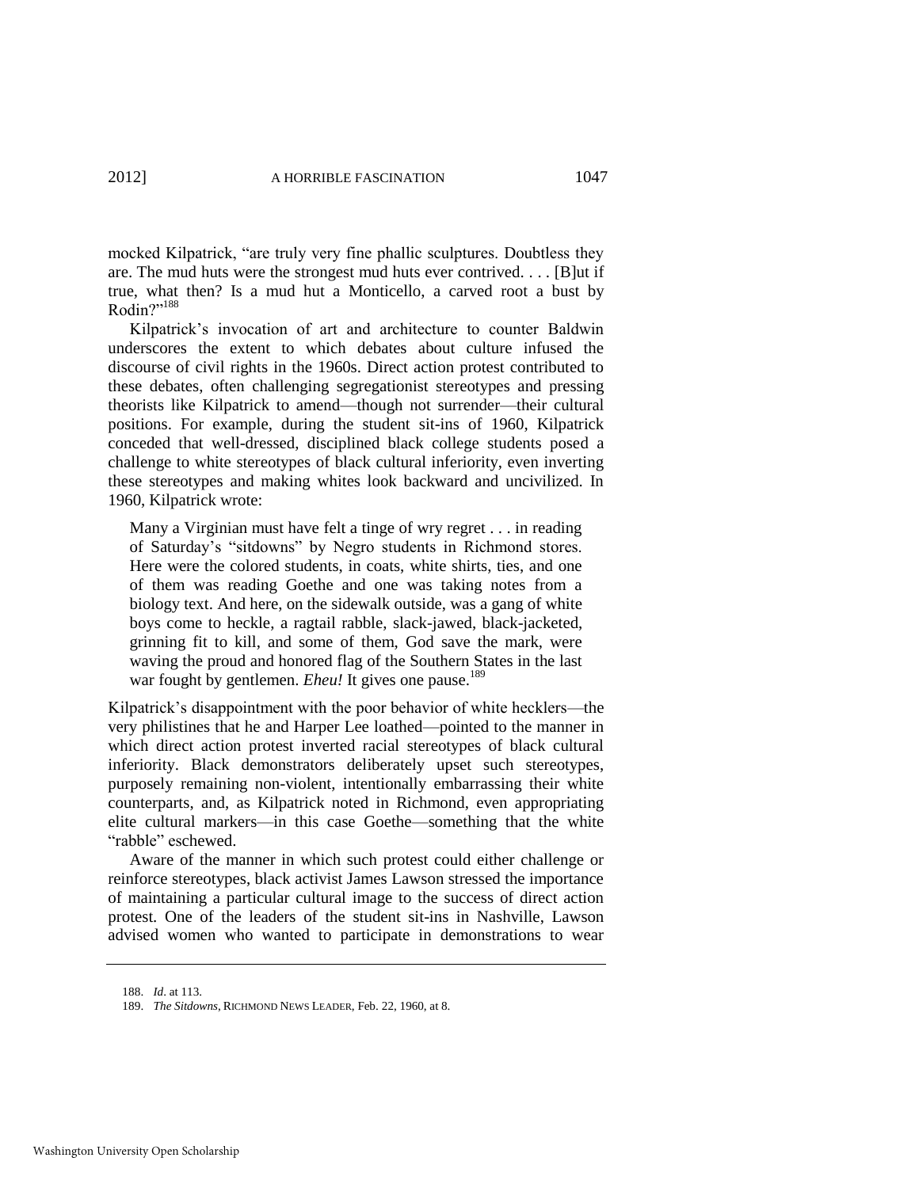mocked Kilpatrick, "are truly very fine phallic sculptures. Doubtless they are. The mud huts were the strongest mud huts ever contrived. . . . [B]ut if true, what then? Is a mud hut a Monticello, a carved root a bust by Rodin?"[188]

Kilpatrick's invocation of art and architecture to counter Baldwin underscores the extent to which debates about culture infused the discourse of civil rights in the 1960s. Direct action protest contributed to these debates, often challenging segregationist stereotypes and pressing theorists like Kilpatrick to amend—though not surrender—their cultural positions. For example, during the student sit-ins of 1960, Kilpatrick conceded that well-dressed, disciplined black college students posed a challenge to white stereotypes of black cultural inferiority, even inverting these stereotypes and making whites look backward and uncivilized. In 1960, Kilpatrick wrote:

> Many a Virginian must have felt a tinge of wry regret . . . in reading of Saturday's "sitdowns" by Negro students in Richmond stores. Here were the colored students, in coats, white shirts, ties, and one of them was reading Goethe and one was taking notes from a biology text. And here, on the sidewalk outside, was a gang of white boys come to heckle, a ragtail rabble, slack-jawed, black-jacketed, grinning fit to kill, and some of them, God save the mark, were waving the proud and honored flag of the Southern States in the last war fought by gentlemen. *Eheu!* It gives one pause.[189]

Kilpatrick's disappointment with the poor behavior of white hecklers—the very philistines that he and Harper Lee loathed—pointed to the manner in which direct action protest inverted racial stereotypes of black cultural inferiority. Black demonstrators deliberately upset such stereotypes, purposely remaining non-violent, intentionally embarrassing their white counterparts, and, as Kilpatrick noted in Richmond, even appropriating elite cultural markers—in this case Goethe—something that the white "rabble" eschewed.

Aware of the manner in which such protest could either challenge or reinforce stereotypes, black activist James Lawson stressed the importance of maintaining a particular cultural image to the success of direct action protest. One of the leaders of the student sit-ins in Nashville, Lawson advised women who wanted to participate in demonstrations to wear

---

188. *Id*. at 113.

189. *The Sitdowns*, RICHMOND NEWS LEADER, Feb. 22, 1960, at 8.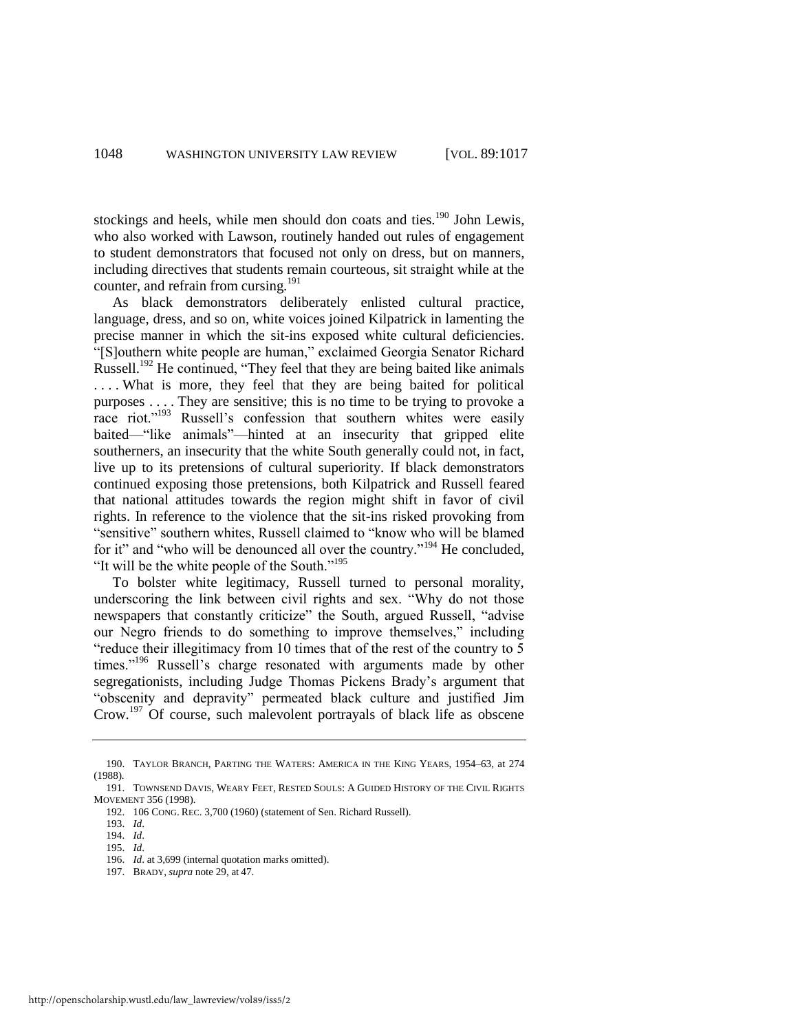stockings and heels, while men should don coats and ties.[190] John Lewis, who also worked with Lawson, routinely handed out rules of engagement to student demonstrators that focused not only on dress, but on manners, including directives that students remain courteous, sit straight while at the counter, and refrain from cursing.[191]

As black demonstrators deliberately enlisted cultural practice, language, dress, and so on, white voices joined Kilpatrick in lamenting the precise manner in which the sit-ins exposed white cultural deficiencies. "[S]outhern white people are human," exclaimed Georgia Senator Richard Russell.[192] He continued, "They feel that they are being baited like animals . . . . What is more, they feel that they are being baited for political purposes . . . . They are sensitive; this is no time to be trying to provoke a race riot."[193] Russell's confession that southern whites were easily baited—"like animals"—hinted at an insecurity that gripped elite southerners, an insecurity that the white South generally could not, in fact, live up to its pretensions of cultural superiority. If black demonstrators continued exposing those pretensions, both Kilpatrick and Russell feared that national attitudes towards the region might shift in favor of civil rights. In reference to the violence that the sit-ins risked provoking from "sensitive" southern whites, Russell claimed to "know who will be blamed for it" and "who will be denounced all over the country."[194] He concluded, "It will be the white people of the South."[195]

To bolster white legitimacy, Russell turned to personal morality, underscoring the link between civil rights and sex. "Why do not those newspapers that constantly criticize" the South, argued Russell, "advise our Negro friends to do something to improve themselves," including "reduce their illegitimacy from 10 times that of the rest of the country to 5 times."[196] Russell's charge resonated with arguments made by other segregationists, including Judge Thomas Pickens Brady's argument that "obscenity and depravity" permeated black culture and justified Jim Crow.[197] Of course, such malevolent portrayals of black life as obscene

---

190. TAYLOR BRANCH, PARTING THE WATERS: AMERICA IN THE KING YEARS, 1954–63, at 274 (1988).

191. TOWNSEND DAVIS, WEARY FEET, RESTED SOULS: A GUIDED HISTORY OF THE CIVIL RIGHTS MOVEMENT 356 (1998).

192. 106 CONG. REC. 3,700 (1960) (statement of Sen. Richard Russell).

193. *Id.*

194. *Id.*

195. *Id.*

196. *Id.* at 3,699 (internal quotation marks omitted).

197. BRADY, *supra* note 29, at 47.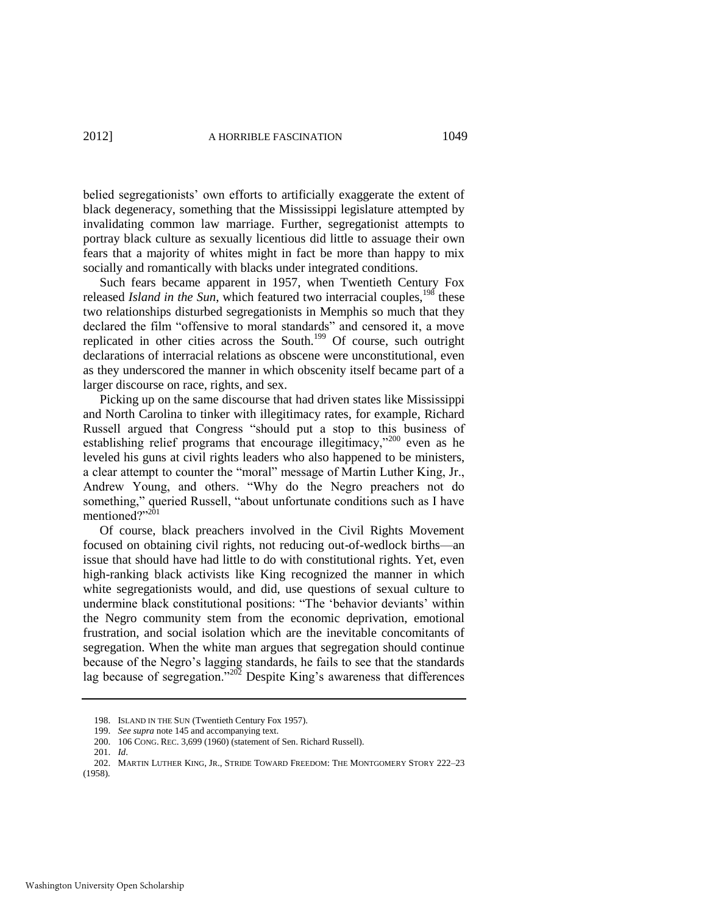belied segregationists' own efforts to artificially exaggerate the extent of black degeneracy, something that the Mississippi legislature attempted by invalidating common law marriage. Further, segregationist attempts to portray black culture as sexually licentious did little to assuage their own fears that a majority of whites might in fact be more than happy to mix socially and romantically with blacks under integrated conditions.

Such fears became apparent in 1957, when Twentieth Century Fox released *Island in the Sun*, which featured two interracial couples,[198] these two relationships disturbed segregationists in Memphis so much that they declared the film "offensive to moral standards" and censored it, a move replicated in other cities across the South.[199] Of course, such outright declarations of interracial relations as obscene were unconstitutional, even as they underscored the manner in which obscenity itself became part of a larger discourse on race, rights, and sex.

Picking up on the same discourse that had driven states like Mississippi and North Carolina to tinker with illegitimacy rates, for example, Richard Russell argued that Congress "should put a stop to this business of establishing relief programs that encourage illegitimacy,"[200] even as he leveled his guns at civil rights leaders who also happened to be ministers, a clear attempt to counter the "moral" message of Martin Luther King, Jr., Andrew Young, and others. "Why do the Negro preachers not do something," queried Russell, "about unfortunate conditions such as I have mentioned?"[201]

Of course, black preachers involved in the Civil Rights Movement focused on obtaining civil rights, not reducing out-of-wedlock births—an issue that should have had little to do with constitutional rights. Yet, even high-ranking black activists like King recognized the manner in which white segregationists would, and did, use questions of sexual culture to undermine black constitutional positions: "The 'behavior deviants' within the Negro community stem from the economic deprivation, emotional frustration, and social isolation which are the inevitable concomitants of segregation. When the white man argues that segregation should continue because of the Negro's lagging standards, he fails to see that the standards lag because of segregation."[202] Despite King's awareness that differences

---

198. ISLAND IN THE SUN (Twentieth Century Fox 1957).

199. *See supra* note 145 and accompanying text.

200. 106 CONG. REC. 3,699 (1960) (statement of Sen. Richard Russell).

201. *Id*.

202. MARTIN LUTHER KING, JR., STRIDE TOWARD FREEDOM: THE MONTGOMERY STORY 222–23 (1958).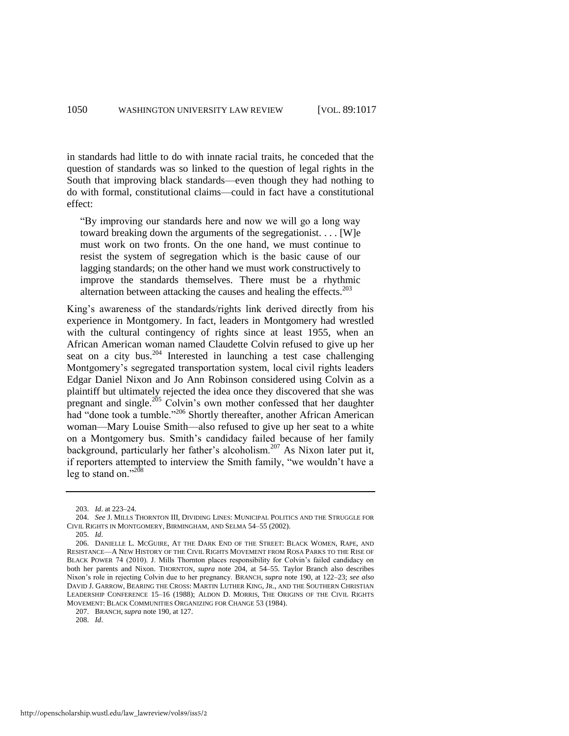in standards had little to do with innate racial traits, he conceded that the question of standards was so linked to the question of legal rights in the South that improving black standards—even though they had nothing to do with formal, constitutional claims—could in fact have a constitutional effect:

> "By improving our standards here and now we will go a long way toward breaking down the arguments of the segregationist. . . . [W]e must work on two fronts. On the one hand, we must continue to resist the system of segregation which is the basic cause of our lagging standards; on the other hand we must work constructively to improve the standards themselves. There must be a rhythmic alternation between attacking the causes and healing the effects.[203]

King's awareness of the standards/rights link derived directly from his experience in Montgomery. In fact, leaders in Montgomery had wrestled with the cultural contingency of rights since at least 1955, when an African American woman named Claudette Colvin refused to give up her seat on a city bus.[204] Interested in launching a test case challenging Montgomery's segregated transportation system, local civil rights leaders Edgar Daniel Nixon and Jo Ann Robinson considered using Colvin as a plaintiff but ultimately rejected the idea once they discovered that she was pregnant and single.[205] Colvin's own mother confessed that her daughter had "done took a tumble."[206] Shortly thereafter, another African American woman—Mary Louise Smith—also refused to give up her seat to a white on a Montgomery bus. Smith's candidacy failed because of her family background, particularly her father's alcoholism.[207] As Nixon later put it, if reporters attempted to interview the Smith family, "we wouldn't have a leg to stand on."[208]

---

203. *Id*. at 223–24.

204. *See* J. MILLS THORNTON III, DIVIDING LINES: MUNICIPAL POLITICS AND THE STRUGGLE FOR CIVIL RIGHTS IN MONTGOMERY, BIRMINGHAM, AND SELMA 54–55 (2002).

205. *Id*.

206. DANIELLE L. MCGUIRE, AT THE DARK END OF THE STREET: BLACK WOMEN, RAPE, AND RESISTANCE—A NEW HISTORY OF THE CIVIL RIGHTS MOVEMENT FROM ROSA PARKS TO THE RISE OF BLACK POWER 74 (2010). J. Mills Thornton places responsibility for Colvin's failed candidacy on both her parents and Nixon. THORNTON, *supra* note 204, at 54–55. Taylor Branch also describes Nixon's role in rejecting Colvin due to her pregnancy. BRANCH, *supra* note 190, at 122–23; *see also* DAVID J. GARROW, BEARING THE CROSS: MARTIN LUTHER KING, JR., AND THE SOUTHERN CHRISTIAN LEADERSHIP CONFERENCE 15–16 (1988); ALDON D. MORRIS, THE ORIGINS OF THE CIVIL RIGHTS MOVEMENT: BLACK COMMUNITIES ORGANIZING FOR CHANGE 53 (1984).

207. BRANCH, *supra* note 190, at 127.

208. *Id*.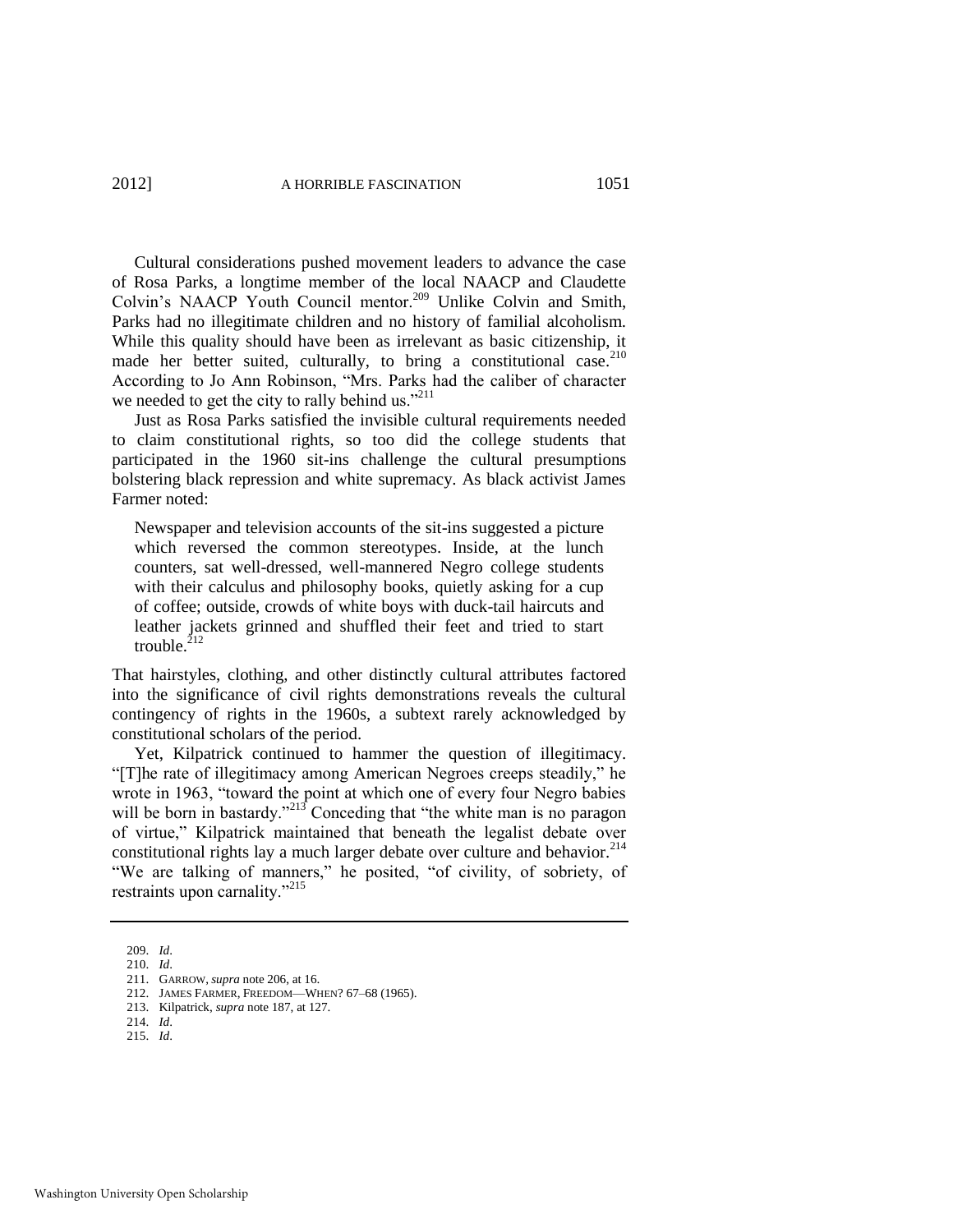Cultural considerations pushed movement leaders to advance the case of Rosa Parks, a longtime member of the local NAACP and Claudette Colvin's NAACP Youth Council mentor.[209] Unlike Colvin and Smith, Parks had no illegitimate children and no history of familial alcoholism. While this quality should have been as irrelevant as basic citizenship, it made her better suited, culturally, to bring a constitutional case.[210] According to Jo Ann Robinson, "Mrs. Parks had the caliber of character we needed to get the city to rally behind us."[211]

Just as Rosa Parks satisfied the invisible cultural requirements needed to claim constitutional rights, so too did the college students that participated in the 1960 sit-ins challenge the cultural presumptions bolstering black repression and white supremacy. As black activist James Farmer noted:

> Newspaper and television accounts of the sit-ins suggested a picture which reversed the common stereotypes. Inside, at the lunch counters, sat well-dressed, well-mannered Negro college students with their calculus and philosophy books, quietly asking for a cup of coffee; outside, crowds of white boys with duck-tail haircuts and leather jackets grinned and shuffled their feet and tried to start trouble.[212]

That hairstyles, clothing, and other distinctly cultural attributes factored into the significance of civil rights demonstrations reveals the cultural contingency of rights in the 1960s, a subtext rarely acknowledged by constitutional scholars of the period.

Yet, Kilpatrick continued to hammer the question of illegitimacy. "[T]he rate of illegitimacy among American Negroes creeps steadily," he wrote in 1963, "toward the point at which one of every four Negro babies will be born in bastardy."[213] Conceding that "the white man is no paragon of virtue," Kilpatrick maintained that beneath the legalist debate over constitutional rights lay a much larger debate over culture and behavior.[214] "We are talking of manners," he posited, "of civility, of sobriety, of restraints upon carnality."[215]

---

209. *Id*.
210. *Id*.
211. GARROW, *supra* note 206, at 16.
212. JAMES FARMER, FREEDOM—WHEN? 67–68 (1965).
213. Kilpatrick, *supra* note 187, at 127.
214. *Id*.
215. *Id*.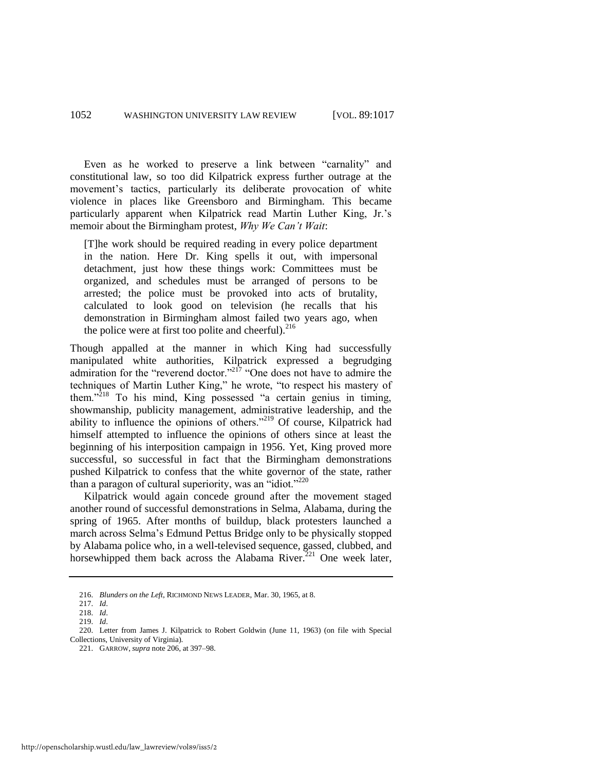Even as he worked to preserve a link between "carnality" and constitutional law, so too did Kilpatrick express further outrage at the movement's tactics, particularly its deliberate provocation of white violence in places like Greensboro and Birmingham. This became particularly apparent when Kilpatrick read Martin Luther King, Jr.'s memoir about the Birmingham protest, *Why We Can't Wait*:

> [T]he work should be required reading in every police department in the nation. Here Dr. King spells it out, with impersonal detachment, just how these things work: Committees must be organized, and schedules must be arranged of persons to be arrested; the police must be provoked into acts of brutality, calculated to look good on television (he recalls that his demonstration in Birmingham almost failed two years ago, when the police were at first too polite and cheerful).[216]

Though appalled at the manner in which King had successfully manipulated white authorities, Kilpatrick expressed a begrudging admiration for the "reverend doctor."[217] "One does not have to admire the techniques of Martin Luther King," he wrote, "to respect his mastery of them."[218] To his mind, King possessed "a certain genius in timing, showmanship, publicity management, administrative leadership, and the ability to influence the opinions of others."[219] Of course, Kilpatrick had himself attempted to influence the opinions of others since at least the beginning of his interposition campaign in 1956. Yet, King proved more successful, so successful in fact that the Birmingham demonstrations pushed Kilpatrick to confess that the white governor of the state, rather than a paragon of cultural superiority, was an "idiot."[220]

Kilpatrick would again concede ground after the movement staged another round of successful demonstrations in Selma, Alabama, during the spring of 1965. After months of buildup, black protesters launched a march across Selma's Edmund Pettus Bridge only to be physically stopped by Alabama police who, in a well-televised sequence, gassed, clubbed, and horsewhipped them back across the Alabama River.[221] One week later,

---

216. *Blunders on the Left*, RICHMOND NEWS LEADER, Mar. 30, 1965, at 8.

217. *Id*.

218. *Id*.

219. *Id*.

220. Letter from James J. Kilpatrick to Robert Goldwin (June 11, 1963) (on file with Special Collections, University of Virginia).

221. GARROW, *supra* note 206, at 397–98.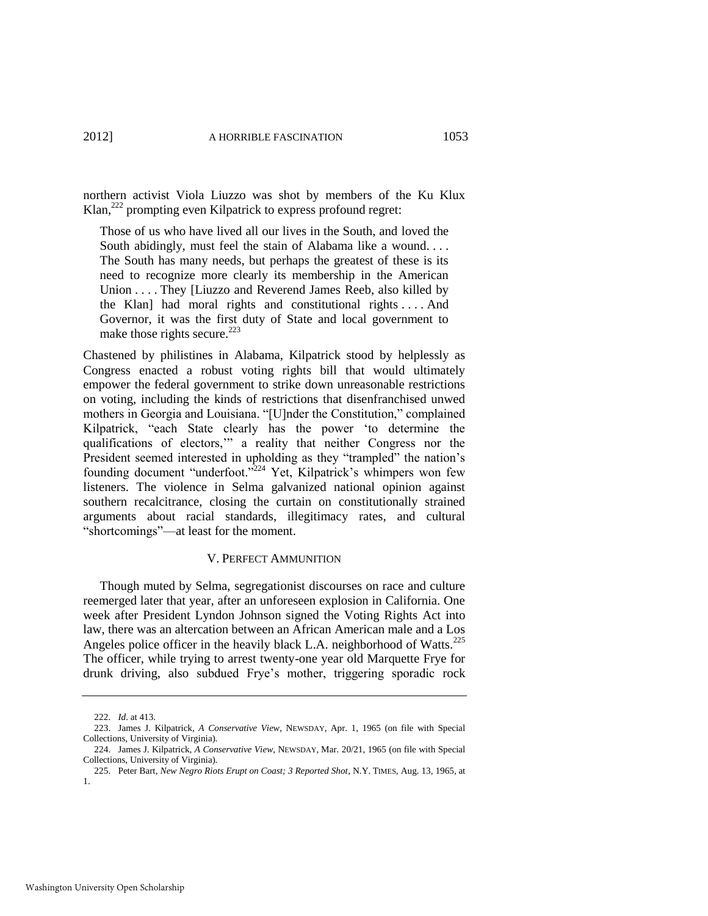northern activist Viola Liuzzo was shot by members of the Ku Klux Klan,[222] prompting even Kilpatrick to express profound regret:

> Those of us who have lived all our lives in the South, and loved the South abidingly, must feel the stain of Alabama like a wound. . . . The South has many needs, but perhaps the greatest of these is its need to recognize more clearly its membership in the American Union . . . . They [Liuzzo and Reverend James Reeb, also killed by the Klan] had moral rights and constitutional rights . . . . And Governor, it was the first duty of State and local government to make those rights secure.[223]

Chastened by philistines in Alabama, Kilpatrick stood by helplessly as Congress enacted a robust voting rights bill that would ultimately empower the federal government to strike down unreasonable restrictions on voting, including the kinds of restrictions that disenfranchised unwed mothers in Georgia and Louisiana. "[U]nder the Constitution," complained Kilpatrick, "each State clearly has the power 'to determine the qualifications of electors,'" a reality that neither Congress nor the President seemed interested in upholding as they "trampled" the nation's founding document "underfoot."[224] Yet, Kilpatrick's whimpers won few listeners. The violence in Selma galvanized national opinion against southern recalcitrance, closing the curtain on constitutionally strained arguments about racial standards, illegitimacy rates, and cultural "shortcomings"—at least for the moment.

## V. PERFECT AMMUNITION

Though muted by Selma, segregationist discourses on race and culture reemerged later that year, after an unforeseen explosion in California. One week after President Lyndon Johnson signed the Voting Rights Act into law, there was an altercation between an African American male and a Los Angeles police officer in the heavily black L.A. neighborhood of Watts.[225] The officer, while trying to arrest twenty-one year old Marquette Frye for drunk driving, also subdued Frye's mother, triggering sporadic rock

---

222. *Id.* at 413.

223. James J. Kilpatrick, *A Conservative View*, NEWSDAY, Apr. 1, 1965 (on file with Special Collections, University of Virginia).

224. James J. Kilpatrick, *A Conservative View*, NEWSDAY, Mar. 20/21, 1965 (on file with Special Collections, University of Virginia).

225. Peter Bart, *New Negro Riots Erupt on Coast; 3 Reported Shot*, N.Y. TIMES, Aug. 13, 1965, at 1.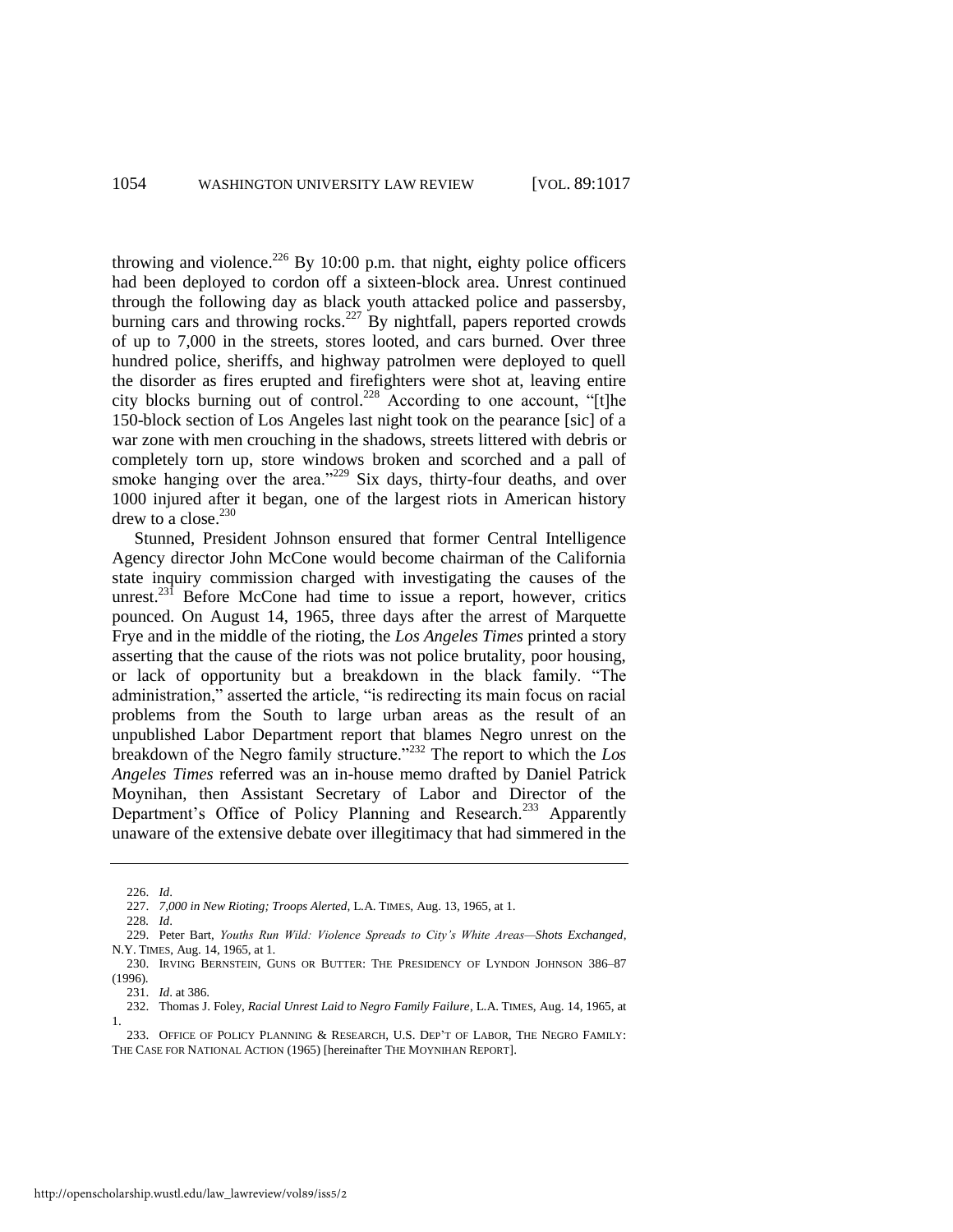throwing and violence.[226] By 10:00 p.m. that night, eighty police officers had been deployed to cordon off a sixteen-block area. Unrest continued through the following day as black youth attacked police and passersby, burning cars and throwing rocks.[227] By nightfall, papers reported crowds of up to 7,000 in the streets, stores looted, and cars burned. Over three hundred police, sheriffs, and highway patrolmen were deployed to quell the disorder as fires erupted and firefighters were shot at, leaving entire city blocks burning out of control.[228] According to one account, "[t]he 150-block section of Los Angeles last night took on the pearance [sic] of a war zone with men crouching in the shadows, streets littered with debris or completely torn up, store windows broken and scorched and a pall of smoke hanging over the area."[229] Six days, thirty-four deaths, and over 1000 injured after it began, one of the largest riots in American history drew to a close.[230]

Stunned, President Johnson ensured that former Central Intelligence Agency director John McCone would become chairman of the California state inquiry commission charged with investigating the causes of the unrest.[231] Before McCone had time to issue a report, however, critics pounced. On August 14, 1965, three days after the arrest of Marquette Frye and in the middle of the rioting, the *Los Angeles Times* printed a story asserting that the cause of the riots was not police brutality, poor housing, or lack of opportunity but a breakdown in the black family. "The administration," asserted the article, "is redirecting its main focus on racial problems from the South to large urban areas as the result of an unpublished Labor Department report that blames Negro unrest on the breakdown of the Negro family structure."[232] The report to which the *Los Angeles Times* referred was an in-house memo drafted by Daniel Patrick Moynihan, then Assistant Secretary of Labor and Director of the Department's Office of Policy Planning and Research.[233] Apparently unaware of the extensive debate over illegitimacy that had simmered in the

---

226. *Id*.

227. *7,000 in New Rioting; Troops Alerted*, L.A. TIMES, Aug. 13, 1965, at 1.

228. *Id*.

229. Peter Bart, *Youths Run Wild: Violence Spreads to City's White Areas—Shots Exchanged*, N.Y. TIMES, Aug. 14, 1965, at 1.

230. IRVING BERNSTEIN, GUNS OR BUTTER: THE PRESIDENCY OF LYNDON JOHNSON 386–87 (1996).

231. *Id*. at 386.

232. Thomas J. Foley, *Racial Unrest Laid to Negro Family Failure*, L.A. TIMES, Aug. 14, 1965, at 1.

233. OFFICE OF POLICY PLANNING & RESEARCH, U.S. DEP'T OF LABOR, THE NEGRO FAMILY: THE CASE FOR NATIONAL ACTION (1965) [hereinafter THE MOYNIHAN REPORT].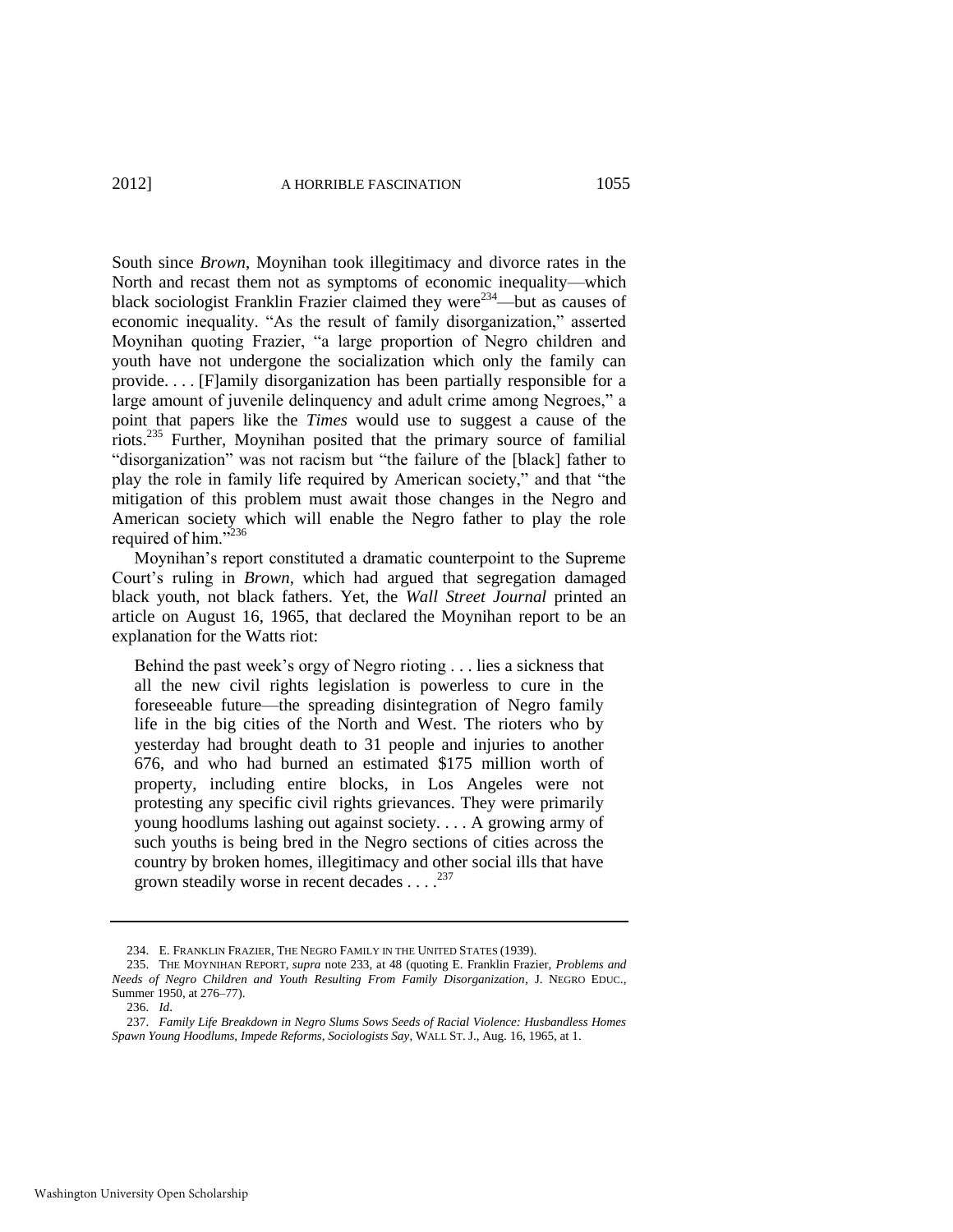South since *Brown*, Moynihan took illegitimacy and divorce rates in the North and recast them not as symptoms of economic inequality—which black sociologist Franklin Frazier claimed they were[234]—but as causes of economic inequality. "As the result of family disorganization," asserted Moynihan quoting Frazier, "a large proportion of Negro children and youth have not undergone the socialization which only the family can provide. . . . [F]amily disorganization has been partially responsible for a large amount of juvenile delinquency and adult crime among Negroes," a point that papers like the *Times* would use to suggest a cause of the riots.[235] Further, Moynihan posited that the primary source of familial "disorganization" was not racism but "the failure of the [black] father to play the role in family life required by American society," and that "the mitigation of this problem must await those changes in the Negro and American society which will enable the Negro father to play the role required of him."[236]

Moynihan's report constituted a dramatic counterpoint to the Supreme Court's ruling in *Brown*, which had argued that segregation damaged black youth, not black fathers. Yet, the *Wall Street Journal* printed an article on August 16, 1965, that declared the Moynihan report to be an explanation for the Watts riot:

> Behind the past week's orgy of Negro rioting . . . lies a sickness that all the new civil rights legislation is powerless to cure in the foreseeable future—the spreading disintegration of Negro family life in the big cities of the North and West. The rioters who by yesterday had brought death to 31 people and injuries to another 676, and who had burned an estimated $175 million worth of property, including entire blocks, in Los Angeles were not protesting any specific civil rights grievances. They were primarily young hoodlums lashing out against society. . . . A growing army of such youths is being bred in the Negro sections of cities across the country by broken homes, illegitimacy and other social ills that have grown steadily worse in recent decades . . . .[237]

---

234. E. FRANKLIN FRAZIER, THE NEGRO FAMILY IN THE UNITED STATES (1939).

235. THE MOYNIHAN REPORT, *supra* note 233, at 48 (quoting E. Franklin Frazier, *Problems and Needs of Negro Children and Youth Resulting From Family Disorganization*, J. NEGRO EDUC., Summer 1950, at 276–77).

236. *Id*.

237. *Family Life Breakdown in Negro Slums Sows Seeds of Racial Violence: Husbandless Homes Spawn Young Hoodlums, Impede Reforms, Sociologists Say*, WALL ST. J., Aug. 16, 1965, at 1.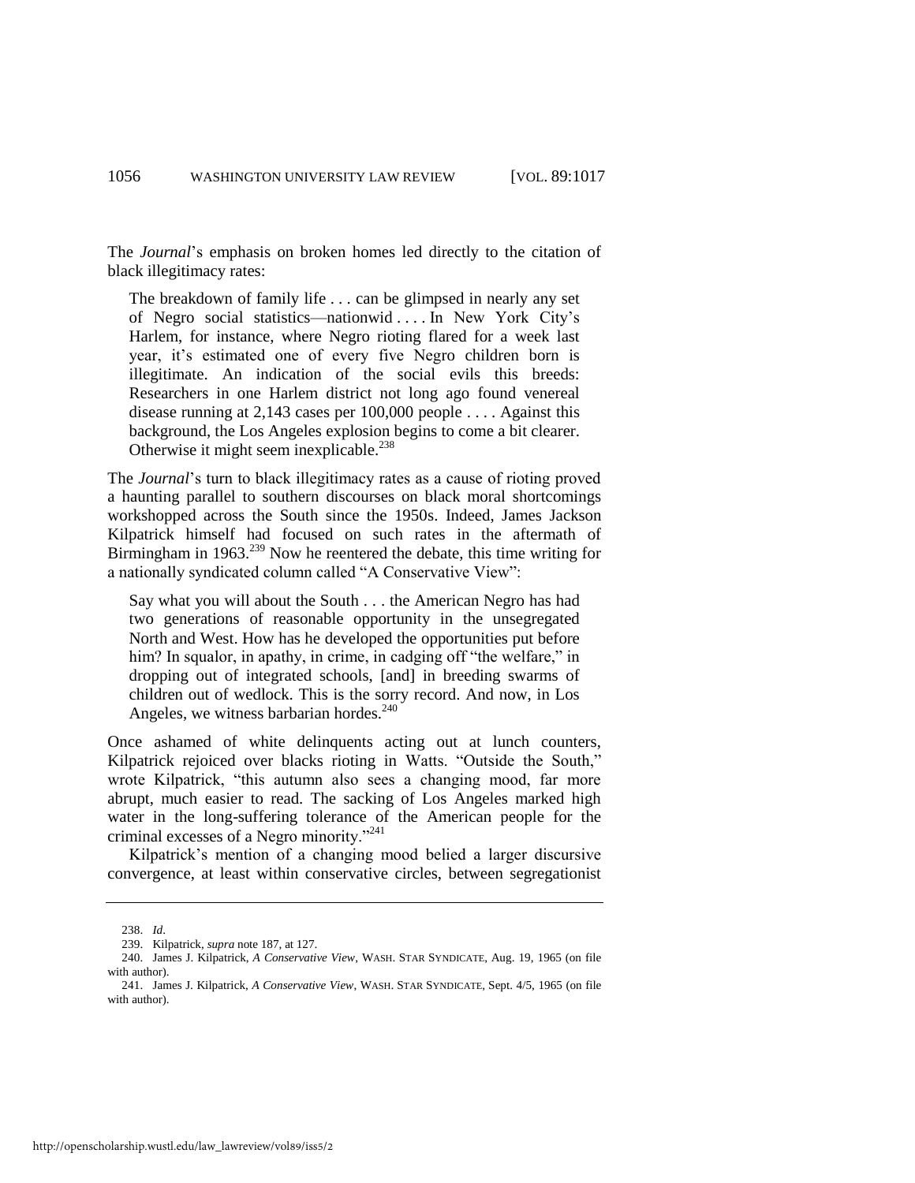The *Journal*'s emphasis on broken homes led directly to the citation of black illegitimacy rates:

> The breakdown of family life . . . can be glimpsed in nearly any set of Negro social statistics—nationwid . . . . In New York City's Harlem, for instance, where Negro rioting flared for a week last year, it's estimated one of every five Negro children born is illegitimate. An indication of the social evils this breeds: Researchers in one Harlem district not long ago found venereal disease running at 2,143 cases per 100,000 people . . . . Against this background, the Los Angeles explosion begins to come a bit clearer. Otherwise it might seem inexplicable.[238]

The *Journal*'s turn to black illegitimacy rates as a cause of rioting proved a haunting parallel to southern discourses on black moral shortcomings workshopped across the South since the 1950s. Indeed, James Jackson Kilpatrick himself had focused on such rates in the aftermath of Birmingham in 1963.[239] Now he reentered the debate, this time writing for a nationally syndicated column called "A Conservative View":

> Say what you will about the South . . . the American Negro has had two generations of reasonable opportunity in the unsegregated North and West. How has he developed the opportunities put before him? In squalor, in apathy, in crime, in cadging off "the welfare," in dropping out of integrated schools, [and] in breeding swarms of children out of wedlock. This is the sorry record. And now, in Los Angeles, we witness barbarian hordes.[240]

Once ashamed of white delinquents acting out at lunch counters, Kilpatrick rejoiced over blacks rioting in Watts. "Outside the South," wrote Kilpatrick, "this autumn also sees a changing mood, far more abrupt, much easier to read. The sacking of Los Angeles marked high water in the long-suffering tolerance of the American people for the criminal excesses of a Negro minority."[241]

Kilpatrick's mention of a changing mood belied a larger discursive convergence, at least within conservative circles, between segregationist

---

238. *Id*.

239. Kilpatrick, *supra* note 187, at 127.

240. James J. Kilpatrick, *A Conservative View*, WASH. STAR SYNDICATE, Aug. 19, 1965 (on file with author).

241. James J. Kilpatrick, *A Conservative View*, WASH. STAR SYNDICATE, Sept. 4/5, 1965 (on file with author).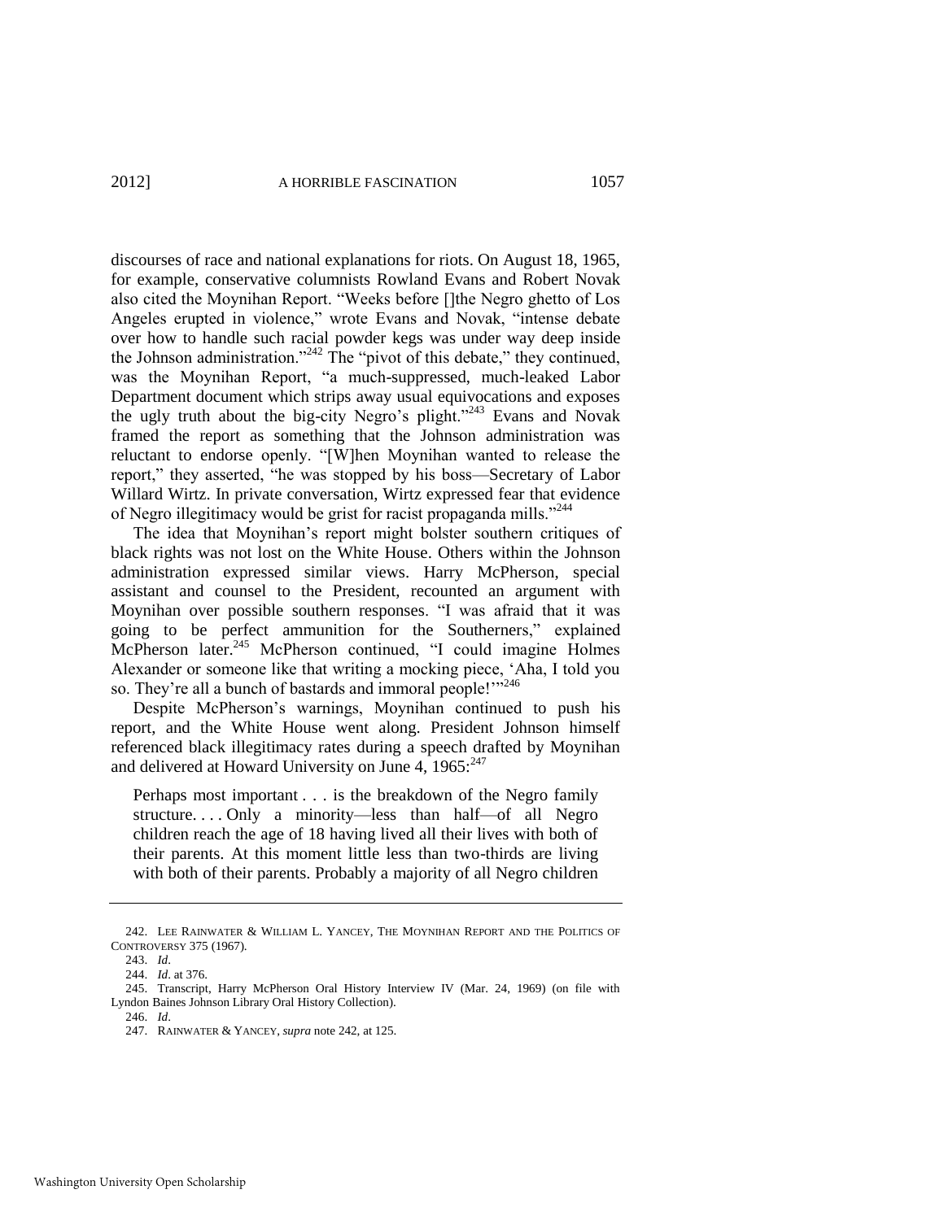discourses of race and national explanations for riots. On August 18, 1965, for example, conservative columnists Rowland Evans and Robert Novak also cited the Moynihan Report. "Weeks before []the Negro ghetto of Los Angeles erupted in violence," wrote Evans and Novak, "intense debate over how to handle such racial powder kegs was under way deep inside the Johnson administration."[242] The "pivot of this debate," they continued, was the Moynihan Report, "a much-suppressed, much-leaked Labor Department document which strips away usual equivocations and exposes the ugly truth about the big-city Negro's plight."[243] Evans and Novak framed the report as something that the Johnson administration was reluctant to endorse openly. "[W]hen Moynihan wanted to release the report," they asserted, "he was stopped by his boss—Secretary of Labor Willard Wirtz. In private conversation, Wirtz expressed fear that evidence of Negro illegitimacy would be grist for racist propaganda mills."[244]

The idea that Moynihan's report might bolster southern critiques of black rights was not lost on the White House. Others within the Johnson administration expressed similar views. Harry McPherson, special assistant and counsel to the President, recounted an argument with Moynihan over possible southern responses. "I was afraid that it was going to be perfect ammunition for the Southerners," explained McPherson later.[245] McPherson continued, "I could imagine Holmes Alexander or someone like that writing a mocking piece, 'Aha, I told you so. They're all a bunch of bastards and immoral people!'"[246]

Despite McPherson's warnings, Moynihan continued to push his report, and the White House went along. President Johnson himself referenced black illegitimacy rates during a speech drafted by Moynihan and delivered at Howard University on June 4, 1965:[247]

> Perhaps most important . . . is the breakdown of the Negro family structure. . . . Only a minority—less than half—of all Negro children reach the age of 18 having lived all their lives with both of their parents. At this moment little less than two-thirds are living with both of their parents. Probably a majority of all Negro children

---

242. LEE RAINWATER & WILLIAM L. YANCEY, THE MOYNIHAN REPORT AND THE POLITICS OF CONTROVERSY 375 (1967).

243. *Id*.

244. *Id*. at 376.

245. Transcript, Harry McPherson Oral History Interview IV (Mar. 24, 1969) (on file with Lyndon Baines Johnson Library Oral History Collection).

246. *Id*.

247. RAINWATER & YANCEY, *supra* note 242, at 125.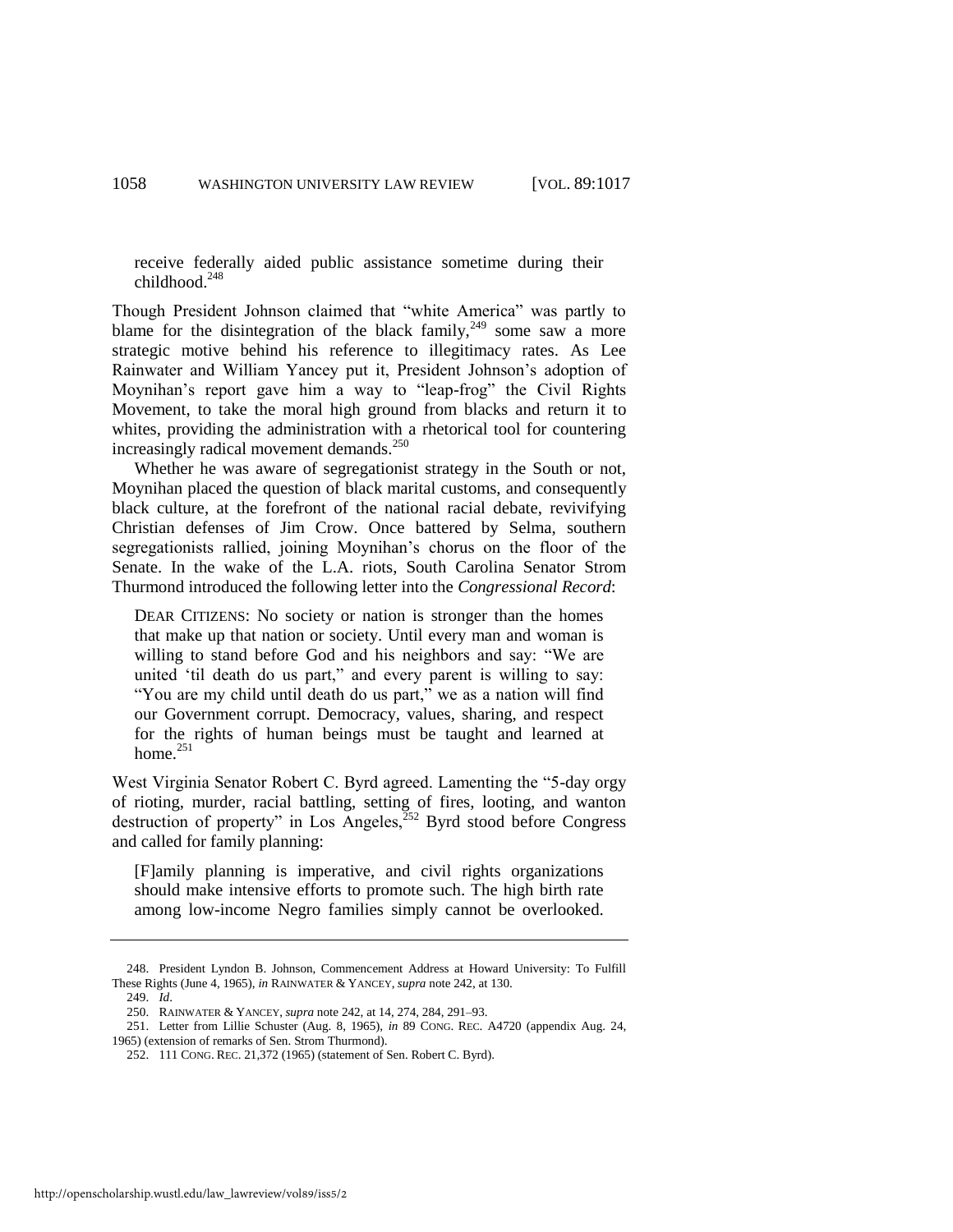> receive federally aided public assistance sometime during their childhood.[248]

Though President Johnson claimed that "white America" was partly to blame for the disintegration of the black family,[249] some saw a more strategic motive behind his reference to illegitimacy rates. As Lee Rainwater and William Yancey put it, President Johnson's adoption of Moynihan's report gave him a way to "leap-frog" the Civil Rights Movement, to take the moral high ground from blacks and return it to whites, providing the administration with a rhetorical tool for countering increasingly radical movement demands.[250]

Whether he was aware of segregationist strategy in the South or not, Moynihan placed the question of black marital customs, and consequently black culture, at the forefront of the national racial debate, revivifying Christian defenses of Jim Crow. Once battered by Selma, southern segregationists rallied, joining Moynihan's chorus on the floor of the Senate. In the wake of the L.A. riots, South Carolina Senator Strom Thurmond introduced the following letter into the *Congressional Record*:

> DEAR CITIZENS: No society or nation is stronger than the homes that make up that nation or society. Until every man and woman is willing to stand before God and his neighbors and say: "We are united 'til death do us part," and every parent is willing to say: "You are my child until death do us part," we as a nation will find our Government corrupt. Democracy, values, sharing, and respect for the rights of human beings must be taught and learned at home.[251]

West Virginia Senator Robert C. Byrd agreed. Lamenting the "5-day orgy of rioting, murder, racial battling, setting of fires, looting, and wanton destruction of property" in Los Angeles,[252] Byrd stood before Congress and called for family planning:

> [F]amily planning is imperative, and civil rights organizations should make intensive efforts to promote such. The high birth rate among low-income Negro families simply cannot be overlooked.

---

248. President Lyndon B. Johnson, Commencement Address at Howard University: To Fulfill These Rights (June 4, 1965), *in* RAINWATER & YANCEY, *supra* note 242, at 130.

249. *Id*.

250. RAINWATER & YANCEY, *supra* note 242, at 14, 274, 284, 291–93.

251. Letter from Lillie Schuster (Aug. 8, 1965), *in* 89 CONG. REC. A4720 (appendix Aug. 24, 1965) (extension of remarks of Sen. Strom Thurmond).

252. 111 CONG. REC. 21,372 (1965) (statement of Sen. Robert C. Byrd).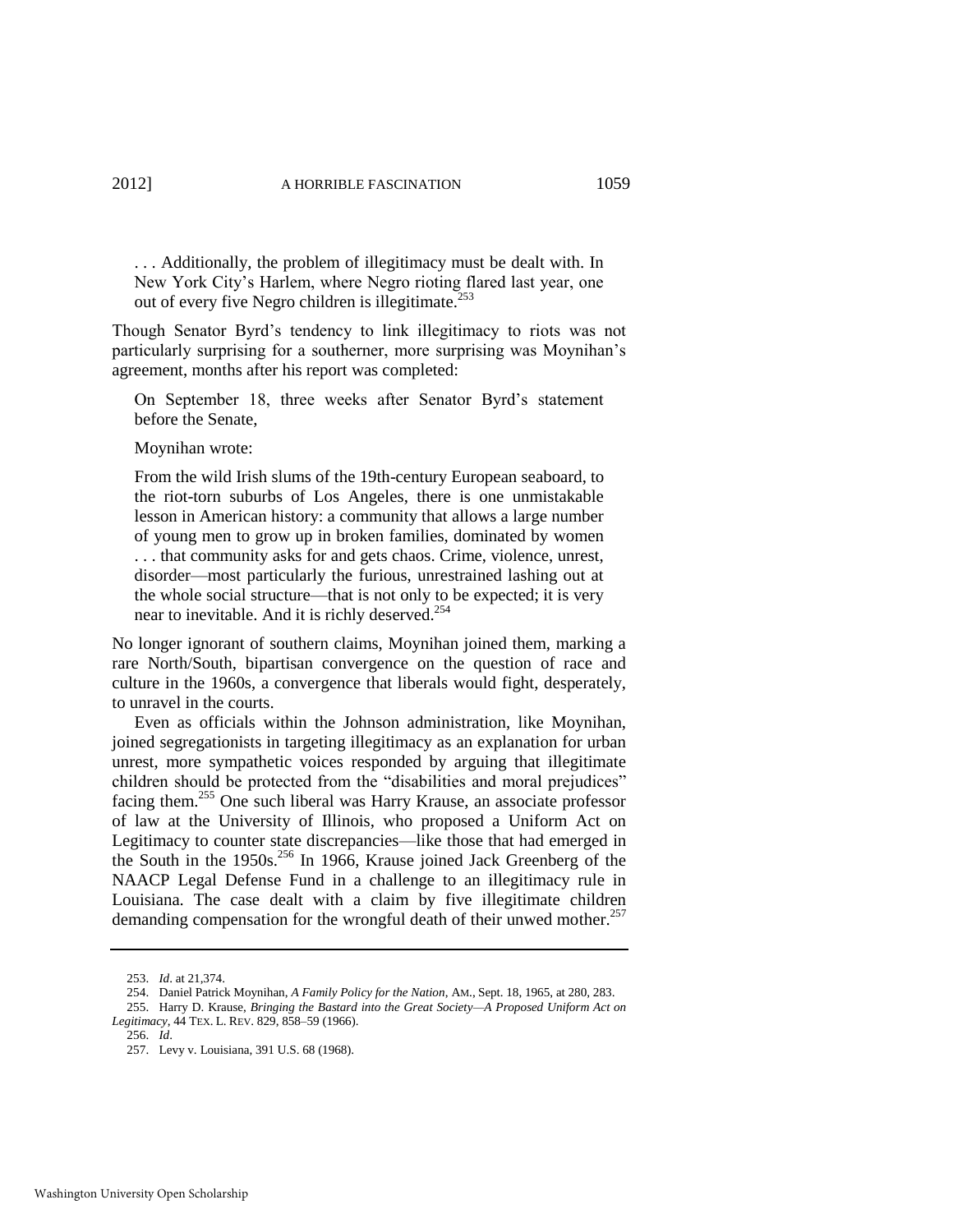> . . . Additionally, the problem of illegitimacy must be dealt with. In New York City's Harlem, where Negro rioting flared last year, one out of every five Negro children is illegitimate.[253]

Though Senator Byrd's tendency to link illegitimacy to riots was not particularly surprising for a southerner, more surprising was Moynihan's agreement, months after his report was completed:

> On September 18, three weeks after Senator Byrd's statement before the Senate,
>
> Moynihan wrote:
>
> From the wild Irish slums of the 19th-century European seaboard, to the riot-torn suburbs of Los Angeles, there is one unmistakable lesson in American history: a community that allows a large number of young men to grow up in broken families, dominated by women . . . that community asks for and gets chaos. Crime, violence, unrest, disorder—most particularly the furious, unrestrained lashing out at the whole social structure—that is not only to be expected; it is very near to inevitable. And it is richly deserved.[254]

No longer ignorant of southern claims, Moynihan joined them, marking a rare North/South, bipartisan convergence on the question of race and culture in the 1960s, a convergence that liberals would fight, desperately, to unravel in the courts.

Even as officials within the Johnson administration, like Moynihan, joined segregationists in targeting illegitimacy as an explanation for urban unrest, more sympathetic voices responded by arguing that illegitimate children should be protected from the "disabilities and moral prejudices" facing them.[255] One such liberal was Harry Krause, an associate professor of law at the University of Illinois, who proposed a Uniform Act on Legitimacy to counter state discrepancies—like those that had emerged in the South in the 1950s.[256] In 1966, Krause joined Jack Greenberg of the NAACP Legal Defense Fund in a challenge to an illegitimacy rule in Louisiana. The case dealt with a claim by five illegitimate children demanding compensation for the wrongful death of their unwed mother.[257]

---

253. *Id*. at 21,374.

254. Daniel Patrick Moynihan, *A Family Policy for the Nation*, AM., Sept. 18, 1965, at 280, 283.

255. Harry D. Krause, *Bringing the Bastard into the Great Society—A Proposed Uniform Act on Legitimacy*, 44 TEX. L. REV. 829, 858–59 (1966).

256. *Id*.

257. Levy v. Louisiana, 391 U.S. 68 (1968).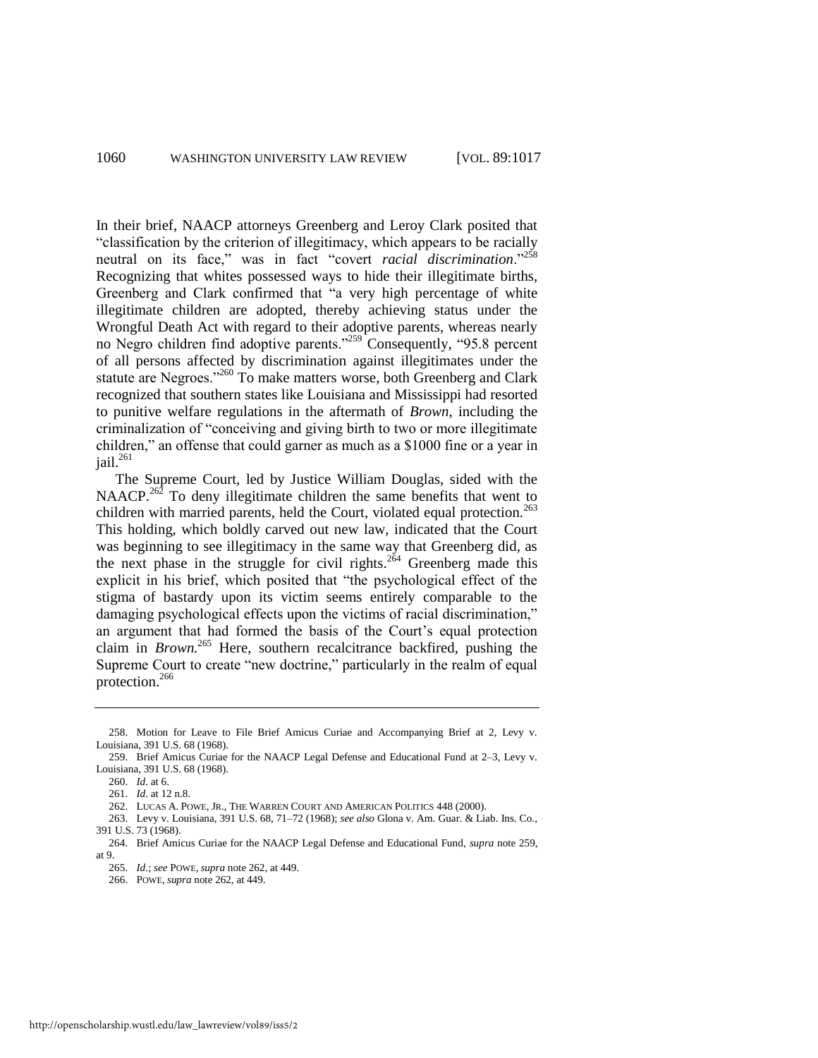In their brief, NAACP attorneys Greenberg and Leroy Clark posited that "classification by the criterion of illegitimacy, which appears to be racially neutral on its face," was in fact "covert *racial discrimination*."[258] Recognizing that whites possessed ways to hide their illegitimate births, Greenberg and Clark confirmed that "a very high percentage of white illegitimate children are adopted, thereby achieving status under the Wrongful Death Act with regard to their adoptive parents, whereas nearly no Negro children find adoptive parents."[259] Consequently, "95.8 percent of all persons affected by discrimination against illegitimates under the statute are Negroes."[260] To make matters worse, both Greenberg and Clark recognized that southern states like Louisiana and Mississippi had resorted to punitive welfare regulations in the aftermath of *Brown*, including the criminalization of "conceiving and giving birth to two or more illegitimate children," an offense that could garner as much as a $1000 fine or a year in jail.[261]

The Supreme Court, led by Justice William Douglas, sided with the NAACP.[262] To deny illegitimate children the same benefits that went to children with married parents, held the Court, violated equal protection.[263] This holding, which boldly carved out new law, indicated that the Court was beginning to see illegitimacy in the same way that Greenberg did, as the next phase in the struggle for civil rights.[264] Greenberg made this explicit in his brief, which posited that "the psychological effect of the stigma of bastardy upon its victim seems entirely comparable to the damaging psychological effects upon the victims of racial discrimination," an argument that had formed the basis of the Court's equal protection claim in *Brown.*[265] Here, southern recalcitrance backfired, pushing the Supreme Court to create "new doctrine," particularly in the realm of equal protection.[266]

---

258. Motion for Leave to File Brief Amicus Curiae and Accompanying Brief at 2, Levy v. Louisiana, 391 U.S. 68 (1968).

259. Brief Amicus Curiae for the NAACP Legal Defense and Educational Fund at 2–3, Levy v. Louisiana, 391 U.S. 68 (1968).

260. *Id*. at 6.

261. *Id*. at 12 n.8.

262. LUCAS A. POWE, JR., THE WARREN COURT AND AMERICAN POLITICS 448 (2000).

263. Levy v. Louisiana, 391 U.S. 68, 71–72 (1968); *see also* Glona v. Am. Guar. & Liab. Ins. Co., 391 U.S. 73 (1968).

264. Brief Amicus Curiae for the NAACP Legal Defense and Educational Fund, *supra* note 259, at 9.

265. *Id*.; *see* POWE, *supra* note 262, at 449.

266. POWE, *supra* note 262, at 449.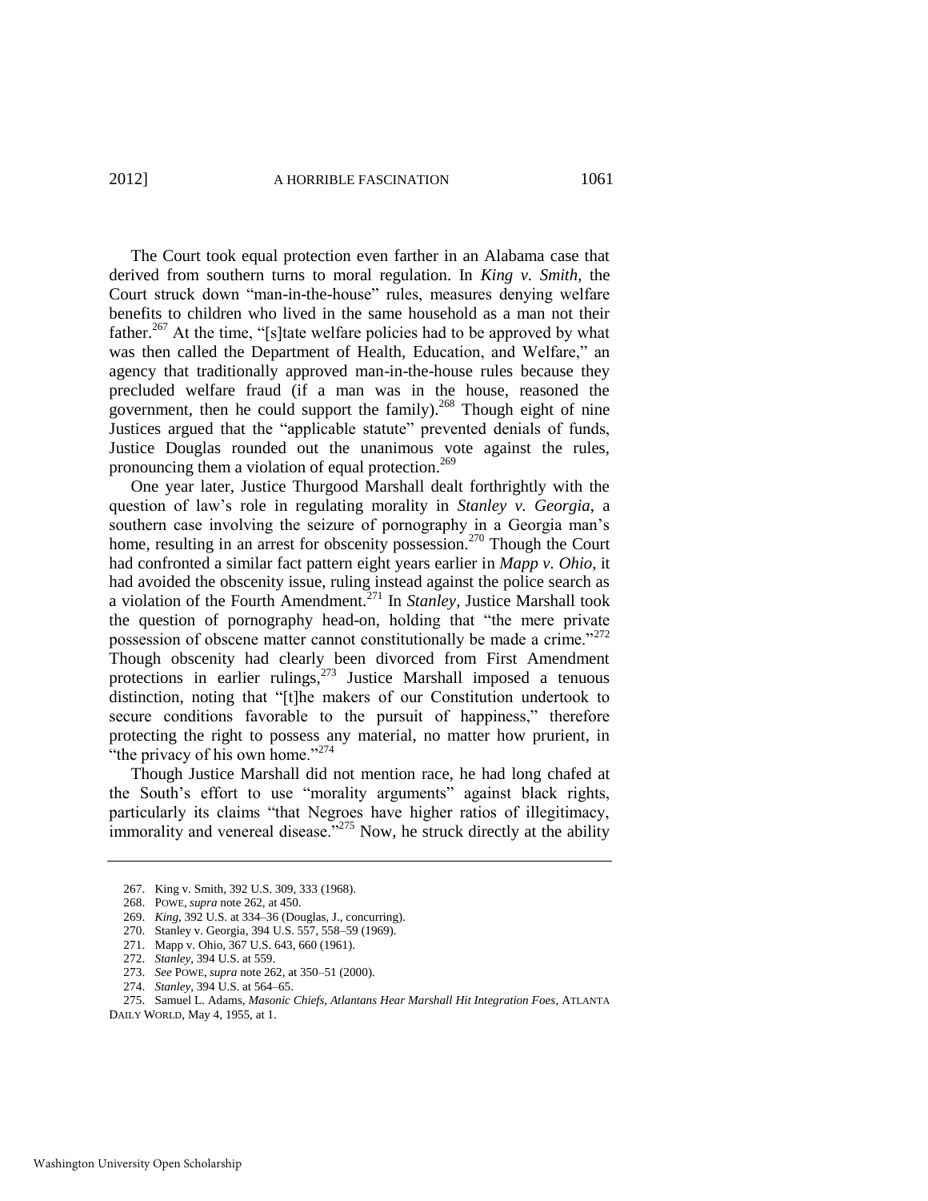The Court took equal protection even farther in an Alabama case that derived from southern turns to moral regulation. In *King v. Smith*, the Court struck down "man-in-the-house" rules, measures denying welfare benefits to children who lived in the same household as a man not their father.[267] At the time, "[s]tate welfare policies had to be approved by what was then called the Department of Health, Education, and Welfare," an agency that traditionally approved man-in-the-house rules because they precluded welfare fraud (if a man was in the house, reasoned the government, then he could support the family).[268] Though eight of nine Justices argued that the "applicable statute" prevented denials of funds, Justice Douglas rounded out the unanimous vote against the rules, pronouncing them a violation of equal protection.[269]

One year later, Justice Thurgood Marshall dealt forthrightly with the question of law's role in regulating morality in *Stanley v. Georgia*, a southern case involving the seizure of pornography in a Georgia man's home, resulting in an arrest for obscenity possession.[270] Though the Court had confronted a similar fact pattern eight years earlier in *Mapp v. Ohio*, it had avoided the obscenity issue, ruling instead against the police search as a violation of the Fourth Amendment.[271] In *Stanley*, Justice Marshall took the question of pornography head-on, holding that "the mere private possession of obscene matter cannot constitutionally be made a crime."[272] Though obscenity had clearly been divorced from First Amendment protections in earlier rulings,[273] Justice Marshall imposed a tenuous distinction, noting that "[t]he makers of our Constitution undertook to secure conditions favorable to the pursuit of happiness," therefore protecting the right to possess any material, no matter how prurient, in "the privacy of his own home."[274]

Though Justice Marshall did not mention race, he had long chafed at the South's effort to use "morality arguments" against black rights, particularly its claims "that Negroes have higher ratios of illegitimacy, immorality and venereal disease."[275] Now, he struck directly at the ability

---

267. King v. Smith, 392 U.S. 309, 333 (1968).

268. POWE, *supra* note 262, at 450.

269. *King*, 392 U.S. at 334–36 (Douglas, J., concurring).

270. Stanley v. Georgia, 394 U.S. 557, 558–59 (1969).

271. Mapp v. Ohio, 367 U.S. 643, 660 (1961).

272. *Stanley*, 394 U.S. at 559.

273. *See* POWE, *supra* note 262, at 350–51 (2000).

274. *Stanley*, 394 U.S. at 564–65.

275. Samuel L. Adams, *Masonic Chiefs, Atlantans Hear Marshall Hit Integration Foes*, ATLANTA DAILY WORLD, May 4, 1955, at 1.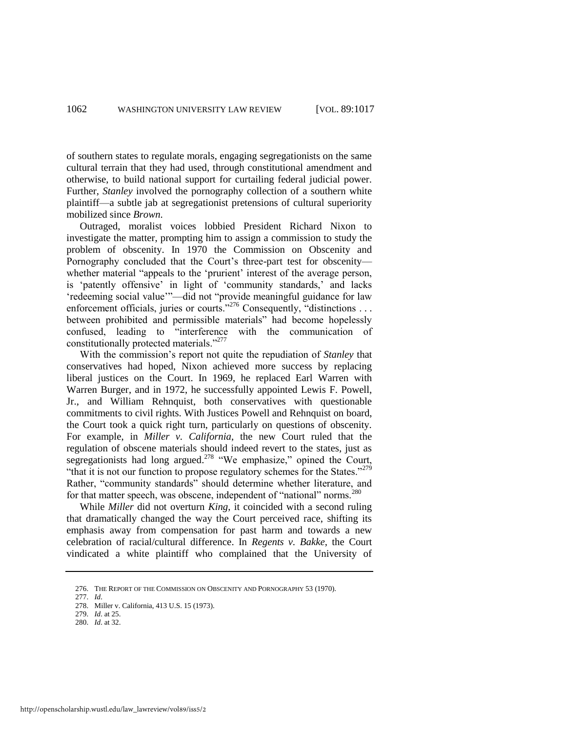of southern states to regulate morals, engaging segregationists on the same cultural terrain that they had used, through constitutional amendment and otherwise, to build national support for curtailing federal judicial power. Further, *Stanley* involved the pornography collection of a southern white plaintiff—a subtle jab at segregationist pretensions of cultural superiority mobilized since *Brown*.

Outraged, moralist voices lobbied President Richard Nixon to investigate the matter, prompting him to assign a commission to study the problem of obscenity. In 1970 the Commission on Obscenity and Pornography concluded that the Court's three-part test for obscenity—whether material "appeals to the 'prurient' interest of the average person, is 'patently offensive' in light of 'community standards,' and lacks 'redeeming social value'"—did not "provide meaningful guidance for law enforcement officials, juries or courts."[276] Consequently, "distinctions . . . between prohibited and permissible materials" had become hopelessly confused, leading to "interference with the communication of constitutionally protected materials."[277]

With the commission's report not quite the repudiation of *Stanley* that conservatives had hoped, Nixon achieved more success by replacing liberal justices on the Court. In 1969, he replaced Earl Warren with Warren Burger, and in 1972, he successfully appointed Lewis F. Powell, Jr., and William Rehnquist, both conservatives with questionable commitments to civil rights. With Justices Powell and Rehnquist on board, the Court took a quick right turn, particularly on questions of obscenity. For example, in *Miller v. California*, the new Court ruled that the regulation of obscene materials should indeed revert to the states, just as segregationists had long argued.[278] "We emphasize," opined the Court, "that it is not our function to propose regulatory schemes for the States."[279] Rather, "community standards" should determine whether literature, and for that matter speech, was obscene, independent of "national" norms.[280]

While *Miller* did not overturn *King*, it coincided with a second ruling that dramatically changed the way the Court perceived race, shifting its emphasis away from compensation for past harm and towards a new celebration of racial/cultural difference. In *Regents v. Bakke*, the Court vindicated a white plaintiff who complained that the University of

---

276. THE REPORT OF THE COMMISSION ON OBSCENITY AND PORNOGRAPHY 53 (1970).

277. *Id*.

278. Miller v. California, 413 U.S. 15 (1973).

279. *Id*. at 25.

280. *Id*. at 32.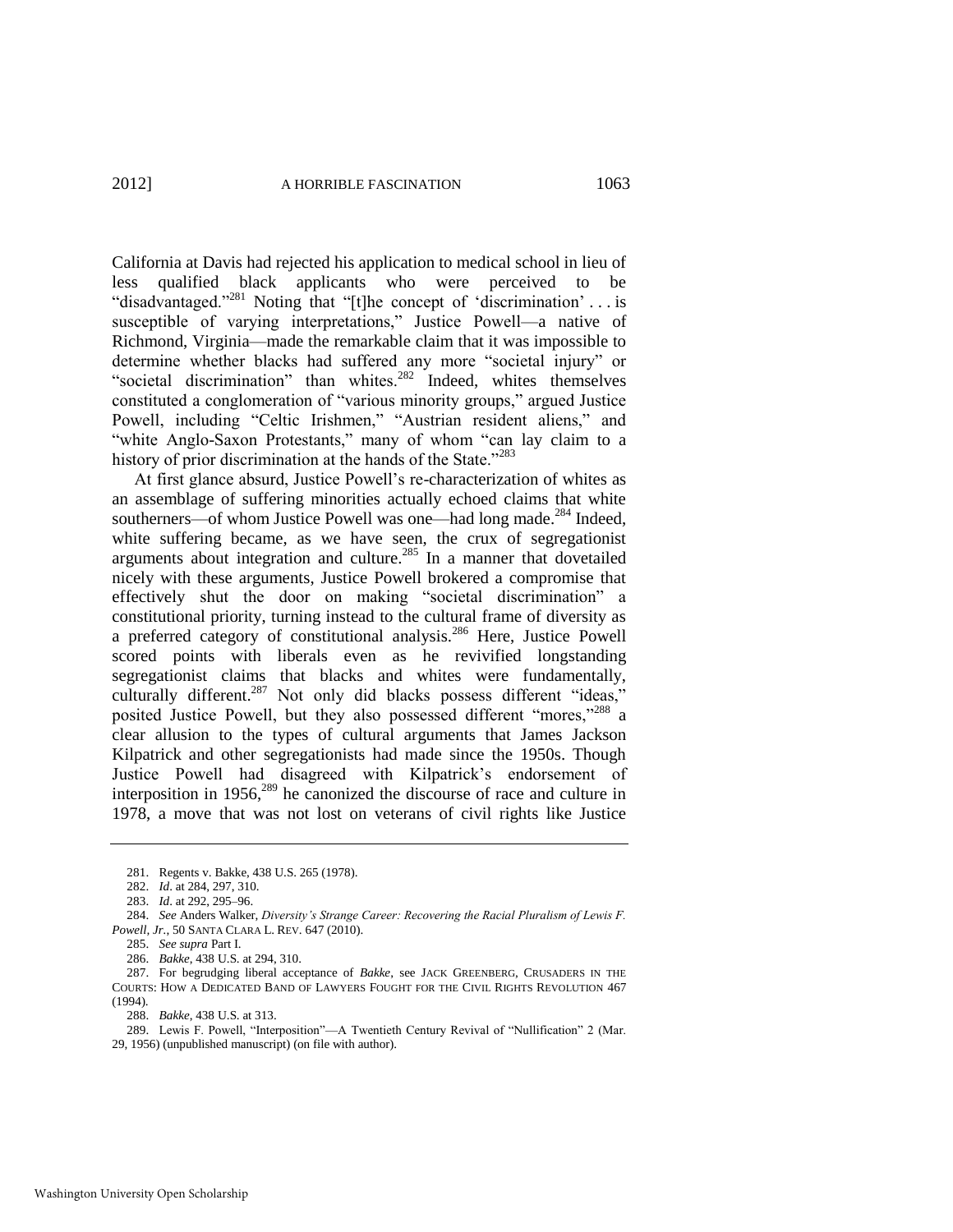California at Davis had rejected his application to medical school in lieu of less qualified black applicants who were perceived to be "disadvantaged."[281] Noting that "[t]he concept of 'discrimination' . . . is susceptible of varying interpretations," Justice Powell—a native of Richmond, Virginia—made the remarkable claim that it was impossible to determine whether blacks had suffered any more "societal injury" or "societal discrimination" than whites.[282] Indeed, whites themselves constituted a conglomeration of "various minority groups," argued Justice Powell, including "Celtic Irishmen," "Austrian resident aliens," and "white Anglo-Saxon Protestants," many of whom "can lay claim to a history of prior discrimination at the hands of the State."[283]

At first glance absurd, Justice Powell's re-characterization of whites as an assemblage of suffering minorities actually echoed claims that white southerners—of whom Justice Powell was one—had long made.[284] Indeed, white suffering became, as we have seen, the crux of segregationist arguments about integration and culture.[285] In a manner that dovetailed nicely with these arguments, Justice Powell brokered a compromise that effectively shut the door on making "societal discrimination" a constitutional priority, turning instead to the cultural frame of diversity as a preferred category of constitutional analysis.[286] Here, Justice Powell scored points with liberals even as he revivified longstanding segregationist claims that blacks and whites were fundamentally, culturally different.[287] Not only did blacks possess different "ideas," posited Justice Powell, but they also possessed different "mores,"[288] a clear allusion to the types of cultural arguments that James Jackson Kilpatrick and other segregationists had made since the 1950s. Though Justice Powell had disagreed with Kilpatrick's endorsement of interposition in 1956,[289] he canonized the discourse of race and culture in 1978, a move that was not lost on veterans of civil rights like Justice

---

281. Regents v. Bakke, 438 U.S. 265 (1978).

282. *Id*. at 284, 297, 310.

283. *Id*. at 292, 295–96.

284. *See* Anders Walker, *Diversity's Strange Career: Recovering the Racial Pluralism of Lewis F. Powell, Jr.*, 50 SANTA CLARA L. REV. 647 (2010).

285. *See supra* Part I.

286. *Bakke*, 438 U.S. at 294, 310.

287. For begrudging liberal acceptance of *Bakke*, see JACK GREENBERG, CRUSADERS IN THE COURTS: HOW A DEDICATED BAND OF LAWYERS FOUGHT FOR THE CIVIL RIGHTS REVOLUTION 467 (1994).

288. *Bakke*, 438 U.S. at 313.

289. Lewis F. Powell, "Interposition"—A Twentieth Century Revival of "Nullification" 2 (Mar. 29, 1956) (unpublished manuscript) (on file with author).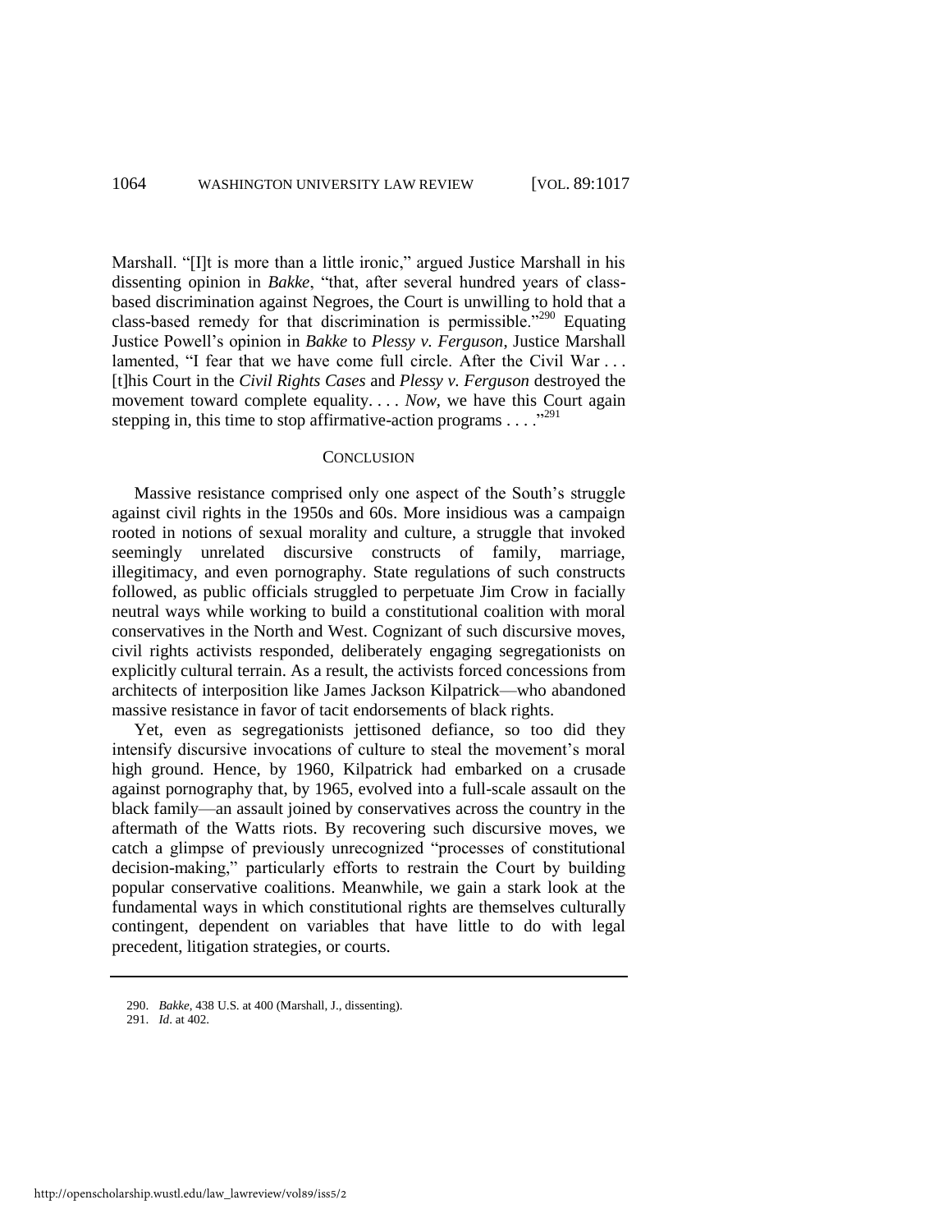Marshall. "[I]t is more than a little ironic," argued Justice Marshall in his dissenting opinion in *Bakke*, "that, after several hundred years of class-based discrimination against Negroes, the Court is unwilling to hold that a class-based remedy for that discrimination is permissible."[290] Equating Justice Powell's opinion in *Bakke* to *Plessy v. Ferguson*, Justice Marshall lamented, "I fear that we have come full circle. After the Civil War . . . [t]his Court in the *Civil Rights Cases* and *Plessy v. Ferguson* destroyed the movement toward complete equality. . . . *Now*, we have this Court again stepping in, this time to stop affirmative-action programs . . . ."[291]

## CONCLUSION

Massive resistance comprised only one aspect of the South's struggle against civil rights in the 1950s and 60s. More insidious was a campaign rooted in notions of sexual morality and culture, a struggle that invoked seemingly unrelated discursive constructs of family, marriage, illegitimacy, and even pornography. State regulations of such constructs followed, as public officials struggled to perpetuate Jim Crow in facially neutral ways while working to build a constitutional coalition with moral conservatives in the North and West. Cognizant of such discursive moves, civil rights activists responded, deliberately engaging segregationists on explicitly cultural terrain. As a result, the activists forced concessions from architects of interposition like James Jackson Kilpatrick—who abandoned massive resistance in favor of tacit endorsements of black rights.

Yet, even as segregationists jettisoned defiance, so too did they intensify discursive invocations of culture to steal the movement's moral high ground. Hence, by 1960, Kilpatrick had embarked on a crusade against pornography that, by 1965, evolved into a full-scale assault on the black family—an assault joined by conservatives across the country in the aftermath of the Watts riots. By recovering such discursive moves, we catch a glimpse of previously unrecognized "processes of constitutional decision-making," particularly efforts to restrain the Court by building popular conservative coalitions. Meanwhile, we gain a stark look at the fundamental ways in which constitutional rights are themselves culturally contingent, dependent on variables that have little to do with legal precedent, litigation strategies, or courts.

---

290. *Bakke*, 438 U.S. at 400 (Marshall, J., dissenting).

291. *Id*. at 402.